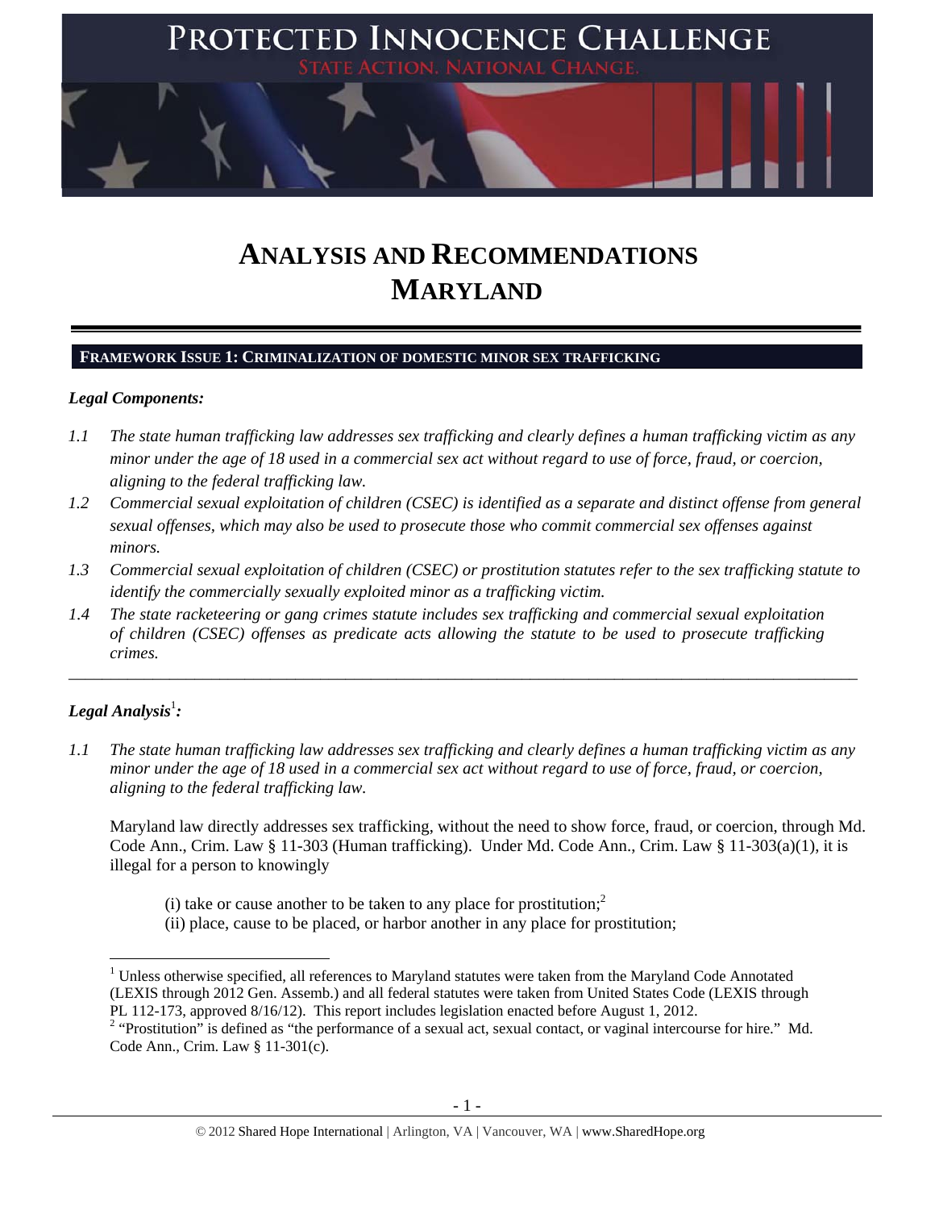# PROTECTED INNOCENCE CHALLENGE

STATE ACTION. NATIONAL CHANGE.

# ANALYSIS AND RECOMMENDATIONS MARYLAND

## FRAMEWORK ISSUE 1: CRIMINALIZATION OF DOMESTIC MINOR SEX TRAFFICKING

***Legal Components:***

*1.1 The state human trafficking law addresses sex trafficking and clearly defines a human trafficking victim as any minor under the age of 18 used in a commercial sex act without regard to use of force, fraud, or coercion, aligning to the federal trafficking law.*

*1.2 Commercial sexual exploitation of children (CSEC) is identified as a separate and distinct offense from general sexual offenses, which may also be used to prosecute those who commit commercial sex offenses against minors.*

*1.3 Commercial sexual exploitation of children (CSEC) or prostitution statutes refer to the sex trafficking statute to identify the commercially sexually exploited minor as a trafficking victim.*

*1.4 The state racketeering or gang crimes statute includes sex trafficking and commercial sexual exploitation of children (CSEC) offenses as predicate acts allowing the statute to be used to prosecute trafficking crimes.*

---

***Legal Analysis[1]:***

*1.1 The state human trafficking law addresses sex trafficking and clearly defines a human trafficking victim as any minor under the age of 18 used in a commercial sex act without regard to use of force, fraud, or coercion, aligning to the federal trafficking law.*

Maryland law directly addresses sex trafficking, without the need to show force, fraud, or coercion, through Md. Code Ann., Crim. Law § 11-303 (Human trafficking). Under Md. Code Ann., Crim. Law § 11-303(a)(1), it is illegal for a person to knowingly

(i) take or cause another to be taken to any place for prostitution;[2]
(ii) place, cause to be placed, or harbor another in any place for prostitution;

---

[1] Unless otherwise specified, all references to Maryland statutes were taken from the Maryland Code Annotated (LEXIS through 2012 Gen. Assemb.) and all federal statutes were taken from United States Code (LEXIS through PL 112-173, approved 8/16/12). This report includes legislation enacted before August 1, 2012.

[2] "Prostitution" is defined as "the performance of a sexual act, sexual contact, or vaginal intercourse for hire." Md. Code Ann., Crim. Law § 11-301(c).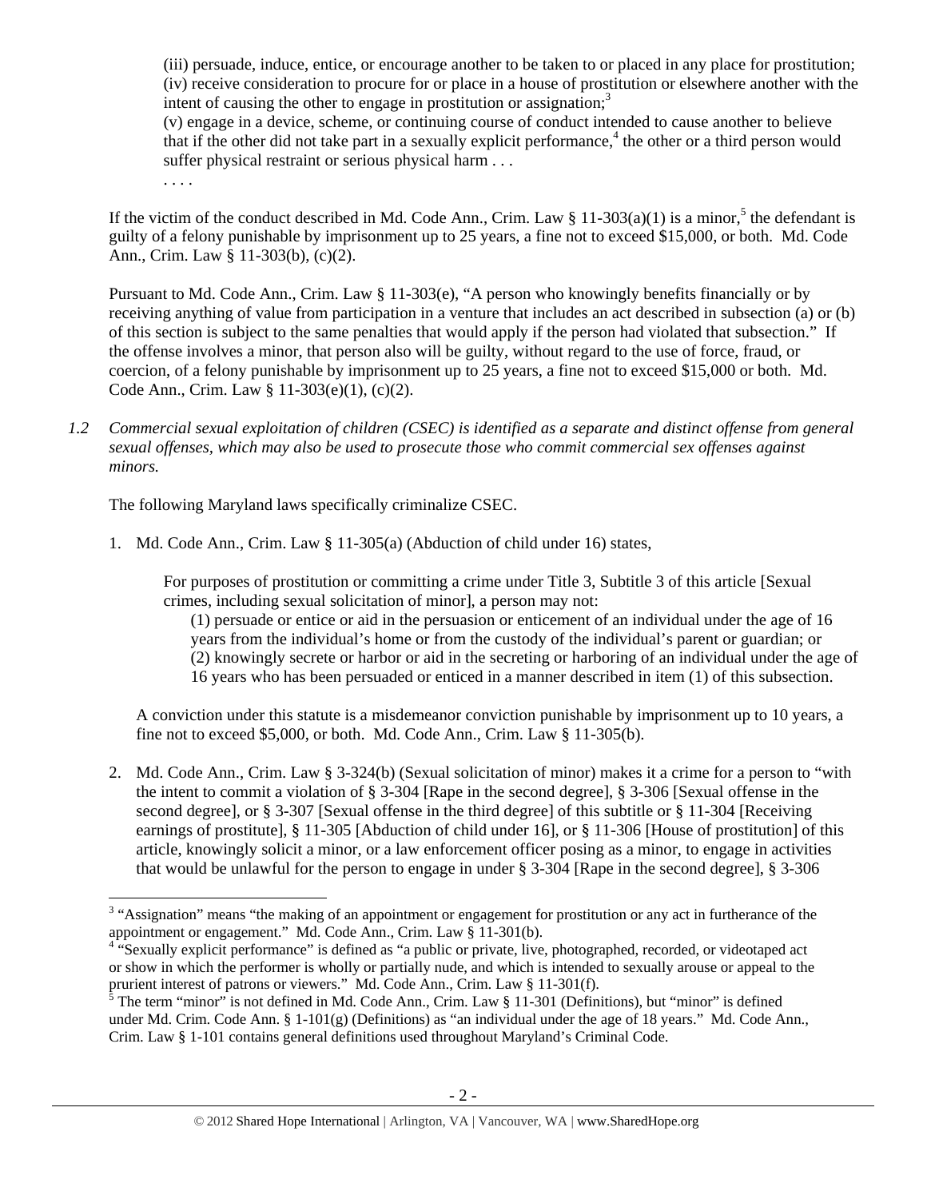(iii) persuade, induce, entice, or encourage another to be taken to or placed in any place for prostitution;
(iv) receive consideration to procure for or place in a house of prostitution or elsewhere another with the intent of causing the other to engage in prostitution or assignation;[3]
(v) engage in a device, scheme, or continuing course of conduct intended to cause another to believe that if the other did not take part in a sexually explicit performance,[4] the other or a third person would suffer physical restraint or serious physical harm . . .
. . . .

If the victim of the conduct described in Md. Code Ann., Crim. Law § 11-303(a)(1) is a minor,[5] the defendant is guilty of a felony punishable by imprisonment up to 25 years, a fine not to exceed $15,000, or both. Md. Code Ann., Crim. Law § 11-303(b), (c)(2).

Pursuant to Md. Code Ann., Crim. Law § 11-303(e), "A person who knowingly benefits financially or by receiving anything of value from participation in a venture that includes an act described in subsection (a) or (b) of this section is subject to the same penalties that would apply if the person had violated that subsection." If the offense involves a minor, that person also will be guilty, without regard to the use of force, fraud, or coercion, of a felony punishable by imprisonment up to 25 years, a fine not to exceed $15,000 or both. Md. Code Ann., Crim. Law § 11-303(e)(1), (c)(2).

*1.2 Commercial sexual exploitation of children (CSEC) is identified as a separate and distinct offense from general sexual offenses, which may also be used to prosecute those who commit commercial sex offenses against minors.*

The following Maryland laws specifically criminalize CSEC.

1. Md. Code Ann., Crim. Law § 11-305(a) (Abduction of child under 16) states,

   For purposes of prostitution or committing a crime under Title 3, Subtitle 3 of this article [Sexual crimes, including sexual solicitation of minor], a person may not:
   (1) persuade or entice or aid in the persuasion or enticement of an individual under the age of 16 years from the individual's home or from the custody of the individual's parent or guardian; or
   (2) knowingly secrete or harbor or aid in the secreting or harboring of an individual under the age of 16 years who has been persuaded or enticed in a manner described in item (1) of this subsection.

   A conviction under this statute is a misdemeanor conviction punishable by imprisonment up to 10 years, a fine not to exceed $5,000, or both. Md. Code Ann., Crim. Law § 11-305(b).

2. Md. Code Ann., Crim. Law § 3-324(b) (Sexual solicitation of minor) makes it a crime for a person to "with the intent to commit a violation of § 3-304 [Rape in the second degree], § 3-306 [Sexual offense in the second degree], or § 3-307 [Sexual offense in the third degree] of this subtitle or § 11-304 [Receiving earnings of prostitute], § 11-305 [Abduction of child under 16], or § 11-306 [House of prostitution] of this article, knowingly solicit a minor, or a law enforcement officer posing as a minor, to engage in activities that would be unlawful for the person to engage in under § 3-304 [Rape in the second degree], § 3-306

---

[3] "Assignation" means "the making of an appointment or engagement for prostitution or any act in furtherance of the appointment or engagement." Md. Code Ann., Crim. Law § 11-301(b).

[4] "Sexually explicit performance" is defined as "a public or private, live, photographed, recorded, or videotaped act or show in which the performer is wholly or partially nude, and which is intended to sexually arouse or appeal to the prurient interest of patrons or viewers." Md. Code Ann., Crim. Law § 11-301(f).

[5] The term "minor" is not defined in Md. Code Ann., Crim. Law § 11-301 (Definitions), but "minor" is defined under Md. Crim. Code Ann. § 1-101(g) (Definitions) as "an individual under the age of 18 years." Md. Code Ann., Crim. Law § 1-101 contains general definitions used throughout Maryland's Criminal Code.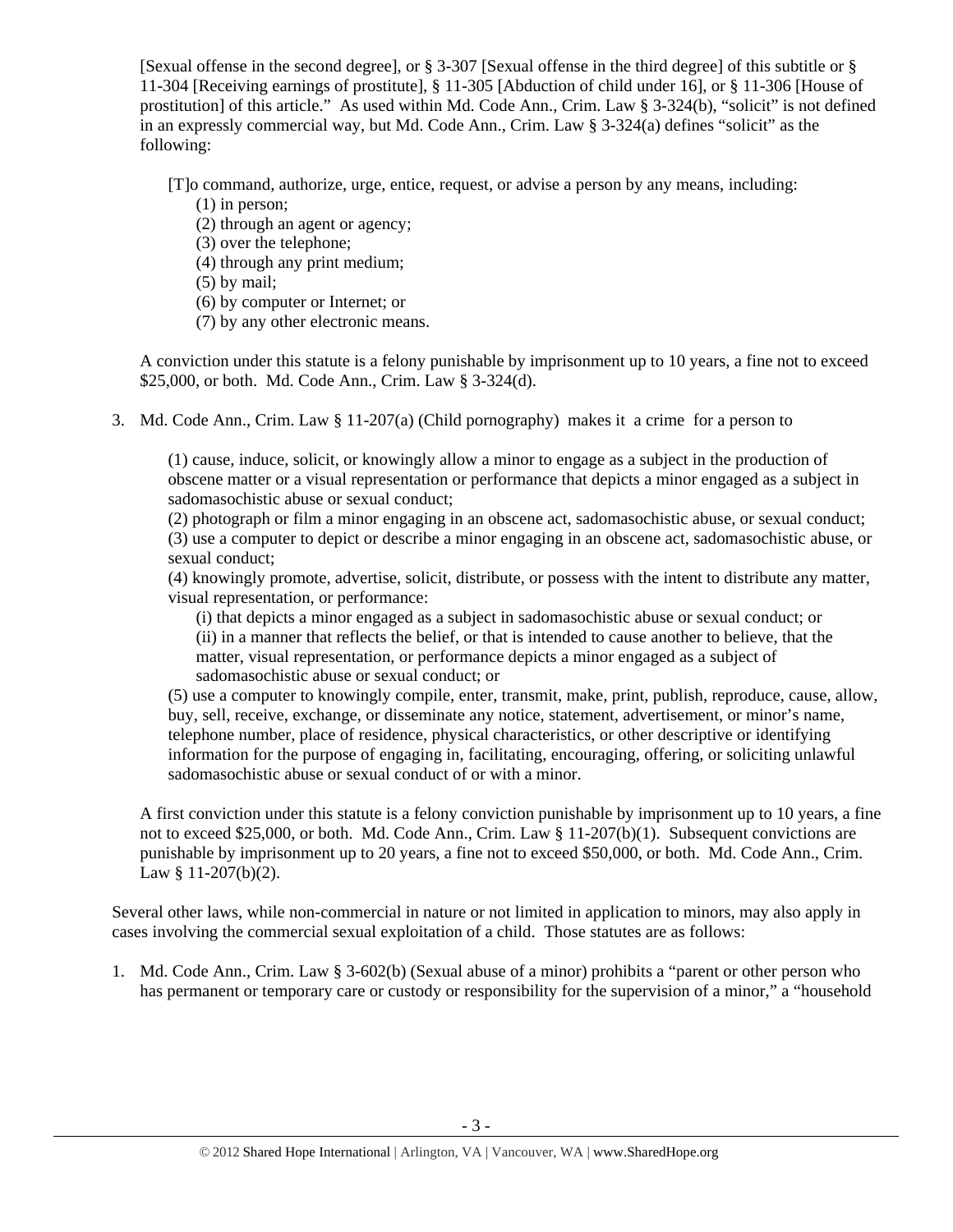[Sexual offense in the second degree], or § 3-307 [Sexual offense in the third degree] of this subtitle or § 11-304 [Receiving earnings of prostitute], § 11-305 [Abduction of child under 16], or § 11-306 [House of prostitution] of this article." As used within Md. Code Ann., Crim. Law § 3-324(b), "solicit" is not defined in an expressly commercial way, but Md. Code Ann., Crim. Law § 3-324(a) defines "solicit" as the following:

> [T]o command, authorize, urge, entice, request, or advise a person by any means, including:
> (1) in person;
> (2) through an agent or agency;
> (3) over the telephone;
> (4) through any print medium;
> (5) by mail;
> (6) by computer or Internet; or
> (7) by any other electronic means.

A conviction under this statute is a felony punishable by imprisonment up to 10 years, a fine not to exceed $25,000, or both. Md. Code Ann., Crim. Law § 3-324(d).

3. Md. Code Ann., Crim. Law § 11-207(a) (Child pornography) makes it a crime for a person to

   > (1) cause, induce, solicit, or knowingly allow a minor to engage as a subject in the production of obscene matter or a visual representation or performance that depicts a minor engaged as a subject in sadomasochistic abuse or sexual conduct;
   > (2) photograph or film a minor engaging in an obscene act, sadomasochistic abuse, or sexual conduct;
   > (3) use a computer to depict or describe a minor engaging in an obscene act, sadomasochistic abuse, or sexual conduct;
   > (4) knowingly promote, advertise, solicit, distribute, or possess with the intent to distribute any matter, visual representation, or performance:
   > (i) that depicts a minor engaged as a subject in sadomasochistic abuse or sexual conduct; or
   > (ii) in a manner that reflects the belief, or that is intended to cause another to believe, that the matter, visual representation, or performance depicts a minor engaged as a subject of sadomasochistic abuse or sexual conduct; or
   > (5) use a computer to knowingly compile, enter, transmit, make, print, publish, reproduce, cause, allow, buy, sell, receive, exchange, or disseminate any notice, statement, advertisement, or minor's name, telephone number, place of residence, physical characteristics, or other descriptive or identifying information for the purpose of engaging in, facilitating, encouraging, offering, or soliciting unlawful sadomasochistic abuse or sexual conduct of or with a minor.

   A first conviction under this statute is a felony conviction punishable by imprisonment up to 10 years, a fine not to exceed $25,000, or both. Md. Code Ann., Crim. Law § 11-207(b)(1). Subsequent convictions are punishable by imprisonment up to 20 years, a fine not to exceed $50,000, or both. Md. Code Ann., Crim. Law § 11-207(b)(2).

Several other laws, while non-commercial in nature or not limited in application to minors, may also apply in cases involving the commercial sexual exploitation of a child. Those statutes are as follows:

1. Md. Code Ann., Crim. Law § 3-602(b) (Sexual abuse of a minor) prohibits a "parent or other person who has permanent or temporary care or custody or responsibility for the supervision of a minor," a "household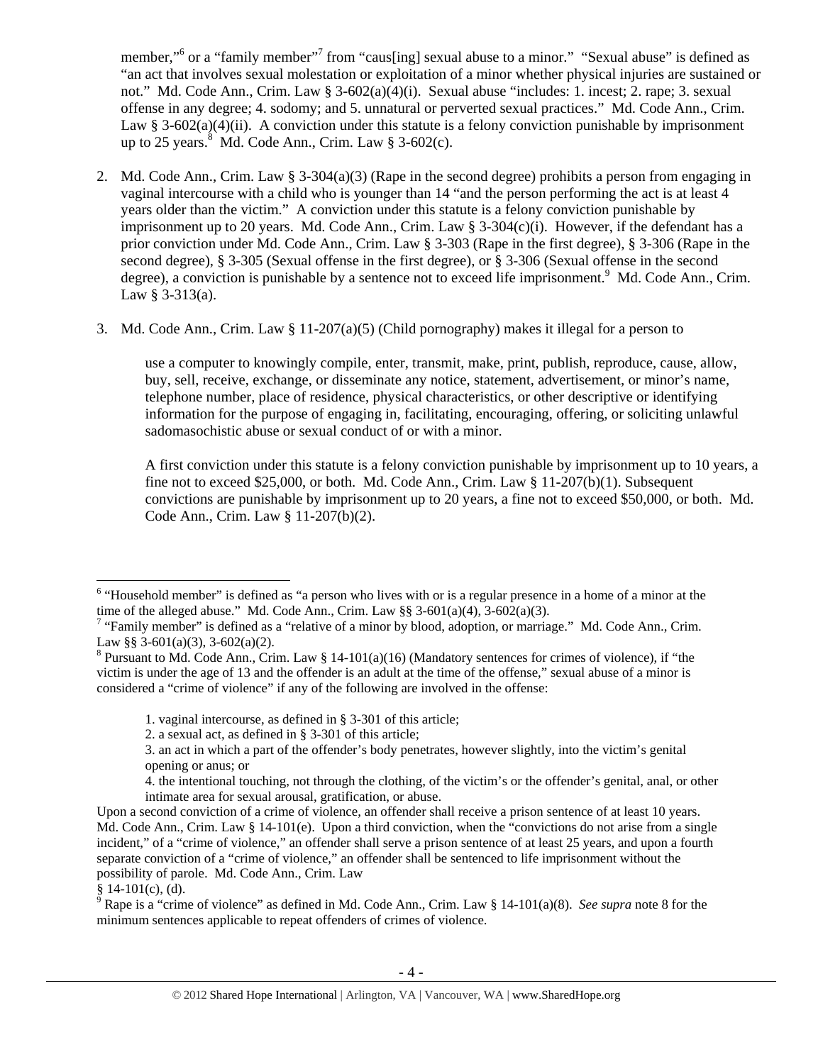member,"[6] or a "family member"[7] from "caus[ing] sexual abuse to a minor." "Sexual abuse" is defined as "an act that involves sexual molestation or exploitation of a minor whether physical injuries are sustained or not." Md. Code Ann., Crim. Law § 3-602(a)(4)(i). Sexual abuse "includes: 1. incest; 2. rape; 3. sexual offense in any degree; 4. sodomy; and 5. unnatural or perverted sexual practices." Md. Code Ann., Crim. Law § 3-602(a)(4)(ii). A conviction under this statute is a felony conviction punishable by imprisonment up to 25 years.[8] Md. Code Ann., Crim. Law § 3-602(c).

2. Md. Code Ann., Crim. Law § 3-304(a)(3) (Rape in the second degree) prohibits a person from engaging in vaginal intercourse with a child who is younger than 14 "and the person performing the act is at least 4 years older than the victim." A conviction under this statute is a felony conviction punishable by imprisonment up to 20 years. Md. Code Ann., Crim. Law § 3-304(c)(i). However, if the defendant has a prior conviction under Md. Code Ann., Crim. Law § 3-303 (Rape in the first degree), § 3-306 (Rape in the second degree), § 3-305 (Sexual offense in the first degree), or § 3-306 (Sexual offense in the second degree), a conviction is punishable by a sentence not to exceed life imprisonment.[9] Md. Code Ann., Crim. Law § 3-313(a).

3. Md. Code Ann., Crim. Law § 11-207(a)(5) (Child pornography) makes it illegal for a person to

   use a computer to knowingly compile, enter, transmit, make, print, publish, reproduce, cause, allow, buy, sell, receive, exchange, or disseminate any notice, statement, advertisement, or minor's name, telephone number, place of residence, physical characteristics, or other descriptive or identifying information for the purpose of engaging in, facilitating, encouraging, offering, or soliciting unlawful sadomasochistic abuse or sexual conduct of or with a minor.

   A first conviction under this statute is a felony conviction punishable by imprisonment up to 10 years, a fine not to exceed $25,000, or both. Md. Code Ann., Crim. Law § 11-207(b)(1). Subsequent convictions are punishable by imprisonment up to 20 years, a fine not to exceed $50,000, or both. Md. Code Ann., Crim. Law § 11-207(b)(2).

---

[6] "Household member" is defined as "a person who lives with or is a regular presence in a home of a minor at the time of the alleged abuse." Md. Code Ann., Crim. Law §§ 3-601(a)(4), 3-602(a)(3).

[7] "Family member" is defined as a "relative of a minor by blood, adoption, or marriage." Md. Code Ann., Crim. Law §§ 3-601(a)(3), 3-602(a)(2).

[8] Pursuant to Md. Code Ann., Crim. Law § 14-101(a)(16) (Mandatory sentences for crimes of violence), if "the victim is under the age of 13 and the offender is an adult at the time of the offense," sexual abuse of a minor is considered a "crime of violence" if any of the following are involved in the offense:

   1. vaginal intercourse, as defined in § 3-301 of this article;
   2. a sexual act, as defined in § 3-301 of this article;
   3. an act in which a part of the offender's body penetrates, however slightly, into the victim's genital opening or anus; or
   4. the intentional touching, not through the clothing, of the victim's or the offender's genital, anal, or other intimate area for sexual arousal, gratification, or abuse.

Upon a second conviction of a crime of violence, an offender shall receive a prison sentence of at least 10 years. Md. Code Ann., Crim. Law § 14-101(e). Upon a third conviction, when the "convictions do not arise from a single incident," of a "crime of violence," an offender shall serve a prison sentence of at least 25 years, and upon a fourth separate conviction of a "crime of violence," an offender shall be sentenced to life imprisonment without the possibility of parole. Md. Code Ann., Crim. Law § 14-101(c), (d).

[9] Rape is a "crime of violence" as defined in Md. Code Ann., Crim. Law § 14-101(a)(8). *See supra* note 8 for the minimum sentences applicable to repeat offenders of crimes of violence.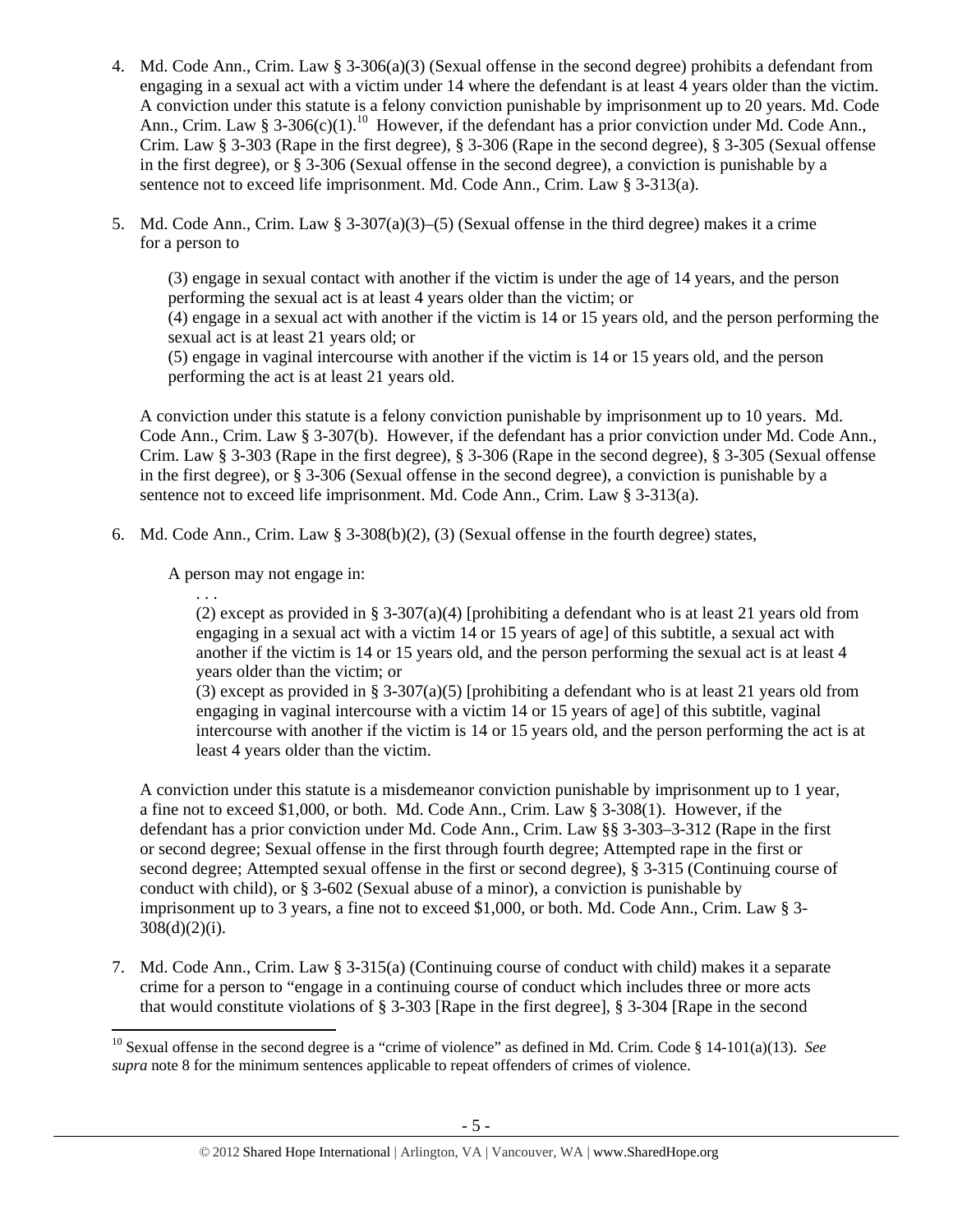4. Md. Code Ann., Crim. Law § 3-306(a)(3) (Sexual offense in the second degree) prohibits a defendant from engaging in a sexual act with a victim under 14 where the defendant is at least 4 years older than the victim. A conviction under this statute is a felony conviction punishable by imprisonment up to 20 years. Md. Code Ann., Crim. Law § 3-306(c)(1).[10] However, if the defendant has a prior conviction under Md. Code Ann., Crim. Law § 3-303 (Rape in the first degree), § 3-306 (Rape in the second degree), § 3-305 (Sexual offense in the first degree), or § 3-306 (Sexual offense in the second degree), a conviction is punishable by a sentence not to exceed life imprisonment. Md. Code Ann., Crim. Law § 3-313(a).

5. Md. Code Ann., Crim. Law § 3-307(a)(3)–(5) (Sexual offense in the third degree) makes it a crime for a person to

   (3) engage in sexual contact with another if the victim is under the age of 14 years, and the person performing the sexual act is at least 4 years older than the victim; or
   (4) engage in a sexual act with another if the victim is 14 or 15 years old, and the person performing the sexual act is at least 21 years old; or
   (5) engage in vaginal intercourse with another if the victim is 14 or 15 years old, and the person performing the act is at least 21 years old.

   A conviction under this statute is a felony conviction punishable by imprisonment up to 10 years. Md. Code Ann., Crim. Law § 3-307(b). However, if the defendant has a prior conviction under Md. Code Ann., Crim. Law § 3-303 (Rape in the first degree), § 3-306 (Rape in the second degree), § 3-305 (Sexual offense in the first degree), or § 3-306 (Sexual offense in the second degree), a conviction is punishable by a sentence not to exceed life imprisonment. Md. Code Ann., Crim. Law § 3-313(a).

6. Md. Code Ann., Crim. Law § 3-308(b)(2), (3) (Sexual offense in the fourth degree) states,

   A person may not engage in:

   . . .
   (2) except as provided in § 3-307(a)(4) [prohibiting a defendant who is at least 21 years old from engaging in a sexual act with a victim 14 or 15 years of age] of this subtitle, a sexual act with another if the victim is 14 or 15 years old, and the person performing the sexual act is at least 4 years older than the victim; or
   (3) except as provided in § 3-307(a)(5) [prohibiting a defendant who is at least 21 years old from engaging in vaginal intercourse with a victim 14 or 15 years of age] of this subtitle, vaginal intercourse with another if the victim is 14 or 15 years old, and the person performing the act is at least 4 years older than the victim.

   A conviction under this statute is a misdemeanor conviction punishable by imprisonment up to 1 year, a fine not to exceed $1,000, or both. Md. Code Ann., Crim. Law § 3-308(1). However, if the defendant has a prior conviction under Md. Code Ann., Crim. Law §§ 3-303–3-312 (Rape in the first or second degree; Sexual offense in the first through fourth degree; Attempted rape in the first or second degree; Attempted sexual offense in the first or second degree), § 3-315 (Continuing course of conduct with child), or § 3-602 (Sexual abuse of a minor), a conviction is punishable by imprisonment up to 3 years, a fine not to exceed $1,000, or both. Md. Code Ann., Crim. Law § 3-308(d)(2)(i).

7. Md. Code Ann., Crim. Law § 3-315(a) (Continuing course of conduct with child) makes it a separate crime for a person to "engage in a continuing course of conduct which includes three or more acts that would constitute violations of § 3-303 [Rape in the first degree], § 3-304 [Rape in the second

---

[10] Sexual offense in the second degree is a "crime of violence" as defined in Md. Crim. Code § 14-101(a)(13). *See supra* note 8 for the minimum sentences applicable to repeat offenders of crimes of violence.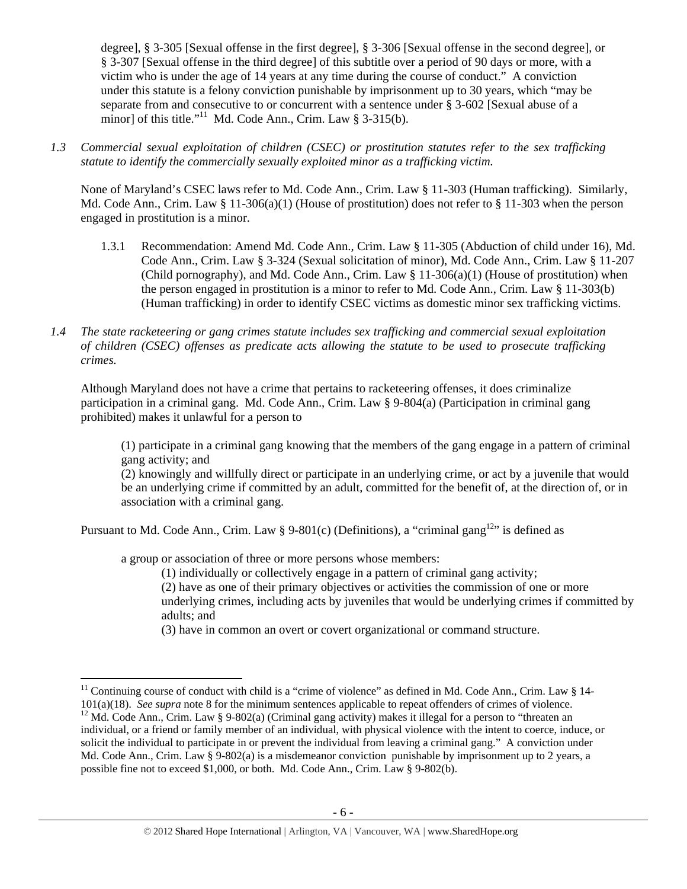degree], § 3-305 [Sexual offense in the first degree], § 3-306 [Sexual offense in the second degree], or § 3-307 [Sexual offense in the third degree] of this subtitle over a period of 90 days or more, with a victim who is under the age of 14 years at any time during the course of conduct." A conviction under this statute is a felony conviction punishable by imprisonment up to 30 years, which "may be separate from and consecutive to or concurrent with a sentence under § 3-602 [Sexual abuse of a minor] of this title."[11] Md. Code Ann., Crim. Law § 3-315(b).

*1.3 Commercial sexual exploitation of children (CSEC) or prostitution statutes refer to the sex trafficking statute to identify the commercially sexually exploited minor as a trafficking victim.*

None of Maryland's CSEC laws refer to Md. Code Ann., Crim. Law § 11-303 (Human trafficking). Similarly, Md. Code Ann., Crim. Law § 11-306(a)(1) (House of prostitution) does not refer to § 11-303 when the person engaged in prostitution is a minor.

1.3.1 Recommendation: Amend Md. Code Ann., Crim. Law § 11-305 (Abduction of child under 16), Md. Code Ann., Crim. Law § 3-324 (Sexual solicitation of minor), Md. Code Ann., Crim. Law § 11-207 (Child pornography), and Md. Code Ann., Crim. Law § 11-306(a)(1) (House of prostitution) when the person engaged in prostitution is a minor to refer to Md. Code Ann., Crim. Law § 11-303(b) (Human trafficking) in order to identify CSEC victims as domestic minor sex trafficking victims.

*1.4 The state racketeering or gang crimes statute includes sex trafficking and commercial sexual exploitation of children (CSEC) offenses as predicate acts allowing the statute to be used to prosecute trafficking crimes.*

Although Maryland does not have a crime that pertains to racketeering offenses, it does criminalize participation in a criminal gang. Md. Code Ann., Crim. Law § 9-804(a) (Participation in criminal gang prohibited) makes it unlawful for a person to

> (1) participate in a criminal gang knowing that the members of the gang engage in a pattern of criminal gang activity; and
> (2) knowingly and willfully direct or participate in an underlying crime, or act by a juvenile that would be an underlying crime if committed by an adult, committed for the benefit of, at the direction of, or in association with a criminal gang.

Pursuant to Md. Code Ann., Crim. Law § 9-801(c) (Definitions), a "criminal gang[12]" is defined as

> a group or association of three or more persons whose members:
> (1) individually or collectively engage in a pattern of criminal gang activity;
> (2) have as one of their primary objectives or activities the commission of one or more underlying crimes, including acts by juveniles that would be underlying crimes if committed by adults; and
> (3) have in common an overt or covert organizational or command structure.

---

[11] Continuing course of conduct with child is a "crime of violence" as defined in Md. Code Ann., Crim. Law § 14-101(a)(18). *See supra* note 8 for the minimum sentences applicable to repeat offenders of crimes of violence.

[12] Md. Code Ann., Crim. Law § 9-802(a) (Criminal gang activity) makes it illegal for a person to "threaten an individual, or a friend or family member of an individual, with physical violence with the intent to coerce, induce, or solicit the individual to participate in or prevent the individual from leaving a criminal gang." A conviction under Md. Code Ann., Crim. Law § 9-802(a) is a misdemeanor conviction punishable by imprisonment up to 2 years, a possible fine not to exceed $1,000, or both. Md. Code Ann., Crim. Law § 9-802(b).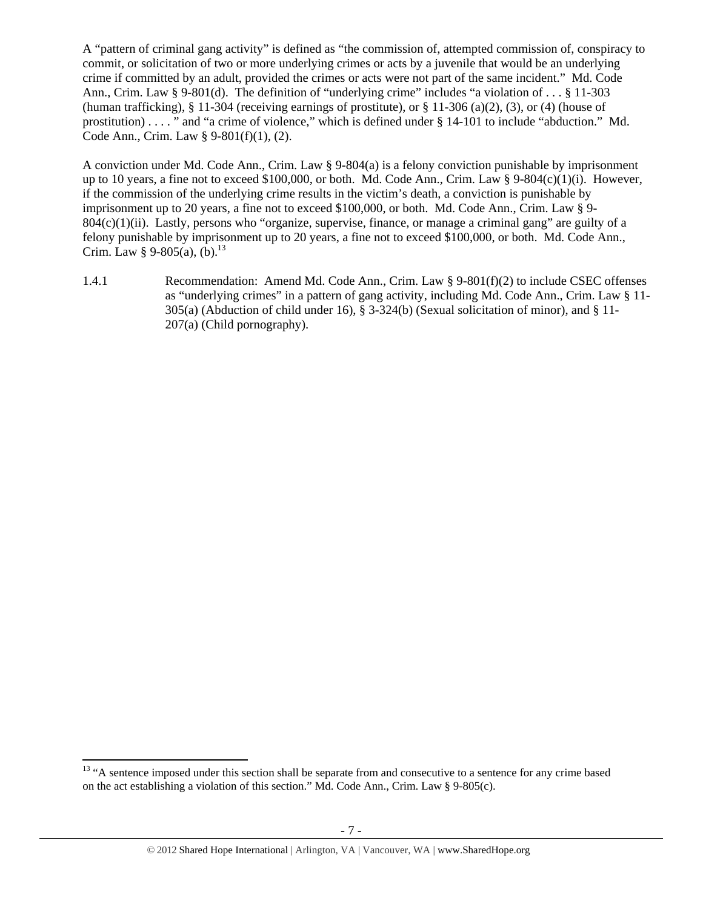A "pattern of criminal gang activity" is defined as "the commission of, attempted commission of, conspiracy to commit, or solicitation of two or more underlying crimes or acts by a juvenile that would be an underlying crime if committed by an adult, provided the crimes or acts were not part of the same incident." Md. Code Ann., Crim. Law § 9-801(d). The definition of "underlying crime" includes "a violation of . . . § 11-303 (human trafficking), § 11-304 (receiving earnings of prostitute), or § 11-306 (a)(2), (3), or (4) (house of prostitution) . . . . " and "a crime of violence," which is defined under § 14-101 to include "abduction." Md. Code Ann., Crim. Law § 9-801(f)(1), (2).

A conviction under Md. Code Ann., Crim. Law § 9-804(a) is a felony conviction punishable by imprisonment up to 10 years, a fine not to exceed $100,000, or both. Md. Code Ann., Crim. Law § 9-804(c)(1)(i). However, if the commission of the underlying crime results in the victim's death, a conviction is punishable by imprisonment up to 20 years, a fine not to exceed $100,000, or both. Md. Code Ann., Crim. Law § 9-804(c)(1)(ii). Lastly, persons who "organize, supervise, finance, or manage a criminal gang" are guilty of a felony punishable by imprisonment up to 20 years, a fine not to exceed $100,000, or both. Md. Code Ann., Crim. Law § 9-805(a), (b).[13]

1.4.1 Recommendation: Amend Md. Code Ann., Crim. Law § 9-801(f)(2) to include CSEC offenses as "underlying crimes" in a pattern of gang activity, including Md. Code Ann., Crim. Law § 11-305(a) (Abduction of child under 16), § 3-324(b) (Sexual solicitation of minor), and § 11-207(a) (Child pornography).

---

[13] "A sentence imposed under this section shall be separate from and consecutive to a sentence for any crime based on the act establishing a violation of this section." Md. Code Ann., Crim. Law § 9-805(c).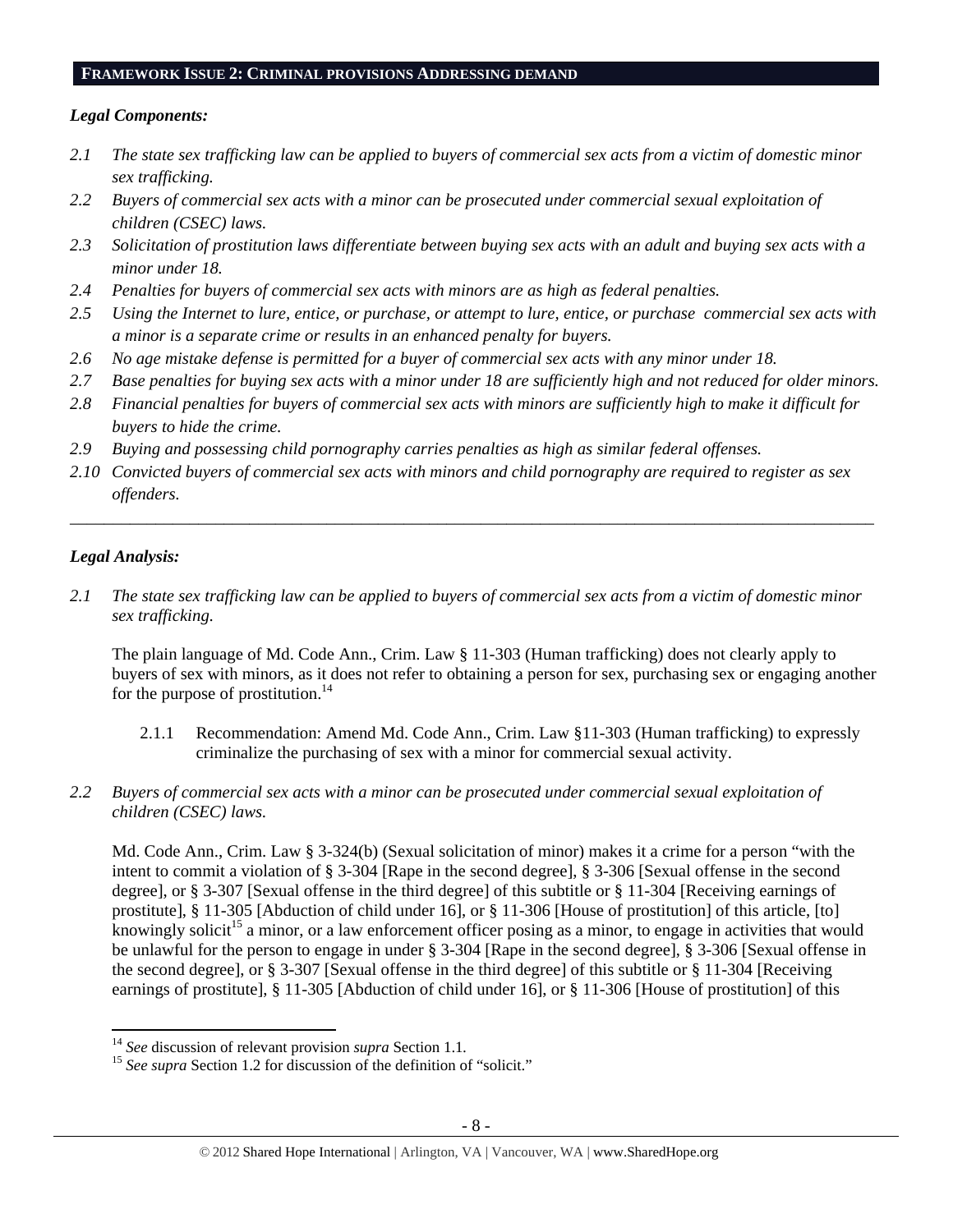## FRAMEWORK ISSUE 2: CRIMINAL PROVISIONS ADDRESSING DEMAND

### *Legal Components:*

*2.1 The state sex trafficking law can be applied to buyers of commercial sex acts from a victim of domestic minor sex trafficking.*

*2.2 Buyers of commercial sex acts with a minor can be prosecuted under commercial sexual exploitation of children (CSEC) laws.*

*2.3 Solicitation of prostitution laws differentiate between buying sex acts with an adult and buying sex acts with a minor under 18.*

*2.4 Penalties for buyers of commercial sex acts with minors are as high as federal penalties.*

*2.5 Using the Internet to lure, entice, or purchase, or attempt to lure, entice, or purchase commercial sex acts with a minor is a separate crime or results in an enhanced penalty for buyers.*

*2.6 No age mistake defense is permitted for a buyer of commercial sex acts with any minor under 18.*

*2.7 Base penalties for buying sex acts with a minor under 18 are sufficiently high and not reduced for older minors.*

*2.8 Financial penalties for buyers of commercial sex acts with minors are sufficiently high to make it difficult for buyers to hide the crime.*

*2.9 Buying and possessing child pornography carries penalties as high as similar federal offenses.*

*2.10 Convicted buyers of commercial sex acts with minors and child pornography are required to register as sex offenders.*

---

### *Legal Analysis:*

*2.1 The state sex trafficking law can be applied to buyers of commercial sex acts from a victim of domestic minor sex trafficking.*

The plain language of Md. Code Ann., Crim. Law § 11-303 (Human trafficking) does not clearly apply to buyers of sex with minors, as it does not refer to obtaining a person for sex, purchasing sex or engaging another for the purpose of prostitution.[14]

2.1.1 Recommendation: Amend Md. Code Ann., Crim. Law §11-303 (Human trafficking) to expressly criminalize the purchasing of sex with a minor for commercial sexual activity.

*2.2 Buyers of commercial sex acts with a minor can be prosecuted under commercial sexual exploitation of children (CSEC) laws.*

Md. Code Ann., Crim. Law § 3-324(b) (Sexual solicitation of minor) makes it a crime for a person "with the intent to commit a violation of § 3-304 [Rape in the second degree], § 3-306 [Sexual offense in the second degree], or § 3-307 [Sexual offense in the third degree] of this subtitle or § 11-304 [Receiving earnings of prostitute], § 11-305 [Abduction of child under 16], or § 11-306 [House of prostitution] of this article, [to] knowingly solicit[15] a minor, or a law enforcement officer posing as a minor, to engage in activities that would be unlawful for the person to engage in under § 3-304 [Rape in the second degree], § 3-306 [Sexual offense in the second degree], or § 3-307 [Sexual offense in the third degree] of this subtitle or § 11-304 [Receiving earnings of prostitute], § 11-305 [Abduction of child under 16], or § 11-306 [House of prostitution] of this

---

[14] *See* discussion of relevant provision *supra* Section 1.1.

[15] *See supra* Section 1.2 for discussion of the definition of "solicit."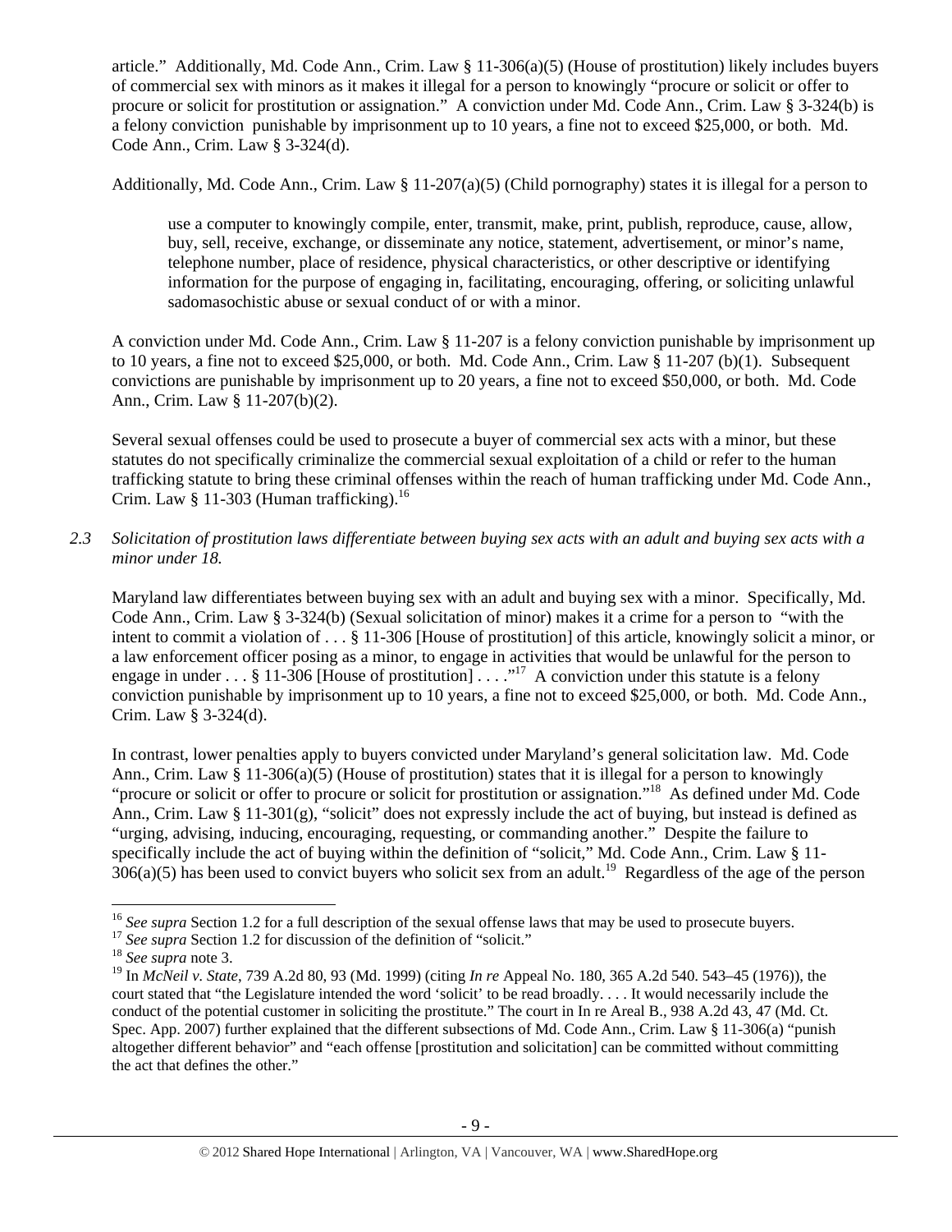article." Additionally, Md. Code Ann., Crim. Law § 11-306(a)(5) (House of prostitution) likely includes buyers of commercial sex with minors as it makes it illegal for a person to knowingly "procure or solicit or offer to procure or solicit for prostitution or assignation." A conviction under Md. Code Ann., Crim. Law § 3-324(b) is a felony conviction punishable by imprisonment up to 10 years, a fine not to exceed $25,000, or both. Md. Code Ann., Crim. Law § 3-324(d).

Additionally, Md. Code Ann., Crim. Law § 11-207(a)(5) (Child pornography) states it is illegal for a person to

> use a computer to knowingly compile, enter, transmit, make, print, publish, reproduce, cause, allow, buy, sell, receive, exchange, or disseminate any notice, statement, advertisement, or minor's name, telephone number, place of residence, physical characteristics, or other descriptive or identifying information for the purpose of engaging in, facilitating, encouraging, offering, or soliciting unlawful sadomasochistic abuse or sexual conduct of or with a minor.

A conviction under Md. Code Ann., Crim. Law § 11-207 is a felony conviction punishable by imprisonment up to 10 years, a fine not to exceed $25,000, or both. Md. Code Ann., Crim. Law § 11-207 (b)(1). Subsequent convictions are punishable by imprisonment up to 20 years, a fine not to exceed $50,000, or both. Md. Code Ann., Crim. Law § 11-207(b)(2).

Several sexual offenses could be used to prosecute a buyer of commercial sex acts with a minor, but these statutes do not specifically criminalize the commercial sexual exploitation of a child or refer to the human trafficking statute to bring these criminal offenses within the reach of human trafficking under Md. Code Ann., Crim. Law § 11-303 (Human trafficking).[16]

*2.3 Solicitation of prostitution laws differentiate between buying sex acts with an adult and buying sex acts with a minor under 18.*

Maryland law differentiates between buying sex with an adult and buying sex with a minor. Specifically, Md. Code Ann., Crim. Law § 3-324(b) (Sexual solicitation of minor) makes it a crime for a person to "with the intent to commit a violation of . . . § 11-306 [House of prostitution] of this article, knowingly solicit a minor, or a law enforcement officer posing as a minor, to engage in activities that would be unlawful for the person to engage in under . . . § 11-306 [House of prostitution] . . . ."[17] A conviction under this statute is a felony conviction punishable by imprisonment up to 10 years, a fine not to exceed $25,000, or both. Md. Code Ann., Crim. Law § 3-324(d).

In contrast, lower penalties apply to buyers convicted under Maryland's general solicitation law. Md. Code Ann., Crim. Law § 11-306(a)(5) (House of prostitution) states that it is illegal for a person to knowingly "procure or solicit or offer to procure or solicit for prostitution or assignation."[18] As defined under Md. Code Ann., Crim. Law § 11-301(g), "solicit" does not expressly include the act of buying, but instead is defined as "urging, advising, inducing, encouraging, requesting, or commanding another." Despite the failure to specifically include the act of buying within the definition of "solicit," Md. Code Ann., Crim. Law § 11-306(a)(5) has been used to convict buyers who solicit sex from an adult.[19] Regardless of the age of the person

---

[16] *See supra* Section 1.2 for a full description of the sexual offense laws that may be used to prosecute buyers.

[17] *See supra* Section 1.2 for discussion of the definition of "solicit."

[18] *See supra* note 3.

[19] In *McNeil v. State*, 739 A.2d 80, 93 (Md. 1999) (citing *In re* Appeal No. 180, 365 A.2d 540. 543–45 (1976)), the court stated that "the Legislature intended the word 'solicit' to be read broadly. . . . It would necessarily include the conduct of the potential customer in soliciting the prostitute." The court in In re Areal B., 938 A.2d 43, 47 (Md. Ct. Spec. App. 2007) further explained that the different subsections of Md. Code Ann., Crim. Law § 11-306(a) "punish altogether different behavior" and "each offense [prostitution and solicitation] can be committed without committing the act that defines the other."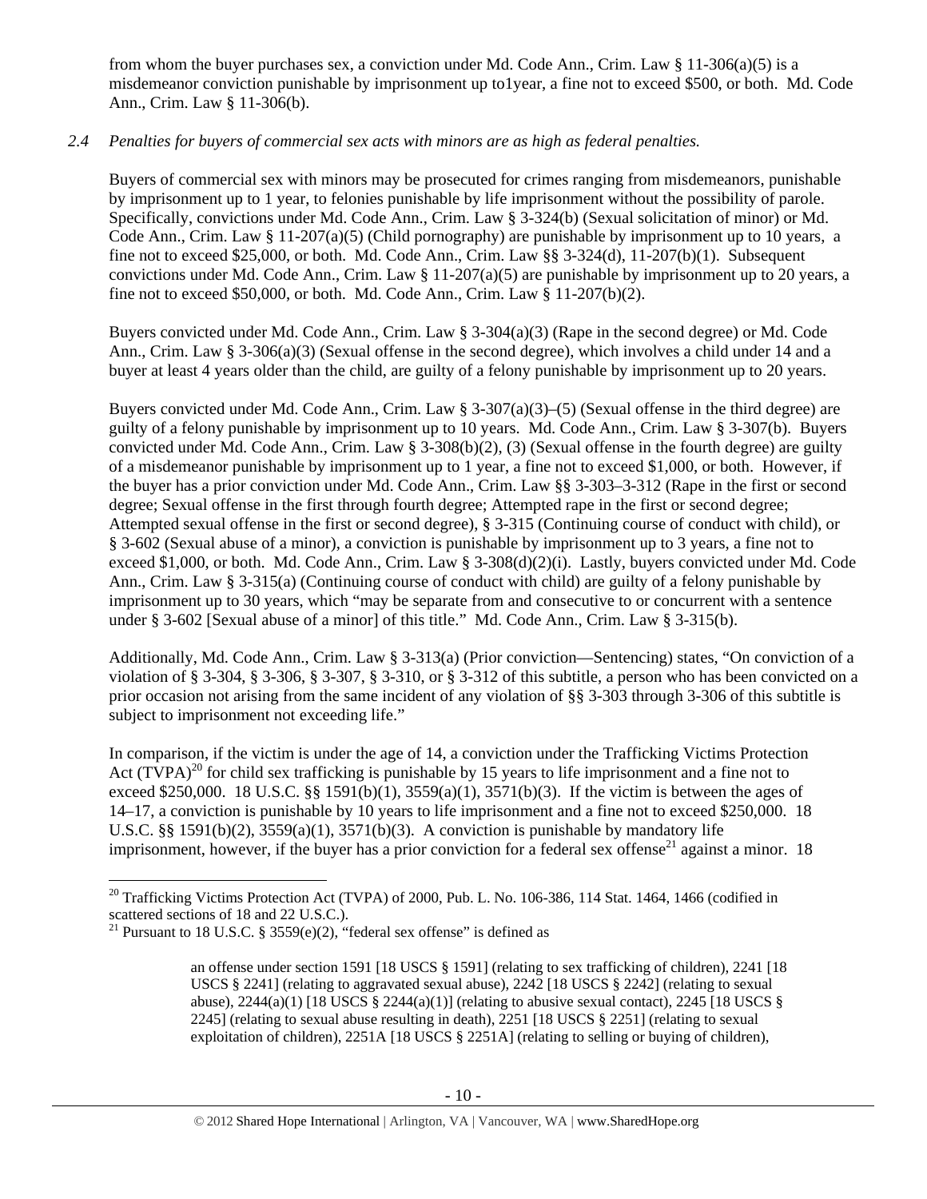from whom the buyer purchases sex, a conviction under Md. Code Ann., Crim. Law § 11-306(a)(5) is a misdemeanor conviction punishable by imprisonment up to1year, a fine not to exceed $500, or both. Md. Code Ann., Crim. Law § 11-306(b).

*2.4 Penalties for buyers of commercial sex acts with minors are as high as federal penalties.*

Buyers of commercial sex with minors may be prosecuted for crimes ranging from misdemeanors, punishable by imprisonment up to 1 year, to felonies punishable by life imprisonment without the possibility of parole. Specifically, convictions under Md. Code Ann., Crim. Law § 3-324(b) (Sexual solicitation of minor) or Md. Code Ann., Crim. Law § 11-207(a)(5) (Child pornography) are punishable by imprisonment up to 10 years, a fine not to exceed $25,000, or both. Md. Code Ann., Crim. Law §§ 3-324(d), 11-207(b)(1). Subsequent convictions under Md. Code Ann., Crim. Law § 11-207(a)(5) are punishable by imprisonment up to 20 years, a fine not to exceed $50,000, or both. Md. Code Ann., Crim. Law § 11-207(b)(2).

Buyers convicted under Md. Code Ann., Crim. Law § 3-304(a)(3) (Rape in the second degree) or Md. Code Ann., Crim. Law § 3-306(a)(3) (Sexual offense in the second degree), which involves a child under 14 and a buyer at least 4 years older than the child, are guilty of a felony punishable by imprisonment up to 20 years.

Buyers convicted under Md. Code Ann., Crim. Law § 3-307(a)(3)–(5) (Sexual offense in the third degree) are guilty of a felony punishable by imprisonment up to 10 years. Md. Code Ann., Crim. Law § 3-307(b). Buyers convicted under Md. Code Ann., Crim. Law § 3-308(b)(2), (3) (Sexual offense in the fourth degree) are guilty of a misdemeanor punishable by imprisonment up to 1 year, a fine not to exceed $1,000, or both. However, if the buyer has a prior conviction under Md. Code Ann., Crim. Law §§ 3-303–3-312 (Rape in the first or second degree; Sexual offense in the first through fourth degree; Attempted rape in the first or second degree; Attempted sexual offense in the first or second degree), § 3-315 (Continuing course of conduct with child), or § 3-602 (Sexual abuse of a minor), a conviction is punishable by imprisonment up to 3 years, a fine not to exceed $1,000, or both. Md. Code Ann., Crim. Law § 3-308(d)(2)(i). Lastly, buyers convicted under Md. Code Ann., Crim. Law § 3-315(a) (Continuing course of conduct with child) are guilty of a felony punishable by imprisonment up to 30 years, which "may be separate from and consecutive to or concurrent with a sentence under § 3-602 [Sexual abuse of a minor] of this title." Md. Code Ann., Crim. Law § 3-315(b).

Additionally, Md. Code Ann., Crim. Law § 3-313(a) (Prior conviction—Sentencing) states, "On conviction of a violation of § 3-304, § 3-306, § 3-307, § 3-310, or § 3-312 of this subtitle, a person who has been convicted on a prior occasion not arising from the same incident of any violation of §§ 3-303 through 3-306 of this subtitle is subject to imprisonment not exceeding life."

In comparison, if the victim is under the age of 14, a conviction under the Trafficking Victims Protection Act (TVPA)[20] for child sex trafficking is punishable by 15 years to life imprisonment and a fine not to exceed $250,000. 18 U.S.C. §§ 1591(b)(1), 3559(a)(1), 3571(b)(3). If the victim is between the ages of 14–17, a conviction is punishable by 10 years to life imprisonment and a fine not to exceed $250,000. 18 U.S.C. §§ 1591(b)(2), 3559(a)(1), 3571(b)(3). A conviction is punishable by mandatory life imprisonment, however, if the buyer has a prior conviction for a federal sex offense[21] against a minor. 18

---

[20] Trafficking Victims Protection Act (TVPA) of 2000, Pub. L. No. 106-386, 114 Stat. 1464, 1466 (codified in scattered sections of 18 and 22 U.S.C.).

[21] Pursuant to 18 U.S.C. § 3559(e)(2), "federal sex offense" is defined as

> an offense under section 1591 [18 USCS § 1591] (relating to sex trafficking of children), 2241 [18 USCS § 2241] (relating to aggravated sexual abuse), 2242 [18 USCS § 2242] (relating to sexual abuse), 2244(a)(1) [18 USCS § 2244(a)(1)] (relating to abusive sexual contact), 2245 [18 USCS § 2245] (relating to sexual abuse resulting in death), 2251 [18 USCS § 2251] (relating to sexual exploitation of children), 2251A [18 USCS § 2251A] (relating to selling or buying of children),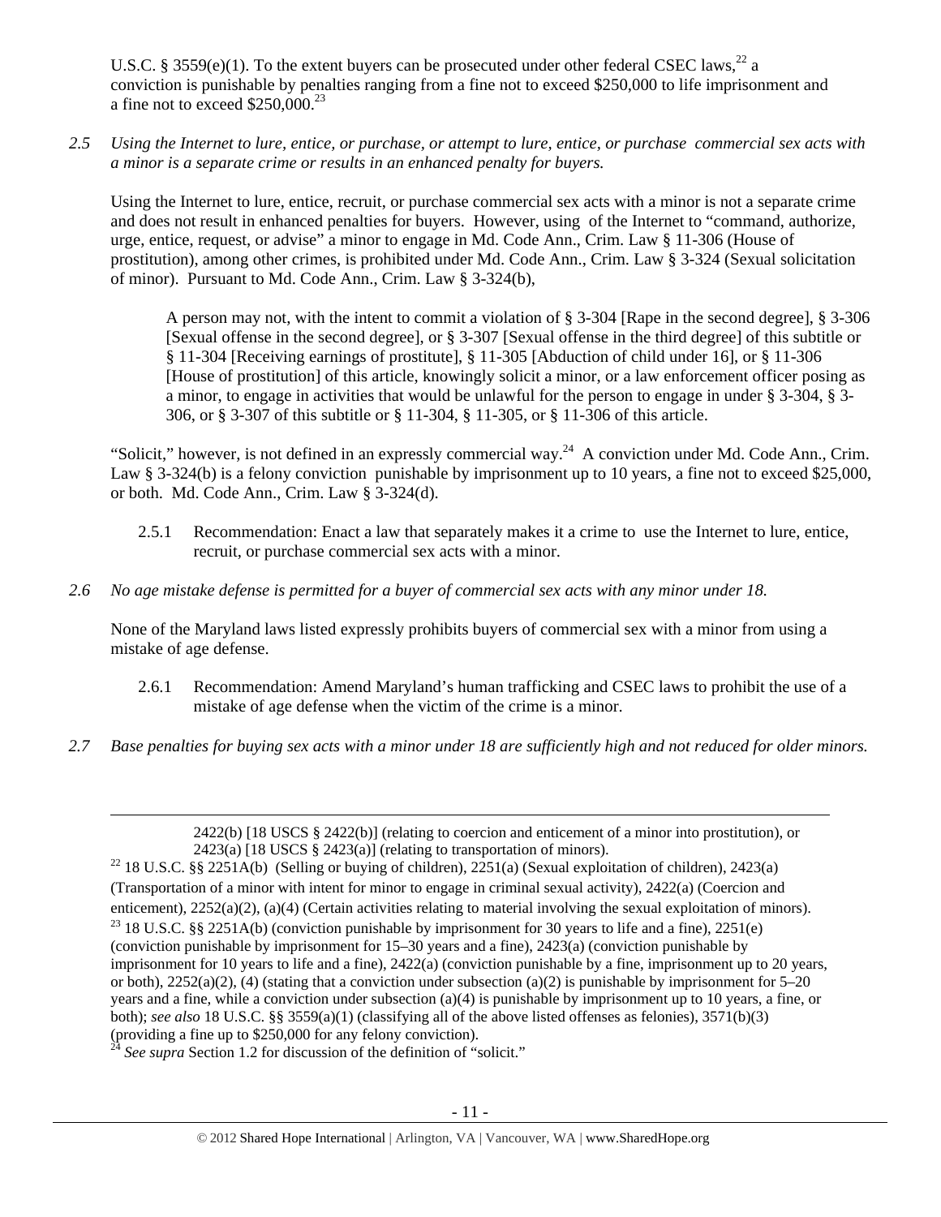U.S.C. § 3559(e)(1). To the extent buyers can be prosecuted under other federal CSEC laws,[22] a conviction is punishable by penalties ranging from a fine not to exceed $250,000 to life imprisonment and a fine not to exceed $250,000.[23]

*2.5 Using the Internet to lure, entice, or purchase, or attempt to lure, entice, or purchase commercial sex acts with a minor is a separate crime or results in an enhanced penalty for buyers.*

Using the Internet to lure, entice, recruit, or purchase commercial sex acts with a minor is not a separate crime and does not result in enhanced penalties for buyers. However, using of the Internet to "command, authorize, urge, entice, request, or advise" a minor to engage in Md. Code Ann., Crim. Law § 11-306 (House of prostitution), among other crimes, is prohibited under Md. Code Ann., Crim. Law § 3-324 (Sexual solicitation of minor). Pursuant to Md. Code Ann., Crim. Law § 3-324(b),

> A person may not, with the intent to commit a violation of § 3-304 [Rape in the second degree], § 3-306 [Sexual offense in the second degree], or § 3-307 [Sexual offense in the third degree] of this subtitle or § 11-304 [Receiving earnings of prostitute], § 11-305 [Abduction of child under 16], or § 11-306 [House of prostitution] of this article, knowingly solicit a minor, or a law enforcement officer posing as a minor, to engage in activities that would be unlawful for the person to engage in under § 3-304, § 3-306, or § 3-307 of this subtitle or § 11-304, § 11-305, or § 11-306 of this article.

"Solicit," however, is not defined in an expressly commercial way.[24] A conviction under Md. Code Ann., Crim. Law § 3-324(b) is a felony conviction punishable by imprisonment up to 10 years, a fine not to exceed $25,000, or both. Md. Code Ann., Crim. Law § 3-324(d).

2.5.1 Recommendation: Enact a law that separately makes it a crime to use the Internet to lure, entice, recruit, or purchase commercial sex acts with a minor.

*2.6 No age mistake defense is permitted for a buyer of commercial sex acts with any minor under 18.*

None of the Maryland laws listed expressly prohibits buyers of commercial sex with a minor from using a mistake of age defense.

2.6.1 Recommendation: Amend Maryland's human trafficking and CSEC laws to prohibit the use of a mistake of age defense when the victim of the crime is a minor.

*2.7 Base penalties for buying sex acts with a minor under 18 are sufficiently high and not reduced for older minors.*

---

2422(b) [18 USCS § 2422(b)] (relating to coercion and enticement of a minor into prostitution), or 2423(a) [18 USCS § 2423(a)] (relating to transportation of minors).

[22] 18 U.S.C. §§ 2251A(b) (Selling or buying of children), 2251(a) (Sexual exploitation of children), 2423(a) (Transportation of a minor with intent for minor to engage in criminal sexual activity), 2422(a) (Coercion and enticement), 2252(a)(2), (a)(4) (Certain activities relating to material involving the sexual exploitation of minors).

[23] 18 U.S.C. §§ 2251A(b) (conviction punishable by imprisonment for 30 years to life and a fine), 2251(e) (conviction punishable by imprisonment for 15–30 years and a fine), 2423(a) (conviction punishable by imprisonment for 10 years to life and a fine), 2422(a) (conviction punishable by a fine, imprisonment up to 20 years, or both), 2252(a)(2), (4) (stating that a conviction under subsection (a)(2) is punishable by imprisonment for 5–20 years and a fine, while a conviction under subsection (a)(4) is punishable by imprisonment up to 10 years, a fine, or both); *see also* 18 U.S.C. §§ 3559(a)(1) (classifying all of the above listed offenses as felonies), 3571(b)(3) (providing a fine up to $250,000 for any felony conviction).

[24] *See supra* Section 1.2 for discussion of the definition of "solicit."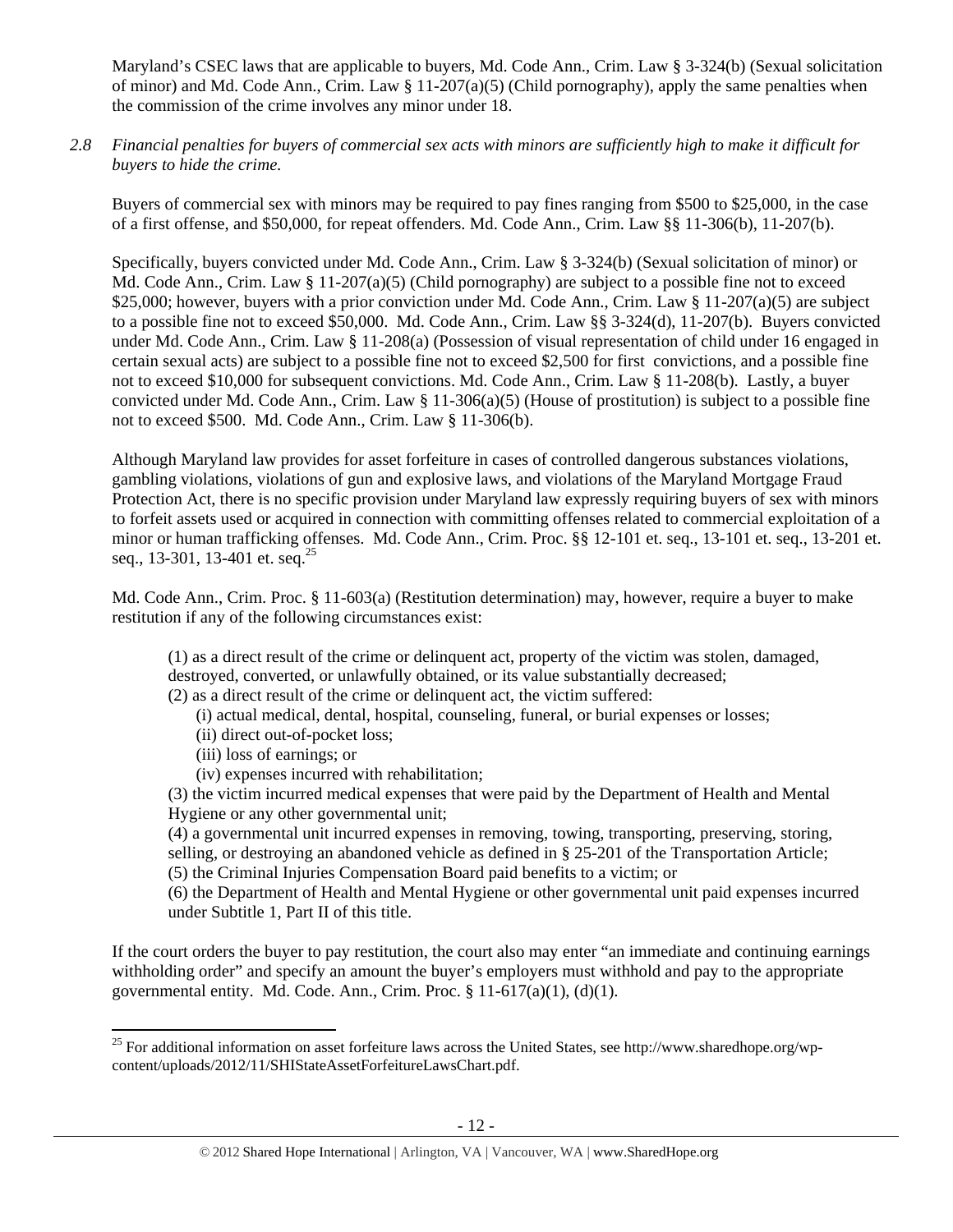Maryland's CSEC laws that are applicable to buyers, Md. Code Ann., Crim. Law § 3-324(b) (Sexual solicitation of minor) and Md. Code Ann., Crim. Law § 11-207(a)(5) (Child pornography), apply the same penalties when the commission of the crime involves any minor under 18.

*2.8 Financial penalties for buyers of commercial sex acts with minors are sufficiently high to make it difficult for buyers to hide the crime.*

Buyers of commercial sex with minors may be required to pay fines ranging from $500 to $25,000, in the case of a first offense, and $50,000, for repeat offenders. Md. Code Ann., Crim. Law §§ 11-306(b), 11-207(b).

Specifically, buyers convicted under Md. Code Ann., Crim. Law § 3-324(b) (Sexual solicitation of minor) or Md. Code Ann., Crim. Law § 11-207(a)(5) (Child pornography) are subject to a possible fine not to exceed $25,000; however, buyers with a prior conviction under Md. Code Ann., Crim. Law § 11-207(a)(5) are subject to a possible fine not to exceed $50,000. Md. Code Ann., Crim. Law §§ 3-324(d), 11-207(b). Buyers convicted under Md. Code Ann., Crim. Law § 11-208(a) (Possession of visual representation of child under 16 engaged in certain sexual acts) are subject to a possible fine not to exceed $2,500 for first convictions, and a possible fine not to exceed $10,000 for subsequent convictions. Md. Code Ann., Crim. Law § 11-208(b). Lastly, a buyer convicted under Md. Code Ann., Crim. Law § 11-306(a)(5) (House of prostitution) is subject to a possible fine not to exceed $500. Md. Code Ann., Crim. Law § 11-306(b).

Although Maryland law provides for asset forfeiture in cases of controlled dangerous substances violations, gambling violations, violations of gun and explosive laws, and violations of the Maryland Mortgage Fraud Protection Act, there is no specific provision under Maryland law expressly requiring buyers of sex with minors to forfeit assets used or acquired in connection with committing offenses related to commercial exploitation of a minor or human trafficking offenses. Md. Code Ann., Crim. Proc. §§ 12-101 et. seq., 13-101 et. seq., 13-201 et. seq., 13-301, 13-401 et. seq.[25]

Md. Code Ann., Crim. Proc. § 11-603(a) (Restitution determination) may, however, require a buyer to make restitution if any of the following circumstances exist:

> (1) as a direct result of the crime or delinquent act, property of the victim was stolen, damaged, destroyed, converted, or unlawfully obtained, or its value substantially decreased;
> (2) as a direct result of the crime or delinquent act, the victim suffered:
> (i) actual medical, dental, hospital, counseling, funeral, or burial expenses or losses;
> (ii) direct out-of-pocket loss;
> (iii) loss of earnings; or
> (iv) expenses incurred with rehabilitation;
> (3) the victim incurred medical expenses that were paid by the Department of Health and Mental Hygiene or any other governmental unit;
> (4) a governmental unit incurred expenses in removing, towing, transporting, preserving, storing, selling, or destroying an abandoned vehicle as defined in § 25-201 of the Transportation Article;
> (5) the Criminal Injuries Compensation Board paid benefits to a victim; or
> (6) the Department of Health and Mental Hygiene or other governmental unit paid expenses incurred under Subtitle 1, Part II of this title.

If the court orders the buyer to pay restitution, the court also may enter "an immediate and continuing earnings withholding order" and specify an amount the buyer's employers must withhold and pay to the appropriate governmental entity. Md. Code. Ann., Crim. Proc. § 11-617(a)(1), (d)(1).

---

[25] For additional information on asset forfeiture laws across the United States, see http://www.sharedhope.org/wp-content/uploads/2012/11/SHIStateAssetForfeitureLawsChart.pdf.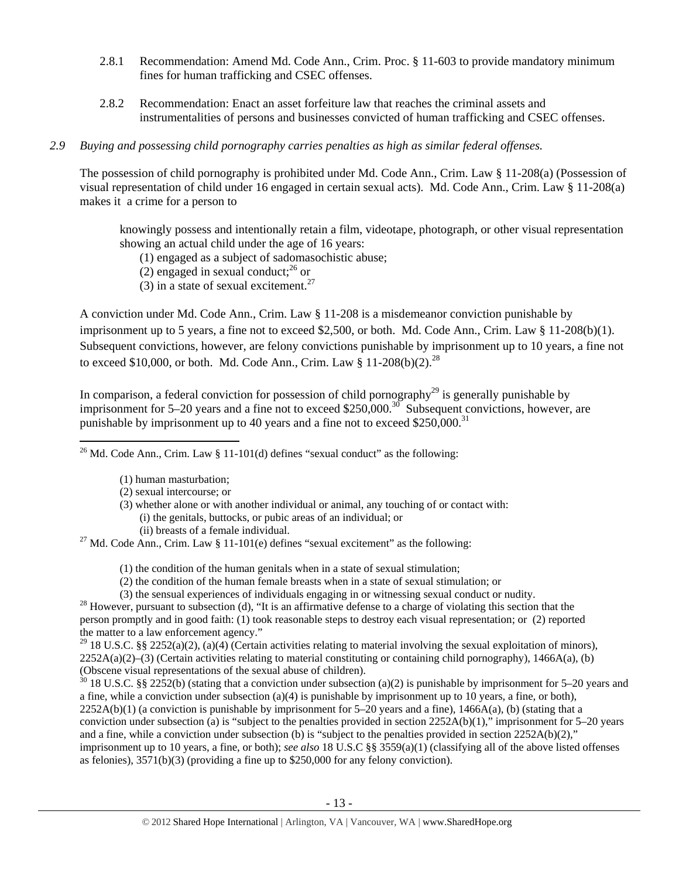2.8.1 Recommendation: Amend Md. Code Ann., Crim. Proc. § 11-603 to provide mandatory minimum fines for human trafficking and CSEC offenses.

2.8.2 Recommendation: Enact an asset forfeiture law that reaches the criminal assets and instrumentalities of persons and businesses convicted of human trafficking and CSEC offenses.

*2.9 Buying and possessing child pornography carries penalties as high as similar federal offenses.*

The possession of child pornography is prohibited under Md. Code Ann., Crim. Law § 11-208(a) (Possession of visual representation of child under 16 engaged in certain sexual acts). Md. Code Ann., Crim. Law § 11-208(a) makes it a crime for a person to

> knowingly possess and intentionally retain a film, videotape, photograph, or other visual representation showing an actual child under the age of 16 years:
> (1) engaged as a subject of sadomasochistic abuse;
> (2) engaged in sexual conduct;[26] or
> (3) in a state of sexual excitement.[27]

A conviction under Md. Code Ann., Crim. Law § 11-208 is a misdemeanor conviction punishable by imprisonment up to 5 years, a fine not to exceed $2,500, or both. Md. Code Ann., Crim. Law § 11-208(b)(1). Subsequent convictions, however, are felony convictions punishable by imprisonment up to 10 years, a fine not to exceed $10,000, or both. Md. Code Ann., Crim. Law § 11-208(b)(2).[28]

In comparison, a federal conviction for possession of child pornography[29] is generally punishable by imprisonment for 5–20 years and a fine not to exceed $250,000.[30] Subsequent convictions, however, are punishable by imprisonment up to 40 years and a fine not to exceed $250,000.[31]

---

[26] Md. Code Ann., Crim. Law § 11-101(d) defines "sexual conduct" as the following:

> (1) human masturbation;
> (2) sexual intercourse; or
> (3) whether alone or with another individual or animal, any touching of or contact with:
> (i) the genitals, buttocks, or pubic areas of an individual; or
> (ii) breasts of a female individual.

[27] Md. Code Ann., Crim. Law § 11-101(e) defines "sexual excitement" as the following:

> (1) the condition of the human genitals when in a state of sexual stimulation;
> (2) the condition of the human female breasts when in a state of sexual stimulation; or
> (3) the sensual experiences of individuals engaging in or witnessing sexual conduct or nudity.

[28] However, pursuant to subsection (d), "It is an affirmative defense to a charge of violating this section that the person promptly and in good faith: (1) took reasonable steps to destroy each visual representation; or (2) reported the matter to a law enforcement agency."

[29] 18 U.S.C. §§ 2252(a)(2), (a)(4) (Certain activities relating to material involving the sexual exploitation of minors), 2252A(a)(2)–(3) (Certain activities relating to material constituting or containing child pornography), 1466A(a), (b) (Obscene visual representations of the sexual abuse of children).

[30] 18 U.S.C. §§ 2252(b) (stating that a conviction under subsection (a)(2) is punishable by imprisonment for 5–20 years and a fine, while a conviction under subsection (a)(4) is punishable by imprisonment up to 10 years, a fine, or both), 2252A(b)(1) (a conviction is punishable by imprisonment for 5–20 years and a fine), 1466A(a), (b) (stating that a conviction under subsection (a) is "subject to the penalties provided in section 2252A(b)(1)," imprisonment for 5–20 years and a fine, while a conviction under subsection (b) is "subject to the penalties provided in section 2252A(b)(2)," imprisonment up to 10 years, a fine, or both); *see also* 18 U.S.C §§ 3559(a)(1) (classifying all of the above listed offenses as felonies), 3571(b)(3) (providing a fine up to $250,000 for any felony conviction).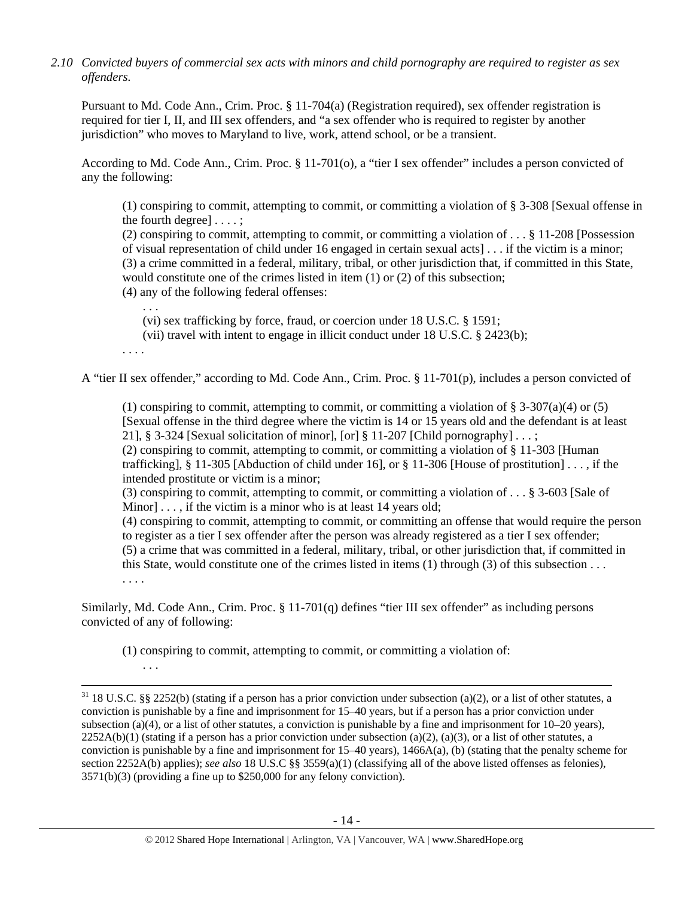*2.10 Convicted buyers of commercial sex acts with minors and child pornography are required to register as sex offenders.*

Pursuant to Md. Code Ann., Crim. Proc. § 11-704(a) (Registration required), sex offender registration is required for tier I, II, and III sex offenders, and "a sex offender who is required to register by another jurisdiction" who moves to Maryland to live, work, attend school, or be a transient.

According to Md. Code Ann., Crim. Proc. § 11-701(o), a "tier I sex offender" includes a person convicted of any the following:

> (1) conspiring to commit, attempting to commit, or committing a violation of § 3-308 [Sexual offense in the fourth degree] . . . . ;
> (2) conspiring to commit, attempting to commit, or committing a violation of . . . § 11-208 [Possession of visual representation of child under 16 engaged in certain sexual acts] . . . if the victim is a minor;
> (3) a crime committed in a federal, military, tribal, or other jurisdiction that, if committed in this State, would constitute one of the crimes listed in item (1) or (2) of this subsection;
> (4) any of the following federal offenses:
> . . .
> (vi) sex trafficking by force, fraud, or coercion under 18 U.S.C. § 1591;
> (vii) travel with intent to engage in illicit conduct under 18 U.S.C. § 2423(b);
> . . . .

A "tier II sex offender," according to Md. Code Ann., Crim. Proc. § 11-701(p), includes a person convicted of

> (1) conspiring to commit, attempting to commit, or committing a violation of § 3-307(a)(4) or (5) [Sexual offense in the third degree where the victim is 14 or 15 years old and the defendant is at least 21], § 3-324 [Sexual solicitation of minor], [or] § 11-207 [Child pornography] . . . ;
> (2) conspiring to commit, attempting to commit, or committing a violation of § 11-303 [Human trafficking], § 11-305 [Abduction of child under 16], or § 11-306 [House of prostitution] . . . , if the intended prostitute or victim is a minor;
> (3) conspiring to commit, attempting to commit, or committing a violation of . . . § 3-603 [Sale of Minor] . . . , if the victim is a minor who is at least 14 years old;
> (4) conspiring to commit, attempting to commit, or committing an offense that would require the person to register as a tier I sex offender after the person was already registered as a tier I sex offender;
> (5) a crime that was committed in a federal, military, tribal, or other jurisdiction that, if committed in this State, would constitute one of the crimes listed in items (1) through (3) of this subsection . . .
> . . . .

Similarly, Md. Code Ann., Crim. Proc. § 11-701(q) defines "tier III sex offender" as including persons convicted of any of following:

> (1) conspiring to commit, attempting to commit, or committing a violation of:
> . . .

---

[31] 18 U.S.C. §§ 2252(b) (stating if a person has a prior conviction under subsection (a)(2), or a list of other statutes, a conviction is punishable by a fine and imprisonment for 15–40 years, but if a person has a prior conviction under subsection (a)(4), or a list of other statutes, a conviction is punishable by a fine and imprisonment for 10–20 years), 2252A(b)(1) (stating if a person has a prior conviction under subsection (a)(2), (a)(3), or a list of other statutes, a conviction is punishable by a fine and imprisonment for 15–40 years), 1466A(a), (b) (stating that the penalty scheme for section 2252A(b) applies); *see also* 18 U.S.C §§ 3559(a)(1) (classifying all of the above listed offenses as felonies), 3571(b)(3) (providing a fine up to $250,000 for any felony conviction).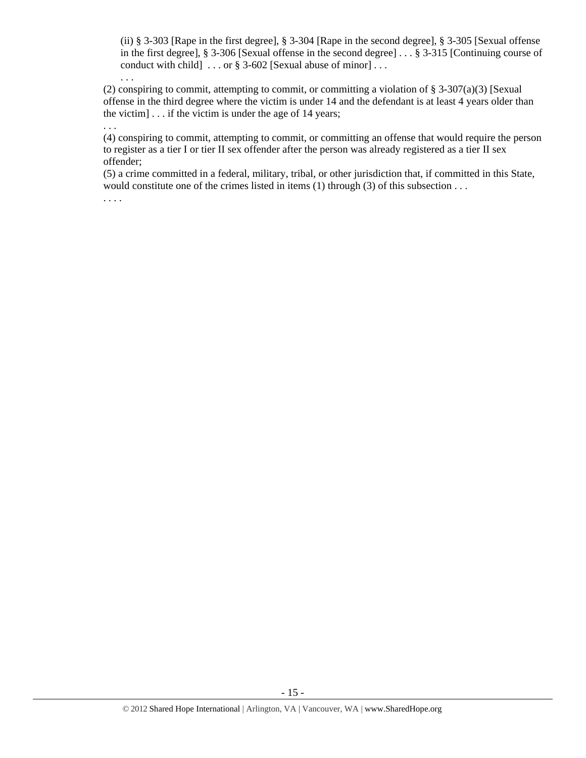(ii) § 3-303 [Rape in the first degree], § 3-304 [Rape in the second degree], § 3-305 [Sexual offense in the first degree], § 3-306 [Sexual offense in the second degree] . . . § 3-315 [Continuing course of conduct with child] . . . or § 3-602 [Sexual abuse of minor] . . .

. . .

(2) conspiring to commit, attempting to commit, or committing a violation of § 3-307(a)(3) [Sexual offense in the third degree where the victim is under 14 and the defendant is at least 4 years older than the victim] . . . if the victim is under the age of 14 years;

. . .

(4) conspiring to commit, attempting to commit, or committing an offense that would require the person to register as a tier I or tier II sex offender after the person was already registered as a tier II sex offender;

(5) a crime committed in a federal, military, tribal, or other jurisdiction that, if committed in this State, would constitute one of the crimes listed in items (1) through (3) of this subsection . . .

. . . .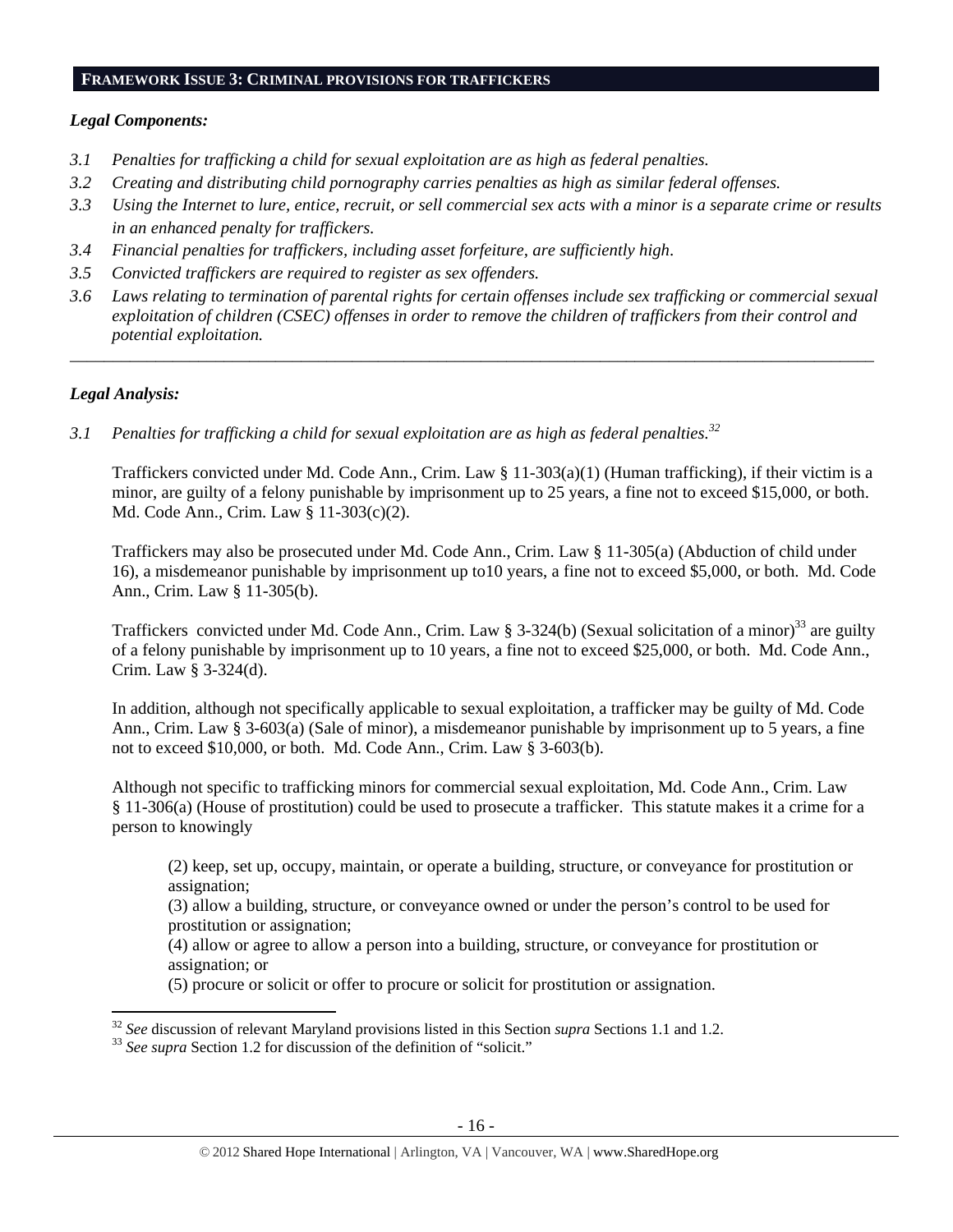## FRAMEWORK ISSUE 3: CRIMINAL PROVISIONS FOR TRAFFICKERS

***Legal Components:***

*3.1 Penalties for trafficking a child for sexual exploitation are as high as federal penalties.*

*3.2 Creating and distributing child pornography carries penalties as high as similar federal offenses.*

*3.3 Using the Internet to lure, entice, recruit, or sell commercial sex acts with a minor is a separate crime or results in an enhanced penalty for traffickers.*

*3.4 Financial penalties for traffickers, including asset forfeiture, are sufficiently high.*

*3.5 Convicted traffickers are required to register as sex offenders.*

*3.6 Laws relating to termination of parental rights for certain offenses include sex trafficking or commercial sexual exploitation of children (CSEC) offenses in order to remove the children of traffickers from their control and potential exploitation.*

---

***Legal Analysis:***

*3.1 Penalties for trafficking a child for sexual exploitation are as high as federal penalties.*[32]

Traffickers convicted under Md. Code Ann., Crim. Law § 11-303(a)(1) (Human trafficking), if their victim is a minor, are guilty of a felony punishable by imprisonment up to 25 years, a fine not to exceed $15,000, or both. Md. Code Ann., Crim. Law § 11-303(c)(2).

Traffickers may also be prosecuted under Md. Code Ann., Crim. Law § 11-305(a) (Abduction of child under 16), a misdemeanor punishable by imprisonment up to10 years, a fine not to exceed $5,000, or both. Md. Code Ann., Crim. Law § 11-305(b).

Traffickers convicted under Md. Code Ann., Crim. Law § 3-324(b) (Sexual solicitation of a minor)[33] are guilty of a felony punishable by imprisonment up to 10 years, a fine not to exceed $25,000, or both. Md. Code Ann., Crim. Law § 3-324(d).

In addition, although not specifically applicable to sexual exploitation, a trafficker may be guilty of Md. Code Ann., Crim. Law § 3-603(a) (Sale of minor), a misdemeanor punishable by imprisonment up to 5 years, a fine not to exceed $10,000, or both. Md. Code Ann., Crim. Law § 3-603(b).

Although not specific to trafficking minors for commercial sexual exploitation, Md. Code Ann., Crim. Law § 11-306(a) (House of prostitution) could be used to prosecute a trafficker. This statute makes it a crime for a person to knowingly

> (2) keep, set up, occupy, maintain, or operate a building, structure, or conveyance for prostitution or assignation;
> (3) allow a building, structure, or conveyance owned or under the person's control to be used for prostitution or assignation;
> (4) allow or agree to allow a person into a building, structure, or conveyance for prostitution or assignation; or
> (5) procure or solicit or offer to procure or solicit for prostitution or assignation.

---

[32] *See* discussion of relevant Maryland provisions listed in this Section *supra* Sections 1.1 and 1.2.

[33] *See supra* Section 1.2 for discussion of the definition of "solicit."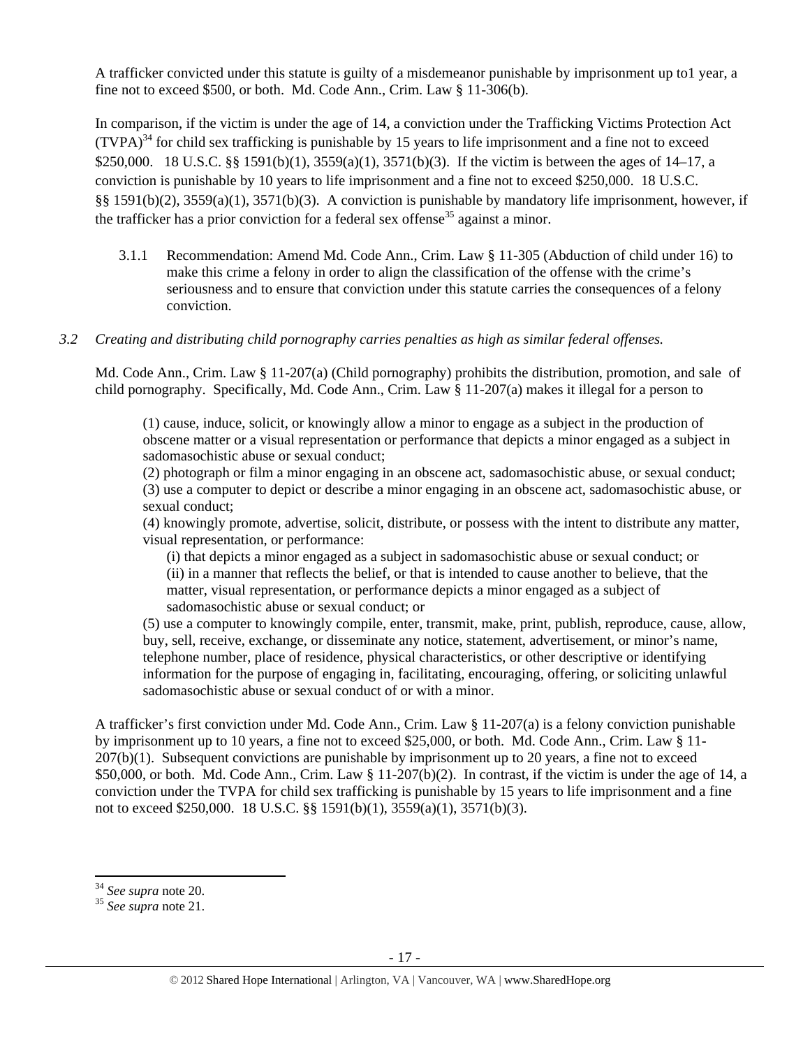A trafficker convicted under this statute is guilty of a misdemeanor punishable by imprisonment up to1 year, a fine not to exceed $500, or both. Md. Code Ann., Crim. Law § 11-306(b).

In comparison, if the victim is under the age of 14, a conviction under the Trafficking Victims Protection Act (TVPA)[34] for child sex trafficking is punishable by 15 years to life imprisonment and a fine not to exceed $250,000. 18 U.S.C. §§ 1591(b)(1), 3559(a)(1), 3571(b)(3). If the victim is between the ages of 14–17, a conviction is punishable by 10 years to life imprisonment and a fine not to exceed $250,000. 18 U.S.C. §§ 1591(b)(2), 3559(a)(1), 3571(b)(3). A conviction is punishable by mandatory life imprisonment, however, if the trafficker has a prior conviction for a federal sex offense[35] against a minor.

3.1.1 Recommendation: Amend Md. Code Ann., Crim. Law § 11-305 (Abduction of child under 16) to make this crime a felony in order to align the classification of the offense with the crime's seriousness and to ensure that conviction under this statute carries the consequences of a felony conviction.

*3.2 Creating and distributing child pornography carries penalties as high as similar federal offenses.*

Md. Code Ann., Crim. Law § 11-207(a) (Child pornography) prohibits the distribution, promotion, and sale of child pornography. Specifically, Md. Code Ann., Crim. Law § 11-207(a) makes it illegal for a person to

> (1) cause, induce, solicit, or knowingly allow a minor to engage as a subject in the production of obscene matter or a visual representation or performance that depicts a minor engaged as a subject in sadomasochistic abuse or sexual conduct;
> (2) photograph or film a minor engaging in an obscene act, sadomasochistic abuse, or sexual conduct;
> (3) use a computer to depict or describe a minor engaging in an obscene act, sadomasochistic abuse, or sexual conduct;
> (4) knowingly promote, advertise, solicit, distribute, or possess with the intent to distribute any matter, visual representation, or performance:
>
> (i) that depicts a minor engaged as a subject in sadomasochistic abuse or sexual conduct; or
> (ii) in a manner that reflects the belief, or that is intended to cause another to believe, that the matter, visual representation, or performance depicts a minor engaged as a subject of sadomasochistic abuse or sexual conduct; or
>
> (5) use a computer to knowingly compile, enter, transmit, make, print, publish, reproduce, cause, allow, buy, sell, receive, exchange, or disseminate any notice, statement, advertisement, or minor's name, telephone number, place of residence, physical characteristics, or other descriptive or identifying information for the purpose of engaging in, facilitating, encouraging, offering, or soliciting unlawful sadomasochistic abuse or sexual conduct of or with a minor.

A trafficker's first conviction under Md. Code Ann., Crim. Law § 11-207(a) is a felony conviction punishable by imprisonment up to 10 years, a fine not to exceed $25,000, or both. Md. Code Ann., Crim. Law § 11-207(b)(1). Subsequent convictions are punishable by imprisonment up to 20 years, a fine not to exceed $50,000, or both. Md. Code Ann., Crim. Law § 11-207(b)(2). In contrast, if the victim is under the age of 14, a conviction under the TVPA for child sex trafficking is punishable by 15 years to life imprisonment and a fine not to exceed $250,000. 18 U.S.C. §§ 1591(b)(1), 3559(a)(1), 3571(b)(3).

---

[34] *See supra* note 20.
[35] *See supra* note 21.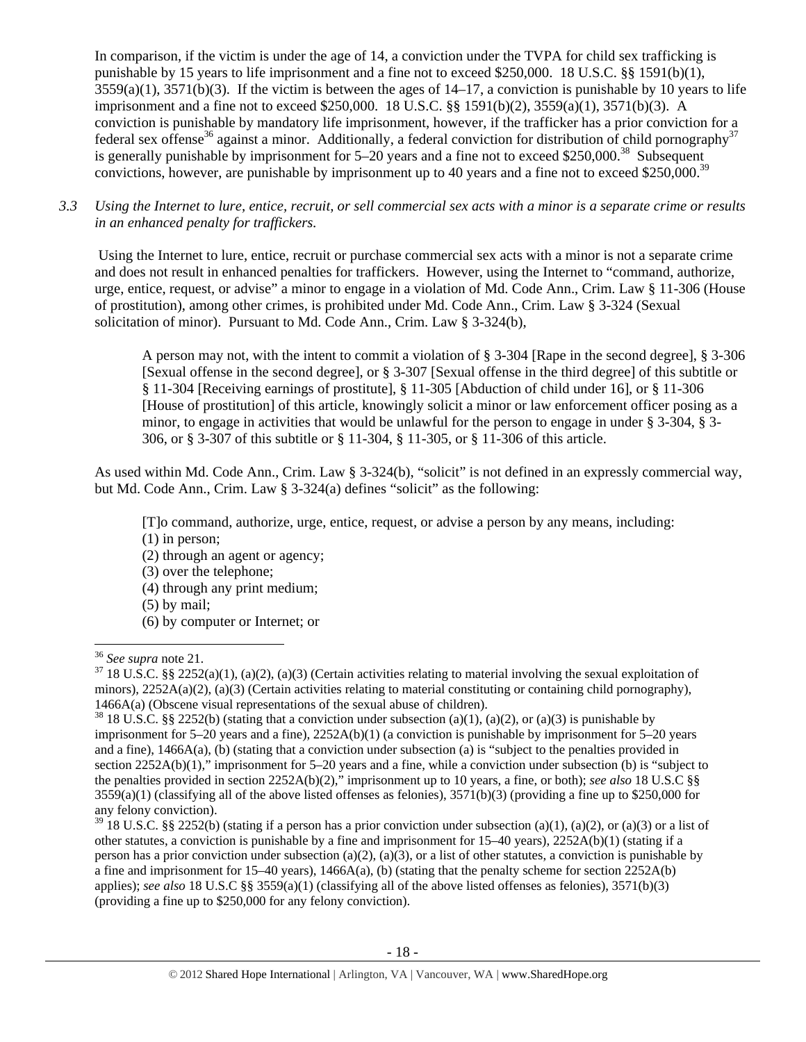In comparison, if the victim is under the age of 14, a conviction under the TVPA for child sex trafficking is punishable by 15 years to life imprisonment and a fine not to exceed $250,000. 18 U.S.C. §§ 1591(b)(1), 3559(a)(1), 3571(b)(3). If the victim is between the ages of 14–17, a conviction is punishable by 10 years to life imprisonment and a fine not to exceed $250,000. 18 U.S.C. §§ 1591(b)(2), 3559(a)(1), 3571(b)(3). A conviction is punishable by mandatory life imprisonment, however, if the trafficker has a prior conviction for a federal sex offense[36] against a minor. Additionally, a federal conviction for distribution of child pornography[37] is generally punishable by imprisonment for 5–20 years and a fine not to exceed $250,000.[38] Subsequent convictions, however, are punishable by imprisonment up to 40 years and a fine not to exceed $250,000.[39]

*3.3 Using the Internet to lure, entice, recruit, or sell commercial sex acts with a minor is a separate crime or results in an enhanced penalty for traffickers.*

Using the Internet to lure, entice, recruit or purchase commercial sex acts with a minor is not a separate crime and does not result in enhanced penalties for traffickers. However, using the Internet to "command, authorize, urge, entice, request, or advise" a minor to engage in a violation of Md. Code Ann., Crim. Law § 11-306 (House of prostitution), among other crimes, is prohibited under Md. Code Ann., Crim. Law § 3-324 (Sexual solicitation of minor). Pursuant to Md. Code Ann., Crim. Law § 3-324(b),

> A person may not, with the intent to commit a violation of § 3-304 [Rape in the second degree], § 3-306 [Sexual offense in the second degree], or § 3-307 [Sexual offense in the third degree] of this subtitle or § 11-304 [Receiving earnings of prostitute], § 11-305 [Abduction of child under 16], or § 11-306 [House of prostitution] of this article, knowingly solicit a minor or law enforcement officer posing as a minor, to engage in activities that would be unlawful for the person to engage in under § 3-304, § 3-306, or § 3-307 of this subtitle or § 11-304, § 11-305, or § 11-306 of this article.

As used within Md. Code Ann., Crim. Law § 3-324(b), "solicit" is not defined in an expressly commercial way, but Md. Code Ann., Crim. Law § 3-324(a) defines "solicit" as the following:

> [T]o command, authorize, urge, entice, request, or advise a person by any means, including:
> (1) in person;
> (2) through an agent or agency;
> (3) over the telephone;
> (4) through any print medium;
> (5) by mail;
> (6) by computer or Internet; or

---

[36] *See supra* note 21.

[37] 18 U.S.C. §§ 2252(a)(1), (a)(2), (a)(3) (Certain activities relating to material involving the sexual exploitation of minors), 2252A(a)(2), (a)(3) (Certain activities relating to material constituting or containing child pornography), 1466A(a) (Obscene visual representations of the sexual abuse of children).

[38] 18 U.S.C. §§ 2252(b) (stating that a conviction under subsection (a)(1), (a)(2), or (a)(3) is punishable by imprisonment for 5–20 years and a fine), 2252A(b)(1) (a conviction is punishable by imprisonment for 5–20 years and a fine), 1466A(a), (b) (stating that a conviction under subsection (a) is "subject to the penalties provided in section 2252A(b)(1)," imprisonment for 5–20 years and a fine, while a conviction under subsection (b) is "subject to the penalties provided in section 2252A(b)(2)," imprisonment up to 10 years, a fine, or both); *see also* 18 U.S.C §§ 3559(a)(1) (classifying all of the above listed offenses as felonies), 3571(b)(3) (providing a fine up to $250,000 for any felony conviction).

[39] 18 U.S.C. §§ 2252(b) (stating if a person has a prior conviction under subsection (a)(1), (a)(2), or (a)(3) or a list of other statutes, a conviction is punishable by a fine and imprisonment for 15–40 years), 2252A(b)(1) (stating if a person has a prior conviction under subsection (a)(2), (a)(3), or a list of other statutes, a conviction is punishable by a fine and imprisonment for 15–40 years), 1466A(a), (b) (stating that the penalty scheme for section 2252A(b) applies); *see also* 18 U.S.C §§ 3559(a)(1) (classifying all of the above listed offenses as felonies), 3571(b)(3) (providing a fine up to $250,000 for any felony conviction).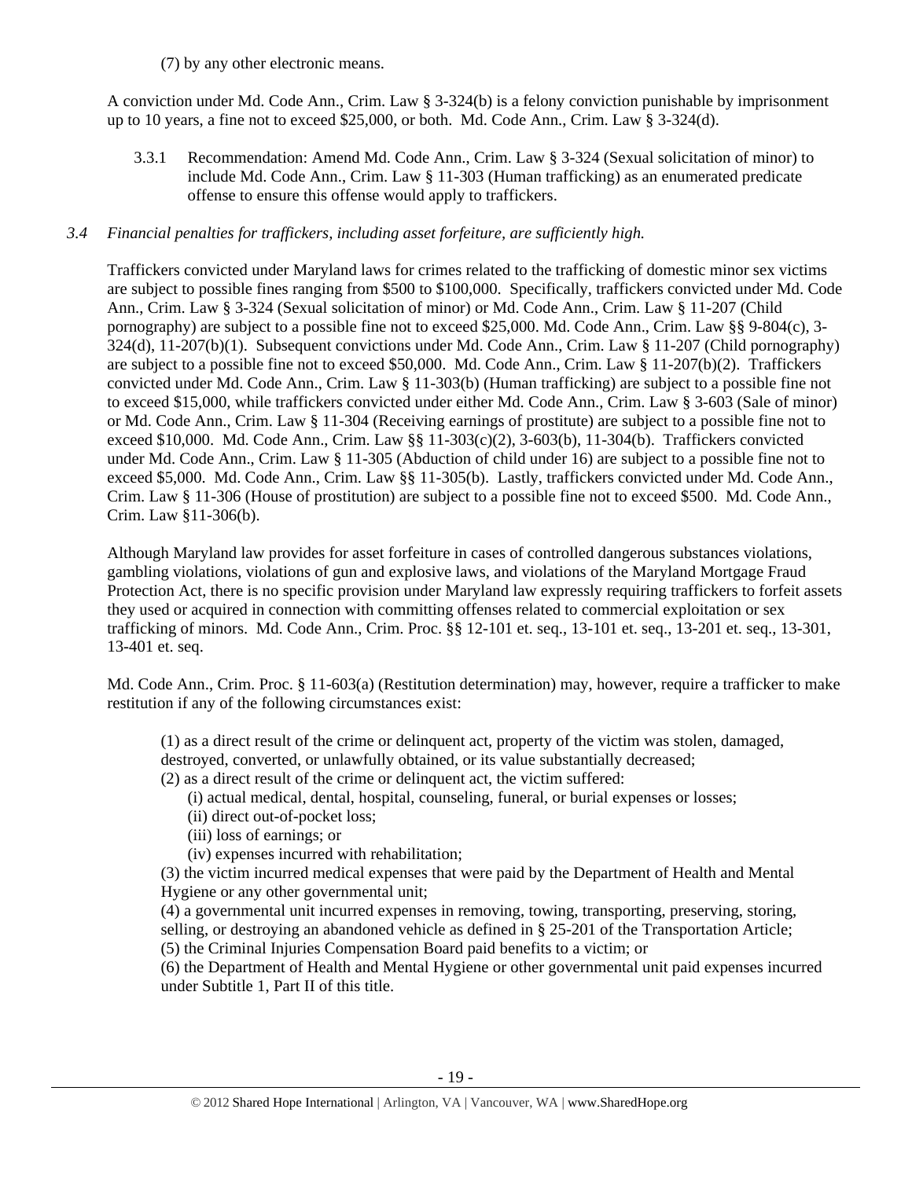(7) by any other electronic means.

A conviction under Md. Code Ann., Crim. Law § 3-324(b) is a felony conviction punishable by imprisonment up to 10 years, a fine not to exceed $25,000, or both. Md. Code Ann., Crim. Law § 3-324(d).

3.3.1 Recommendation: Amend Md. Code Ann., Crim. Law § 3-324 (Sexual solicitation of minor) to include Md. Code Ann., Crim. Law § 11-303 (Human trafficking) as an enumerated predicate offense to ensure this offense would apply to traffickers.

*3.4 Financial penalties for traffickers, including asset forfeiture, are sufficiently high.*

Traffickers convicted under Maryland laws for crimes related to the trafficking of domestic minor sex victims are subject to possible fines ranging from $500 to $100,000. Specifically, traffickers convicted under Md. Code Ann., Crim. Law § 3-324 (Sexual solicitation of minor) or Md. Code Ann., Crim. Law § 11-207 (Child pornography) are subject to a possible fine not to exceed $25,000. Md. Code Ann., Crim. Law §§ 9-804(c), 3-324(d), 11-207(b)(1). Subsequent convictions under Md. Code Ann., Crim. Law § 11-207 (Child pornography) are subject to a possible fine not to exceed $50,000. Md. Code Ann., Crim. Law § 11-207(b)(2). Traffickers convicted under Md. Code Ann., Crim. Law § 11-303(b) (Human trafficking) are subject to a possible fine not to exceed $15,000, while traffickers convicted under either Md. Code Ann., Crim. Law § 3-603 (Sale of minor) or Md. Code Ann., Crim. Law § 11-304 (Receiving earnings of prostitute) are subject to a possible fine not to exceed $10,000. Md. Code Ann., Crim. Law §§ 11-303(c)(2), 3-603(b), 11-304(b). Traffickers convicted under Md. Code Ann., Crim. Law § 11-305 (Abduction of child under 16) are subject to a possible fine not to exceed $5,000. Md. Code Ann., Crim. Law §§ 11-305(b). Lastly, traffickers convicted under Md. Code Ann., Crim. Law § 11-306 (House of prostitution) are subject to a possible fine not to exceed $500. Md. Code Ann., Crim. Law §11-306(b).

Although Maryland law provides for asset forfeiture in cases of controlled dangerous substances violations, gambling violations, violations of gun and explosive laws, and violations of the Maryland Mortgage Fraud Protection Act, there is no specific provision under Maryland law expressly requiring traffickers to forfeit assets they used or acquired in connection with committing offenses related to commercial exploitation or sex trafficking of minors. Md. Code Ann., Crim. Proc. §§ 12-101 et. seq., 13-101 et. seq., 13-201 et. seq., 13-301, 13-401 et. seq.

Md. Code Ann., Crim. Proc. § 11-603(a) (Restitution determination) may, however, require a trafficker to make restitution if any of the following circumstances exist:

> (1) as a direct result of the crime or delinquent act, property of the victim was stolen, damaged, destroyed, converted, or unlawfully obtained, or its value substantially decreased;
> (2) as a direct result of the crime or delinquent act, the victim suffered:
> (i) actual medical, dental, hospital, counseling, funeral, or burial expenses or losses;
> (ii) direct out-of-pocket loss;
> (iii) loss of earnings; or
> (iv) expenses incurred with rehabilitation;
> (3) the victim incurred medical expenses that were paid by the Department of Health and Mental Hygiene or any other governmental unit;
> (4) a governmental unit incurred expenses in removing, towing, transporting, preserving, storing, selling, or destroying an abandoned vehicle as defined in § 25-201 of the Transportation Article;
> (5) the Criminal Injuries Compensation Board paid benefits to a victim; or
> (6) the Department of Health and Mental Hygiene or other governmental unit paid expenses incurred under Subtitle 1, Part II of this title.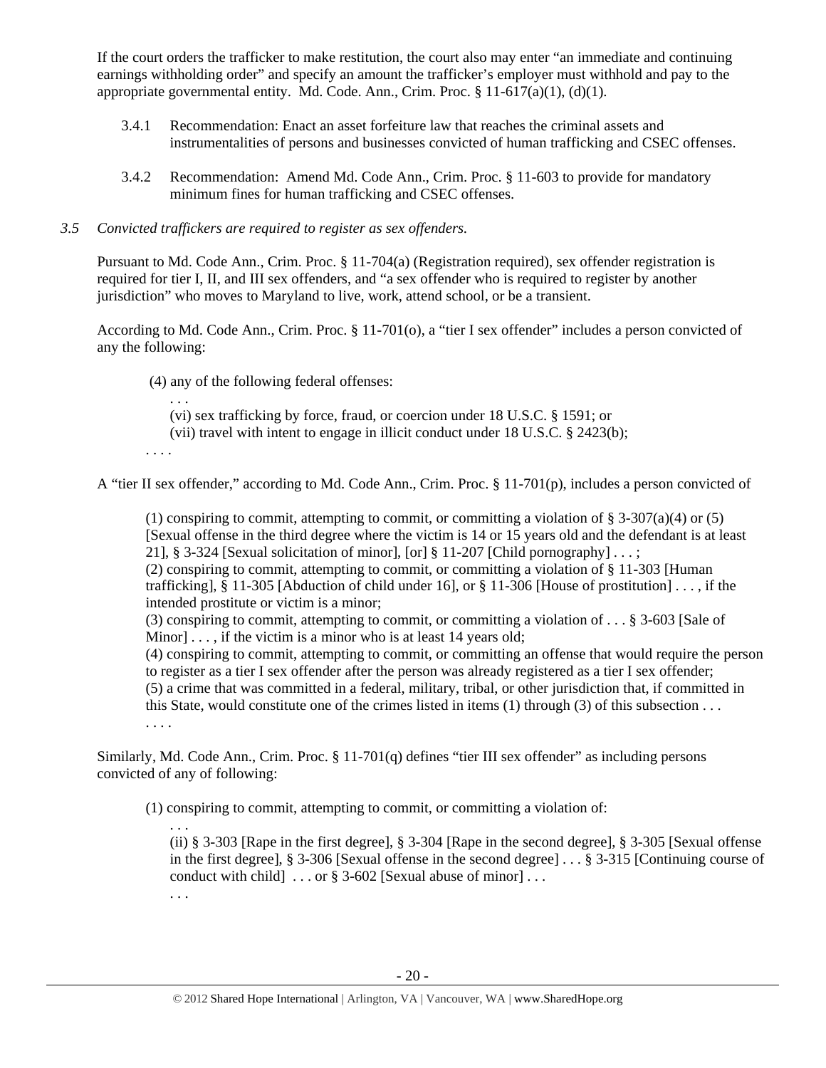If the court orders the trafficker to make restitution, the court also may enter "an immediate and continuing earnings withholding order" and specify an amount the trafficker's employer must withhold and pay to the appropriate governmental entity. Md. Code Ann., Crim. Proc. § 11-617(a)(1), (d)(1).

3.4.1 Recommendation: Enact an asset forfeiture law that reaches the criminal assets and instrumentalities of persons and businesses convicted of human trafficking and CSEC offenses.

3.4.2 Recommendation: Amend Md. Code Ann., Crim. Proc. § 11-603 to provide for mandatory minimum fines for human trafficking and CSEC offenses.

*3.5 Convicted traffickers are required to register as sex offenders.*

Pursuant to Md. Code Ann., Crim. Proc. § 11-704(a) (Registration required), sex offender registration is required for tier I, II, and III sex offenders, and "a sex offender who is required to register by another jurisdiction" who moves to Maryland to live, work, attend school, or be a transient.

According to Md. Code Ann., Crim. Proc. § 11-701(o), a "tier I sex offender" includes a person convicted of any the following:

> (4) any of the following federal offenses:
> . . .
> (vi) sex trafficking by force, fraud, or coercion under 18 U.S.C. § 1591; or
> (vii) travel with intent to engage in illicit conduct under 18 U.S.C. § 2423(b);
> . . . .

A "tier II sex offender," according to Md. Code Ann., Crim. Proc. § 11-701(p), includes a person convicted of

> (1) conspiring to commit, attempting to commit, or committing a violation of § 3-307(a)(4) or (5) [Sexual offense in the third degree where the victim is 14 or 15 years old and the defendant is at least 21], § 3-324 [Sexual solicitation of minor], [or] § 11-207 [Child pornography] . . . ;
> (2) conspiring to commit, attempting to commit, or committing a violation of § 11-303 [Human trafficking], § 11-305 [Abduction of child under 16], or § 11-306 [House of prostitution] . . . , if the intended prostitute or victim is a minor;
> (3) conspiring to commit, attempting to commit, or committing a violation of . . . § 3-603 [Sale of Minor] . . . , if the victim is a minor who is at least 14 years old;
> (4) conspiring to commit, attempting to commit, or committing an offense that would require the person to register as a tier I sex offender after the person was already registered as a tier I sex offender;
> (5) a crime that was committed in a federal, military, tribal, or other jurisdiction that, if committed in this State, would constitute one of the crimes listed in items (1) through (3) of this subsection . . .
> . . . .

Similarly, Md. Code Ann., Crim. Proc. § 11-701(q) defines "tier III sex offender" as including persons convicted of any of following:

> (1) conspiring to commit, attempting to commit, or committing a violation of:
> . . .
> (ii) § 3-303 [Rape in the first degree], § 3-304 [Rape in the second degree], § 3-305 [Sexual offense in the first degree], § 3-306 [Sexual offense in the second degree] . . . § 3-315 [Continuing course of conduct with child] . . . or § 3-602 [Sexual abuse of minor] . . .
> . . .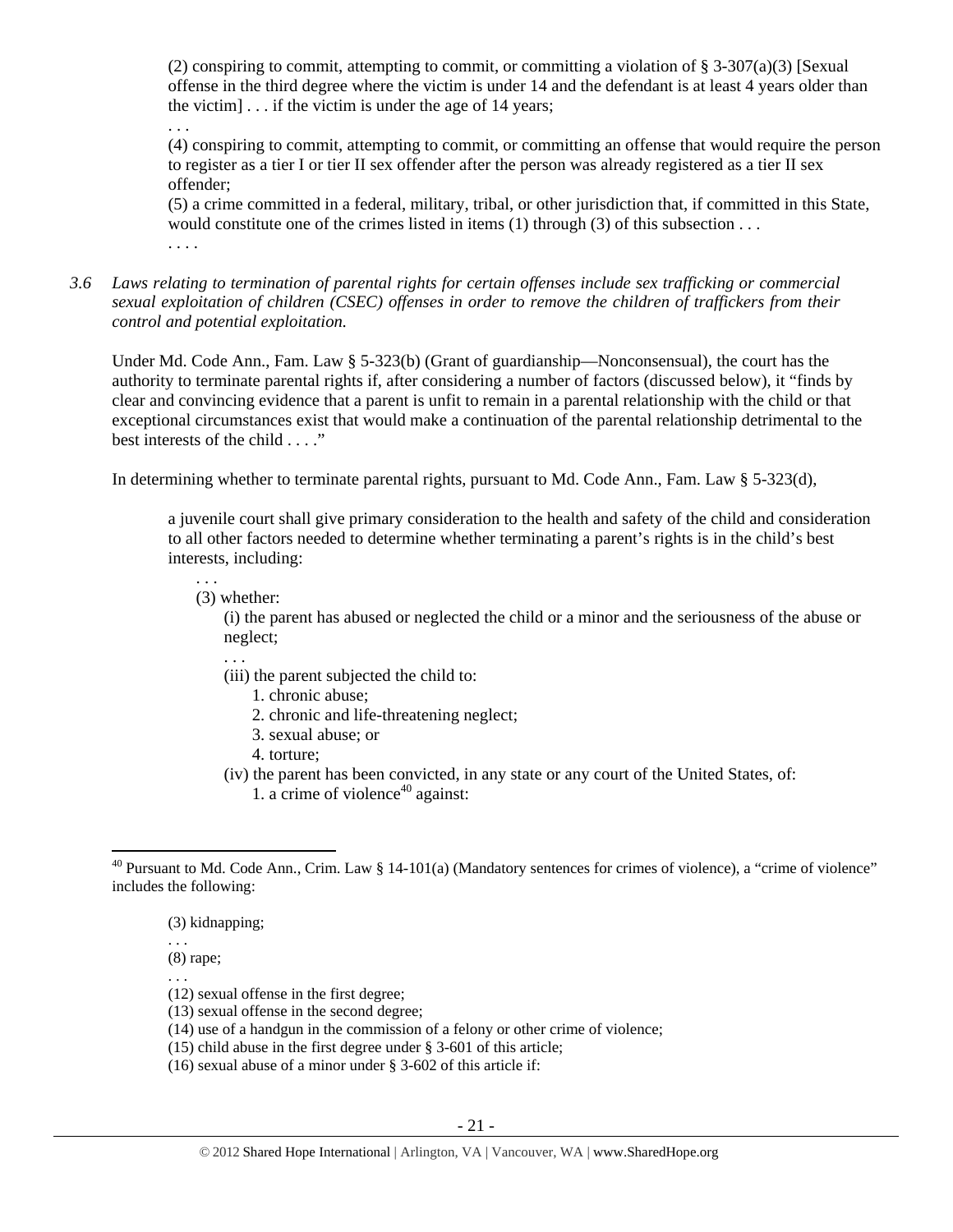> (2) conspiring to commit, attempting to commit, or committing a violation of § 3-307(a)(3) [Sexual offense in the third degree where the victim is under 14 and the defendant is at least 4 years older than the victim] . . . if the victim is under the age of 14 years;
>
> . . .
>
> (4) conspiring to commit, attempting to commit, or committing an offense that would require the person to register as a tier I or tier II sex offender after the person was already registered as a tier II sex offender;
>
> (5) a crime committed in a federal, military, tribal, or other jurisdiction that, if committed in this State, would constitute one of the crimes listed in items (1) through (3) of this subsection . . .
>
> . . . .

*3.6 Laws relating to termination of parental rights for certain offenses include sex trafficking or commercial sexual exploitation of children (CSEC) offenses in order to remove the children of traffickers from their control and potential exploitation.*

Under Md. Code Ann., Fam. Law § 5-323(b) (Grant of guardianship—Nonconsensual), the court has the authority to terminate parental rights if, after considering a number of factors (discussed below), it "finds by clear and convincing evidence that a parent is unfit to remain in a parental relationship with the child or that exceptional circumstances exist that would make a continuation of the parental relationship detrimental to the best interests of the child . . . ."

In determining whether to terminate parental rights, pursuant to Md. Code Ann., Fam. Law § 5-323(d),

> a juvenile court shall give primary consideration to the health and safety of the child and consideration to all other factors needed to determine whether terminating a parent's rights is in the child's best interests, including:
>
> . . .
>
> (3) whether:
>
> (i) the parent has abused or neglected the child or a minor and the seriousness of the abuse or neglect;
>
> . . .
>
> (iii) the parent subjected the child to:
>
> 1. chronic abuse;
> 2. chronic and life-threatening neglect;
> 3. sexual abuse; or
> 4. torture;
>
> (iv) the parent has been convicted, in any state or any court of the United States, of:
>
> 1. a crime of violence[40] against:

---

[40] Pursuant to Md. Code Ann., Crim. Law § 14-101(a) (Mandatory sentences for crimes of violence), a "crime of violence" includes the following:

> (3) kidnapping;
>
> . . .
>
> (8) rape;
>
> . . .
>
> (12) sexual offense in the first degree;
>
> (13) sexual offense in the second degree;
>
> (14) use of a handgun in the commission of a felony or other crime of violence;
>
> (15) child abuse in the first degree under § 3-601 of this article;
>
> (16) sexual abuse of a minor under § 3-602 of this article if: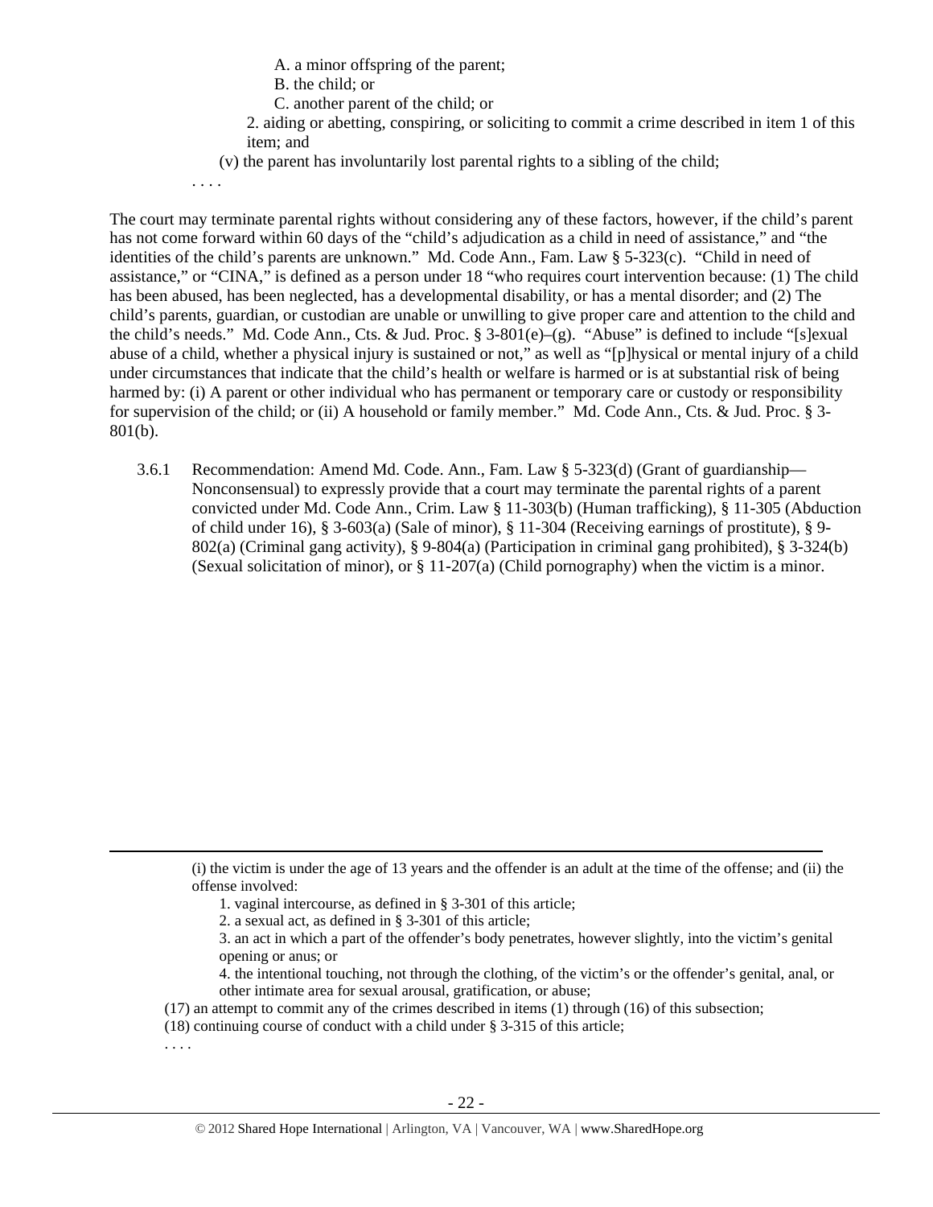A. a minor offspring of the parent;

B. the child; or

C. another parent of the child; or

2. aiding or abetting, conspiring, or soliciting to commit a crime described in item 1 of this item; and

(v) the parent has involuntarily lost parental rights to a sibling of the child;

. . . .

The court may terminate parental rights without considering any of these factors, however, if the child's parent has not come forward within 60 days of the "child's adjudication as a child in need of assistance," and "the identities of the child's parents are unknown." Md. Code Ann., Fam. Law § 5-323(c). "Child in need of assistance," or "CINA," is defined as a person under 18 "who requires court intervention because: (1) The child has been abused, has been neglected, has a developmental disability, or has a mental disorder; and (2) The child's parents, guardian, or custodian are unable or unwilling to give proper care and attention to the child and the child's needs." Md. Code Ann., Cts. & Jud. Proc. § 3-801(e)–(g). "Abuse" is defined to include "[s]exual abuse of a child, whether a physical injury is sustained or not," as well as "[p]hysical or mental injury of a child under circumstances that indicate that the child's health or welfare is harmed or is at substantial risk of being harmed by: (i) A parent or other individual who has permanent or temporary care or custody or responsibility for supervision of the child; or (ii) A household or family member." Md. Code Ann., Cts. & Jud. Proc. § 3-801(b).

3.6.1 Recommendation: Amend Md. Code. Ann., Fam. Law § 5-323(d) (Grant of guardianship—Nonconsensual) to expressly provide that a court may terminate the parental rights of a parent convicted under Md. Code Ann., Crim. Law § 11-303(b) (Human trafficking), § 11-305 (Abduction of child under 16), § 3-603(a) (Sale of minor), § 11-304 (Receiving earnings of prostitute), § 9-802(a) (Criminal gang activity), § 9-804(a) (Participation in criminal gang prohibited), § 3-324(b) (Sexual solicitation of minor), or § 11-207(a) (Child pornography) when the victim is a minor.

---

(i) the victim is under the age of 13 years and the offender is an adult at the time of the offense; and (ii) the offense involved:

1. vaginal intercourse, as defined in § 3-301 of this article;

2. a sexual act, as defined in § 3-301 of this article;

3. an act in which a part of the offender's body penetrates, however slightly, into the victim's genital opening or anus; or

4. the intentional touching, not through the clothing, of the victim's or the offender's genital, anal, or other intimate area for sexual arousal, gratification, or abuse;

(17) an attempt to commit any of the crimes described in items (1) through (16) of this subsection;

(18) continuing course of conduct with a child under § 3-315 of this article;

. . . .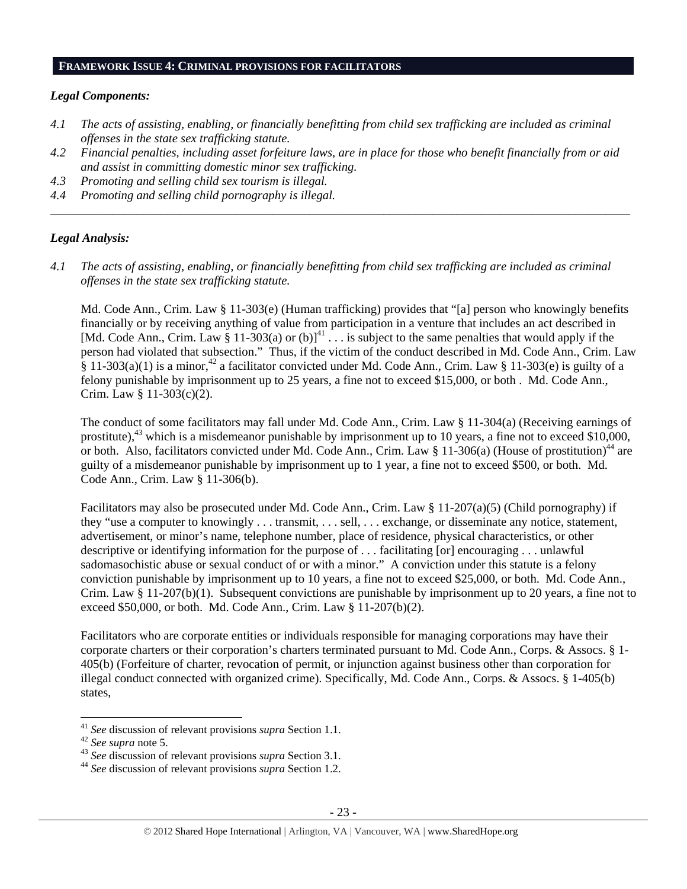## FRAMEWORK ISSUE 4: CRIMINAL PROVISIONS FOR FACILITATORS

***Legal Components:***

*4.1 The acts of assisting, enabling, or financially benefitting from child sex trafficking are included as criminal offenses in the state sex trafficking statute.*

*4.2 Financial penalties, including asset forfeiture laws, are in place for those who benefit financially from or aid and assist in committing domestic minor sex trafficking.*

*4.3 Promoting and selling child sex tourism is illegal.*

*4.4 Promoting and selling child pornography is illegal.*

---

***Legal Analysis:***

*4.1 The acts of assisting, enabling, or financially benefitting from child sex trafficking are included as criminal offenses in the state sex trafficking statute.*

Md. Code Ann., Crim. Law § 11-303(e) (Human trafficking) provides that "[a] person who knowingly benefits financially or by receiving anything of value from participation in a venture that includes an act described in [Md. Code Ann., Crim. Law § 11-303(a) or (b)][41] . . . is subject to the same penalties that would apply if the person had violated that subsection." Thus, if the victim of the conduct described in Md. Code Ann., Crim. Law § 11-303(a)(1) is a minor,[42] a facilitator convicted under Md. Code Ann., Crim. Law § 11-303(e) is guilty of a felony punishable by imprisonment up to 25 years, a fine not to exceed $15,000, or both . Md. Code Ann., Crim. Law § 11-303(c)(2).

The conduct of some facilitators may fall under Md. Code Ann., Crim. Law § 11-304(a) (Receiving earnings of prostitute),[43] which is a misdemeanor punishable by imprisonment up to 10 years, a fine not to exceed $10,000, or both. Also, facilitators convicted under Md. Code Ann., Crim. Law § 11-306(a) (House of prostitution)[44] are guilty of a misdemeanor punishable by imprisonment up to 1 year, a fine not to exceed $500, or both. Md. Code Ann., Crim. Law § 11-306(b).

Facilitators may also be prosecuted under Md. Code Ann., Crim. Law § 11-207(a)(5) (Child pornography) if they "use a computer to knowingly . . . transmit, . . . sell, . . . exchange, or disseminate any notice, statement, advertisement, or minor's name, telephone number, place of residence, physical characteristics, or other descriptive or identifying information for the purpose of . . . facilitating [or] encouraging . . . unlawful sadomasochistic abuse or sexual conduct of or with a minor." A conviction under this statute is a felony conviction punishable by imprisonment up to 10 years, a fine not to exceed $25,000, or both. Md. Code Ann., Crim. Law § 11-207(b)(1). Subsequent convictions are punishable by imprisonment up to 20 years, a fine not to exceed $50,000, or both. Md. Code Ann., Crim. Law § 11-207(b)(2).

Facilitators who are corporate entities or individuals responsible for managing corporations may have their corporate charters or their corporation's charters terminated pursuant to Md. Code Ann., Corps. & Assocs. § 1-405(b) (Forfeiture of charter, revocation of permit, or injunction against business other than corporation for illegal conduct connected with organized crime). Specifically, Md. Code Ann., Corps. & Assocs. § 1-405(b) states,

---

[41] *See* discussion of relevant provisions *supra* Section 1.1.

[42] *See supra* note 5.

[43] *See* discussion of relevant provisions *supra* Section 3.1.

[44] *See* discussion of relevant provisions *supra* Section 1.2.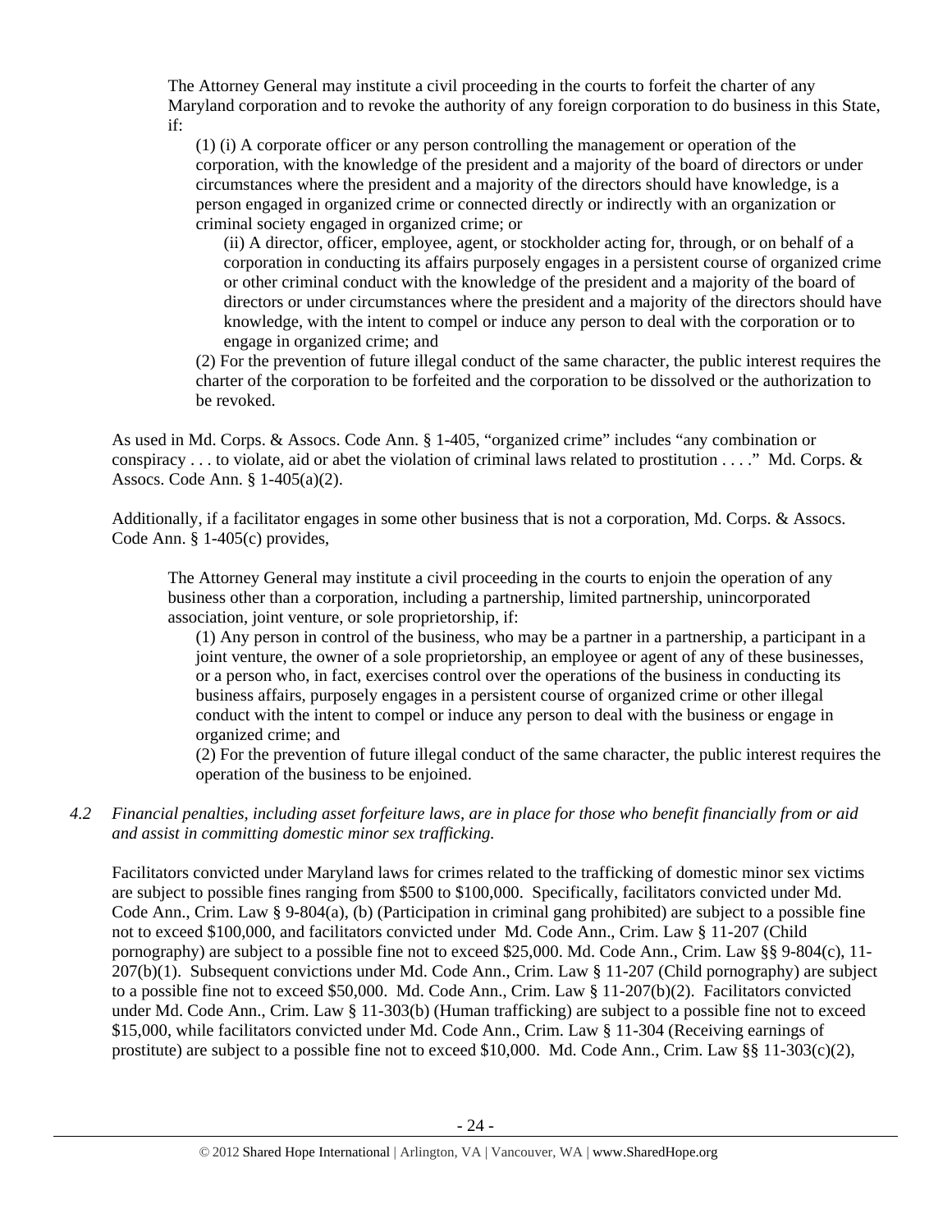> The Attorney General may institute a civil proceeding in the courts to forfeit the charter of any Maryland corporation and to revoke the authority of any foreign corporation to do business in this State, if:
>
> > (1) (i) A corporate officer or any person controlling the management or operation of the corporation, with the knowledge of the president and a majority of the board of directors or under circumstances where the president and a majority of the directors should have knowledge, is a person engaged in organized crime or connected directly or indirectly with an organization or criminal society engaged in organized crime; or
> >
> > > (ii) A director, officer, employee, agent, or stockholder acting for, through, or on behalf of a corporation in conducting its affairs purposely engages in a persistent course of organized crime or other criminal conduct with the knowledge of the president and a majority of the board of directors or under circumstances where the president and a majority of the directors should have knowledge, with the intent to compel or induce any person to deal with the corporation or to engage in organized crime; and
> >
> > (2) For the prevention of future illegal conduct of the same character, the public interest requires the charter of the corporation to be forfeited and the corporation to be dissolved or the authorization to be revoked.

As used in Md. Corps. & Assocs. Code Ann. § 1-405, "organized crime" includes "any combination or conspiracy . . . to violate, aid or abet the violation of criminal laws related to prostitution . . . ." Md. Corps. & Assocs. Code Ann. § 1-405(a)(2).

Additionally, if a facilitator engages in some other business that is not a corporation, Md. Corps. & Assocs. Code Ann. § 1-405(c) provides,

> The Attorney General may institute a civil proceeding in the courts to enjoin the operation of any business other than a corporation, including a partnership, limited partnership, unincorporated association, joint venture, or sole proprietorship, if:
>
> > (1) Any person in control of the business, who may be a partner in a partnership, a participant in a joint venture, the owner of a sole proprietorship, an employee or agent of any of these businesses, or a person who, in fact, exercises control over the operations of the business in conducting its business affairs, purposely engages in a persistent course of organized crime or other illegal conduct with the intent to compel or induce any person to deal with the business or engage in organized crime; and
> >
> > (2) For the prevention of future illegal conduct of the same character, the public interest requires the operation of the business to be enjoined.

*4.2 Financial penalties, including asset forfeiture laws, are in place for those who benefit financially from or aid and assist in committing domestic minor sex trafficking.*

Facilitators convicted under Maryland laws for crimes related to the trafficking of domestic minor sex victims are subject to possible fines ranging from $500 to $100,000. Specifically, facilitators convicted under Md. Code Ann., Crim. Law § 9-804(a), (b) (Participation in criminal gang prohibited) are subject to a possible fine not to exceed $100,000, and facilitators convicted under Md. Code Ann., Crim. Law § 11-207 (Child pornography) are subject to a possible fine not to exceed $25,000. Md. Code Ann., Crim. Law §§ 9-804(c), 11-207(b)(1). Subsequent convictions under Md. Code Ann., Crim. Law § 11-207 (Child pornography) are subject to a possible fine not to exceed $50,000. Md. Code Ann., Crim. Law § 11-207(b)(2). Facilitators convicted under Md. Code Ann., Crim. Law § 11-303(b) (Human trafficking) are subject to a possible fine not to exceed $15,000, while facilitators convicted under Md. Code Ann., Crim. Law § 11-304 (Receiving earnings of prostitute) are subject to a possible fine not to exceed $10,000. Md. Code Ann., Crim. Law §§ 11-303(c)(2),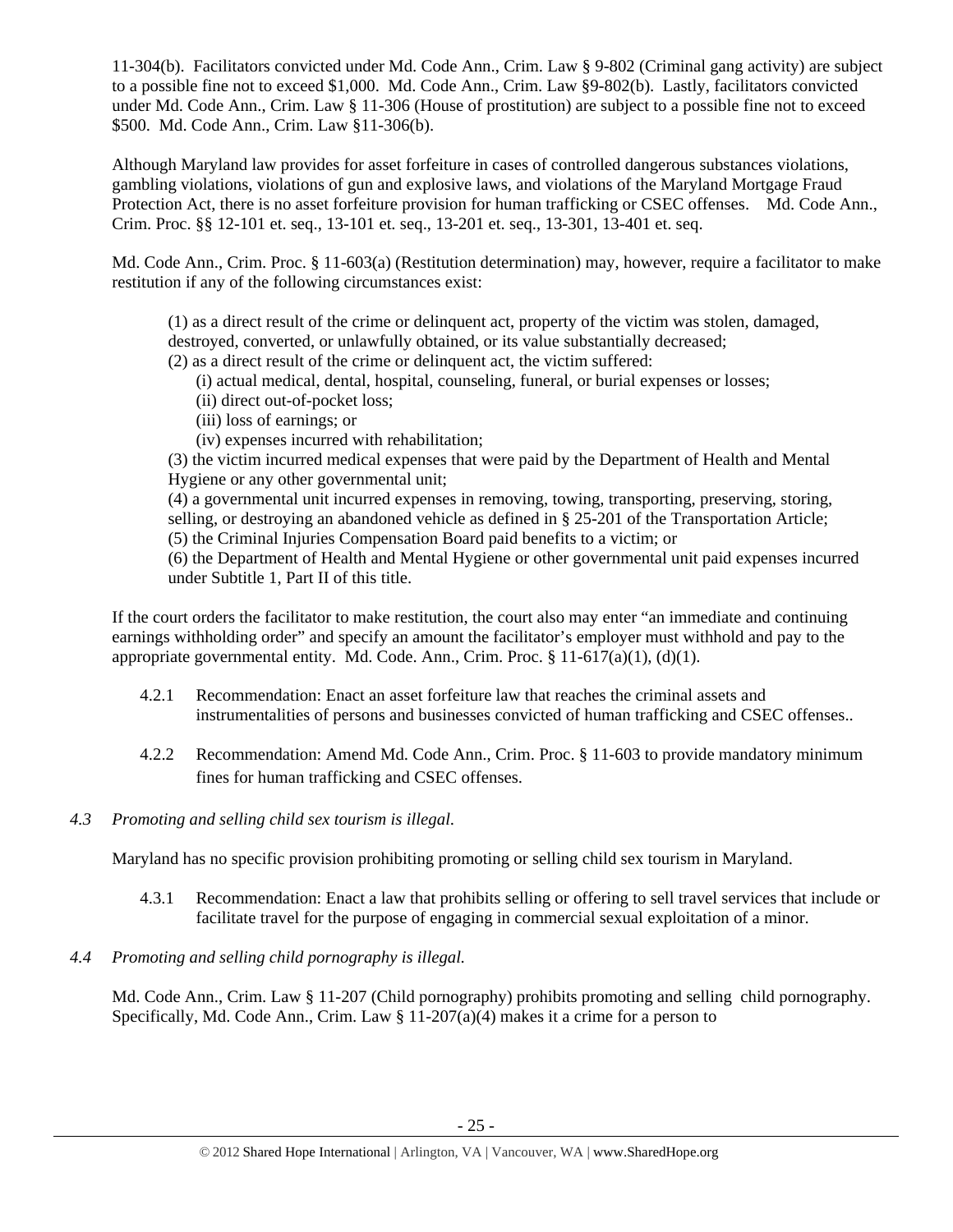11-304(b). Facilitators convicted under Md. Code Ann., Crim. Law § 9-802 (Criminal gang activity) are subject to a possible fine not to exceed $1,000. Md. Code Ann., Crim. Law §9-802(b). Lastly, facilitators convicted under Md. Code Ann., Crim. Law § 11-306 (House of prostitution) are subject to a possible fine not to exceed $500. Md. Code Ann., Crim. Law §11-306(b).

Although Maryland law provides for asset forfeiture in cases of controlled dangerous substances violations, gambling violations, violations of gun and explosive laws, and violations of the Maryland Mortgage Fraud Protection Act, there is no asset forfeiture provision for human trafficking or CSEC offenses. Md. Code Ann., Crim. Proc. §§ 12-101 et. seq., 13-101 et. seq., 13-201 et. seq., 13-301, 13-401 et. seq.

Md. Code Ann., Crim. Proc. § 11-603(a) (Restitution determination) may, however, require a facilitator to make restitution if any of the following circumstances exist:

> (1) as a direct result of the crime or delinquent act, property of the victim was stolen, damaged, destroyed, converted, or unlawfully obtained, or its value substantially decreased;
> (2) as a direct result of the crime or delinquent act, the victim suffered:
> (i) actual medical, dental, hospital, counseling, funeral, or burial expenses or losses;
> (ii) direct out-of-pocket loss;
> (iii) loss of earnings; or
> (iv) expenses incurred with rehabilitation;
> (3) the victim incurred medical expenses that were paid by the Department of Health and Mental Hygiene or any other governmental unit;
> (4) a governmental unit incurred expenses in removing, towing, transporting, preserving, storing, selling, or destroying an abandoned vehicle as defined in § 25-201 of the Transportation Article;
> (5) the Criminal Injuries Compensation Board paid benefits to a victim; or
> (6) the Department of Health and Mental Hygiene or other governmental unit paid expenses incurred under Subtitle 1, Part II of this title.

If the court orders the facilitator to make restitution, the court also may enter "an immediate and continuing earnings withholding order" and specify an amount the facilitator's employer must withhold and pay to the appropriate governmental entity. Md. Code. Ann., Crim. Proc. § 11-617(a)(1), (d)(1).

4.2.1 Recommendation: Enact an asset forfeiture law that reaches the criminal assets and instrumentalities of persons and businesses convicted of human trafficking and CSEC offenses..

4.2.2 Recommendation: Amend Md. Code Ann., Crim. Proc. § 11-603 to provide mandatory minimum fines for human trafficking and CSEC offenses.

*4.3 Promoting and selling child sex tourism is illegal.*

Maryland has no specific provision prohibiting promoting or selling child sex tourism in Maryland.

4.3.1 Recommendation: Enact a law that prohibits selling or offering to sell travel services that include or facilitate travel for the purpose of engaging in commercial sexual exploitation of a minor.

*4.4 Promoting and selling child pornography is illegal.*

Md. Code Ann., Crim. Law § 11-207 (Child pornography) prohibits promoting and selling child pornography. Specifically, Md. Code Ann., Crim. Law § 11-207(a)(4) makes it a crime for a person to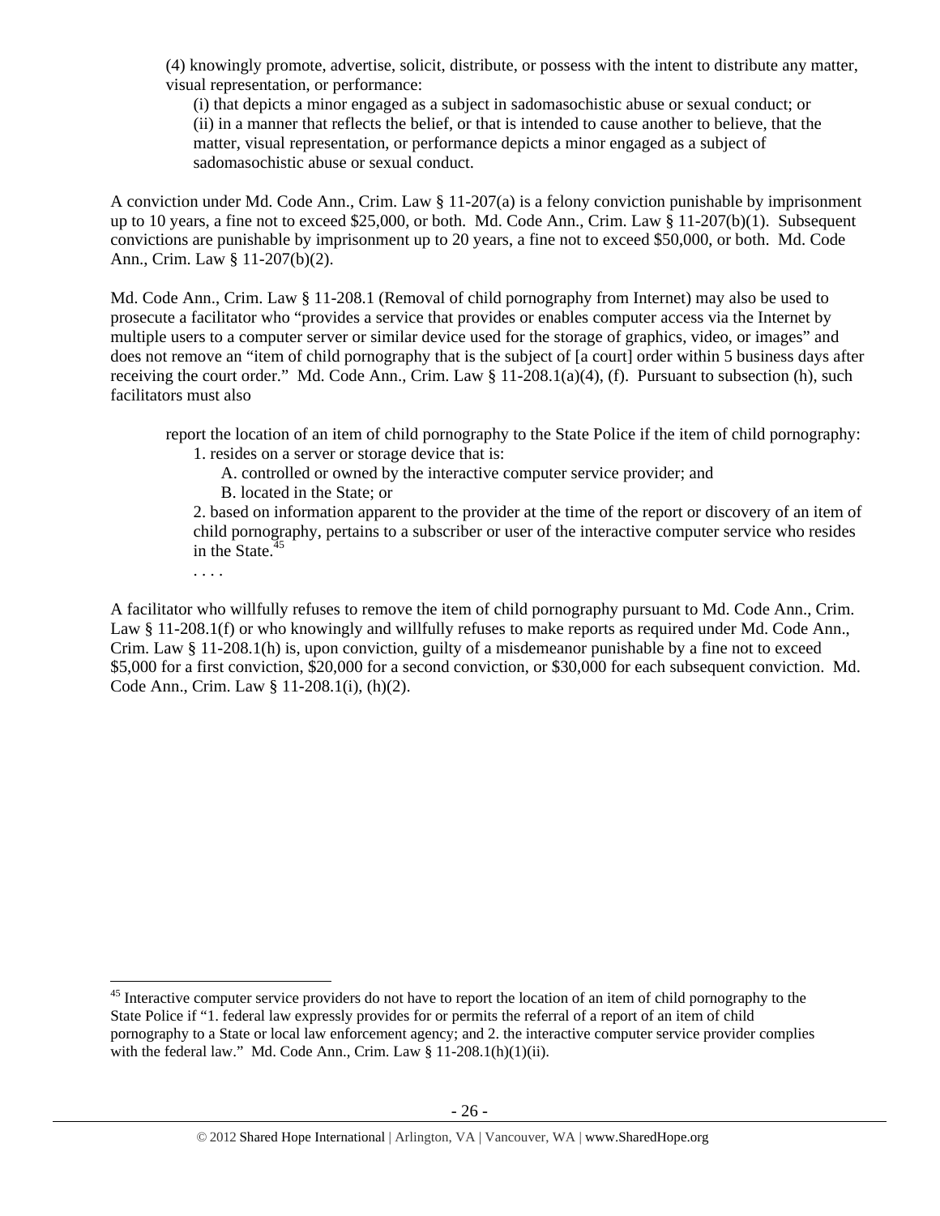> (4) knowingly promote, advertise, solicit, distribute, or possess with the intent to distribute any matter, visual representation, or performance:
>
> (i) that depicts a minor engaged as a subject in sadomasochistic abuse or sexual conduct; or
>
> (ii) in a manner that reflects the belief, or that is intended to cause another to believe, that the matter, visual representation, or performance depicts a minor engaged as a subject of sadomasochistic abuse or sexual conduct.

A conviction under Md. Code Ann., Crim. Law § 11-207(a) is a felony conviction punishable by imprisonment up to 10 years, a fine not to exceed $25,000, or both. Md. Code Ann., Crim. Law § 11-207(b)(1). Subsequent convictions are punishable by imprisonment up to 20 years, a fine not to exceed $50,000, or both. Md. Code Ann., Crim. Law § 11-207(b)(2).

Md. Code Ann., Crim. Law § 11-208.1 (Removal of child pornography from Internet) may also be used to prosecute a facilitator who "provides a service that provides or enables computer access via the Internet by multiple users to a computer server or similar device used for the storage of graphics, video, or images" and does not remove an "item of child pornography that is the subject of [a court] order within 5 business days after receiving the court order." Md. Code Ann., Crim. Law § 11-208.1(a)(4), (f). Pursuant to subsection (h), such facilitators must also

> report the location of an item of child pornography to the State Police if the item of child pornography:
>
> 1. resides on a server or storage device that is:
>
> A. controlled or owned by the interactive computer service provider; and
>
> B. located in the State; or
>
> 2. based on information apparent to the provider at the time of the report or discovery of an item of child pornography, pertains to a subscriber or user of the interactive computer service who resides in the State.[45]
>
> . . . .

A facilitator who willfully refuses to remove the item of child pornography pursuant to Md. Code Ann., Crim. Law § 11-208.1(f) or who knowingly and willfully refuses to make reports as required under Md. Code Ann., Crim. Law § 11-208.1(h) is, upon conviction, guilty of a misdemeanor punishable by a fine not to exceed $5,000 for a first conviction, $20,000 for a second conviction, or $30,000 for each subsequent conviction. Md. Code Ann., Crim. Law § 11-208.1(i), (h)(2).

---

[45] Interactive computer service providers do not have to report the location of an item of child pornography to the State Police if "1. federal law expressly provides for or permits the referral of a report of an item of child pornography to a State or local law enforcement agency; and 2. the interactive computer service provider complies with the federal law." Md. Code Ann., Crim. Law § 11-208.1(h)(1)(ii).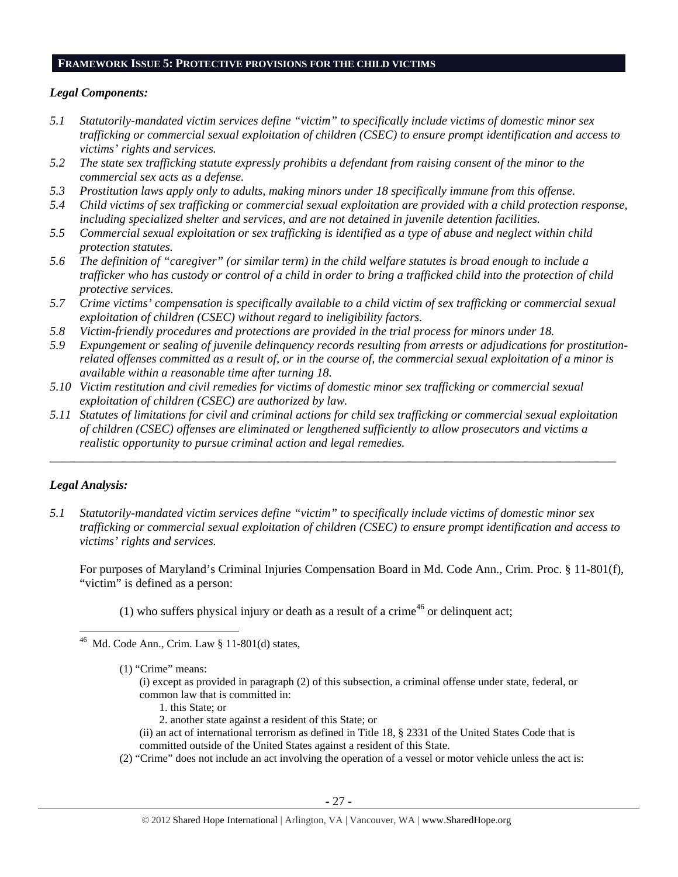## FRAMEWORK ISSUE 5: PROTECTIVE PROVISIONS FOR THE CHILD VICTIMS

***Legal Components:***

*5.1 Statutorily-mandated victim services define "victim" to specifically include victims of domestic minor sex trafficking or commercial sexual exploitation of children (CSEC) to ensure prompt identification and access to victims' rights and services.*

*5.2 The state sex trafficking statute expressly prohibits a defendant from raising consent of the minor to the commercial sex acts as a defense.*

*5.3 Prostitution laws apply only to adults, making minors under 18 specifically immune from this offense.*

*5.4 Child victims of sex trafficking or commercial sexual exploitation are provided with a child protection response, including specialized shelter and services, and are not detained in juvenile detention facilities.*

*5.5 Commercial sexual exploitation or sex trafficking is identified as a type of abuse and neglect within child protection statutes.*

*5.6 The definition of "caregiver" (or similar term) in the child welfare statutes is broad enough to include a trafficker who has custody or control of a child in order to bring a trafficked child into the protection of child protective services.*

*5.7 Crime victims' compensation is specifically available to a child victim of sex trafficking or commercial sexual exploitation of children (CSEC) without regard to ineligibility factors.*

*5.8 Victim-friendly procedures and protections are provided in the trial process for minors under 18.*

*5.9 Expungement or sealing of juvenile delinquency records resulting from arrests or adjudications for prostitution-related offenses committed as a result of, or in the course of, the commercial sexual exploitation of a minor is available within a reasonable time after turning 18.*

*5.10 Victim restitution and civil remedies for victims of domestic minor sex trafficking or commercial sexual exploitation of children (CSEC) are authorized by law.*

*5.11 Statutes of limitations for civil and criminal actions for child sex trafficking or commercial sexual exploitation of children (CSEC) offenses are eliminated or lengthened sufficiently to allow prosecutors and victims a realistic opportunity to pursue criminal action and legal remedies.*

---

***Legal Analysis:***

*5.1 Statutorily-mandated victim services define "victim" to specifically include victims of domestic minor sex trafficking or commercial sexual exploitation of children (CSEC) to ensure prompt identification and access to victims' rights and services.*

For purposes of Maryland's Criminal Injuries Compensation Board in Md. Code Ann., Crim. Proc. § 11-801(f), "victim" is defined as a person:

(1) who suffers physical injury or death as a result of a crime[46] or delinquent act;

---

[46] Md. Code Ann., Crim. Law § 11-801(d) states,

(1) "Crime" means:
(i) except as provided in paragraph (2) of this subsection, a criminal offense under state, federal, or common law that is committed in:
1. this State; or
2. another state against a resident of this State; or
(ii) an act of international terrorism as defined in Title 18, § 2331 of the United States Code that is committed outside of the United States against a resident of this State.
(2) "Crime" does not include an act involving the operation of a vessel or motor vehicle unless the act is: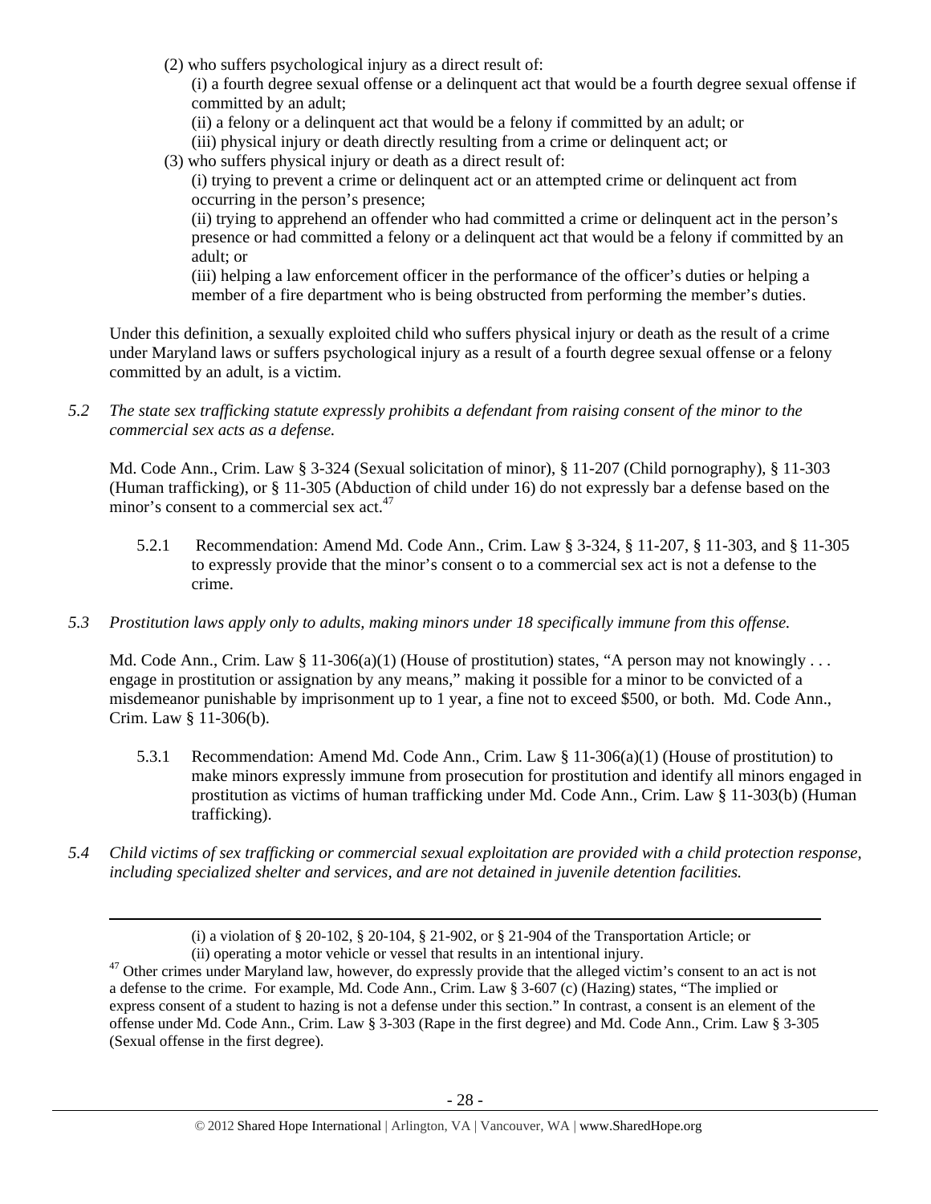(2) who suffers psychological injury as a direct result of:

(i) a fourth degree sexual offense or a delinquent act that would be a fourth degree sexual offense if committed by an adult;

(ii) a felony or a delinquent act that would be a felony if committed by an adult; or

(iii) physical injury or death directly resulting from a crime or delinquent act; or

(3) who suffers physical injury or death as a direct result of:

(i) trying to prevent a crime or delinquent act or an attempted crime or delinquent act from occurring in the person's presence;

(ii) trying to apprehend an offender who had committed a crime or delinquent act in the person's presence or had committed a felony or a delinquent act that would be a felony if committed by an adult; or

(iii) helping a law enforcement officer in the performance of the officer's duties or helping a member of a fire department who is being obstructed from performing the member's duties.

Under this definition, a sexually exploited child who suffers physical injury or death as the result of a crime under Maryland laws or suffers psychological injury as a result of a fourth degree sexual offense or a felony committed by an adult, is a victim.

*5.2 The state sex trafficking statute expressly prohibits a defendant from raising consent of the minor to the commercial sex acts as a defense.*

Md. Code Ann., Crim. Law § 3-324 (Sexual solicitation of minor), § 11-207 (Child pornography), § 11-303 (Human trafficking), or § 11-305 (Abduction of child under 16) do not expressly bar a defense based on the minor's consent to a commercial sex act.[47]

5.2.1 Recommendation: Amend Md. Code Ann., Crim. Law § 3-324, § 11-207, § 11-303, and § 11-305 to expressly provide that the minor's consent o to a commercial sex act is not a defense to the crime.

*5.3 Prostitution laws apply only to adults, making minors under 18 specifically immune from this offense.*

Md. Code Ann., Crim. Law § 11-306(a)(1) (House of prostitution) states, "A person may not knowingly . . . engage in prostitution or assignation by any means," making it possible for a minor to be convicted of a misdemeanor punishable by imprisonment up to 1 year, a fine not to exceed $500, or both. Md. Code Ann., Crim. Law § 11-306(b).

5.3.1 Recommendation: Amend Md. Code Ann., Crim. Law § 11-306(a)(1) (House of prostitution) to make minors expressly immune from prosecution for prostitution and identify all minors engaged in prostitution as victims of human trafficking under Md. Code Ann., Crim. Law § 11-303(b) (Human trafficking).

*5.4 Child victims of sex trafficking or commercial sexual exploitation are provided with a child protection response, including specialized shelter and services, and are not detained in juvenile detention facilities.*

---

(i) a violation of § 20-102, § 20-104, § 21-902, or § 21-904 of the Transportation Article; or

(ii) operating a motor vehicle or vessel that results in an intentional injury.

[47] Other crimes under Maryland law, however, do expressly provide that the alleged victim's consent to an act is not a defense to the crime. For example, Md. Code Ann., Crim. Law § 3-607 (c) (Hazing) states, "The implied or express consent of a student to hazing is not a defense under this section." In contrast, a consent is an element of the offense under Md. Code Ann., Crim. Law § 3-303 (Rape in the first degree) and Md. Code Ann., Crim. Law § 3-305 (Sexual offense in the first degree).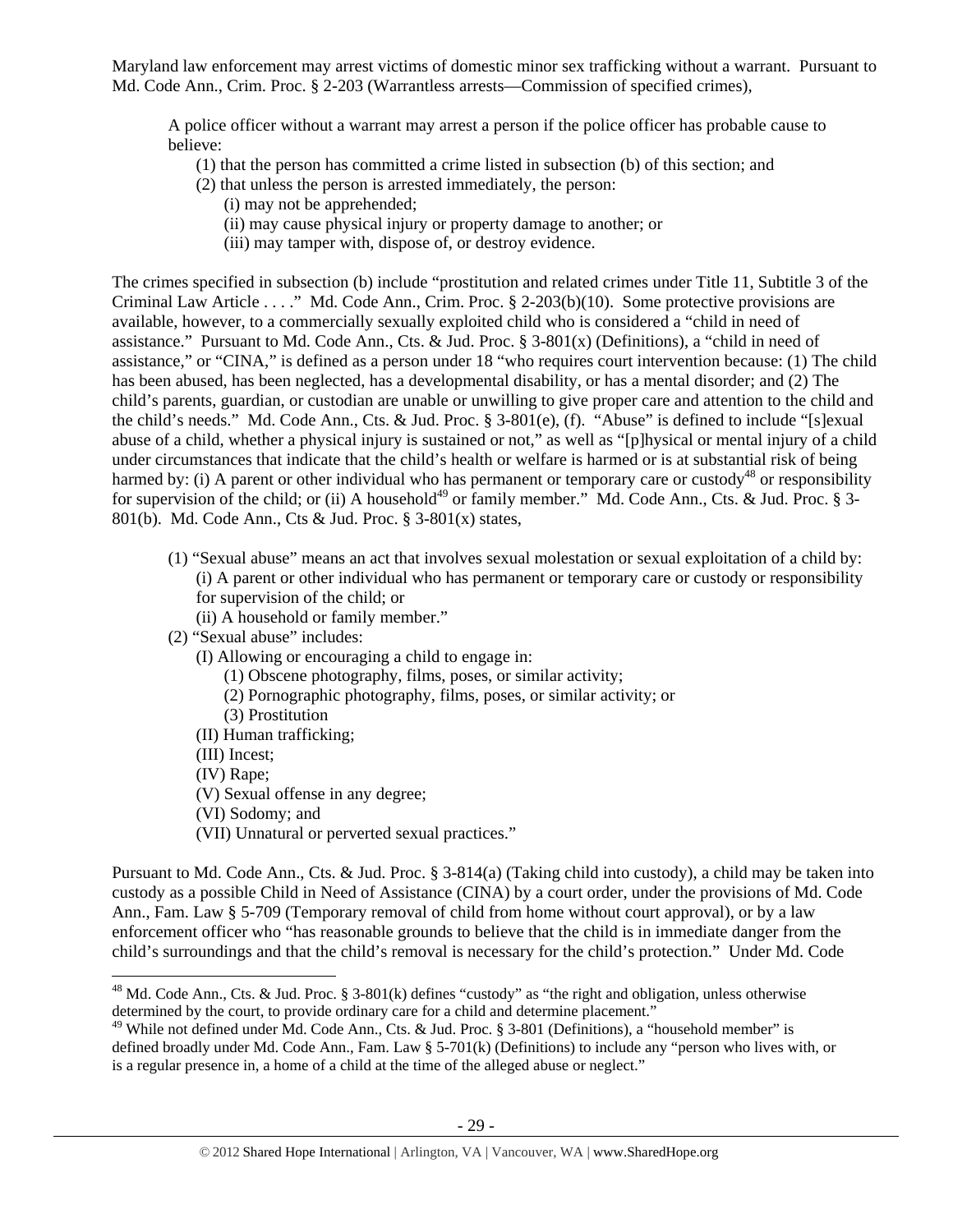Maryland law enforcement may arrest victims of domestic minor sex trafficking without a warrant. Pursuant to Md. Code Ann., Crim. Proc. § 2-203 (Warrantless arrests—Commission of specified crimes),

> A police officer without a warrant may arrest a person if the police officer has probable cause to believe:
> (1) that the person has committed a crime listed in subsection (b) of this section; and
> (2) that unless the person is arrested immediately, the person:
> (i) may not be apprehended;
> (ii) may cause physical injury or property damage to another; or
> (iii) may tamper with, dispose of, or destroy evidence.

The crimes specified in subsection (b) include "prostitution and related crimes under Title 11, Subtitle 3 of the Criminal Law Article . . . ." Md. Code Ann., Crim. Proc. § 2-203(b)(10). Some protective provisions are available, however, to a commercially sexually exploited child who is considered a "child in need of assistance." Pursuant to Md. Code Ann., Cts. & Jud. Proc. § 3-801(x) (Definitions), a "child in need of assistance," or "CINA," is defined as a person under 18 "who requires court intervention because: (1) The child has been abused, has been neglected, has a developmental disability, or has a mental disorder; and (2) The child's parents, guardian, or custodian are unable or unwilling to give proper care and attention to the child and the child's needs." Md. Code Ann., Cts. & Jud. Proc. § 3-801(e), (f). "Abuse" is defined to include "[s]exual abuse of a child, whether a physical injury is sustained or not," as well as "[p]hysical or mental injury of a child under circumstances that indicate that the child's health or welfare is harmed or is at substantial risk of being harmed by: (i) A parent or other individual who has permanent or temporary care or custody[48] or responsibility for supervision of the child; or (ii) A household[49] or family member." Md. Code Ann., Cts. & Jud. Proc. § 3-801(b). Md. Code Ann., Cts & Jud. Proc. § 3-801(x) states,

> (1) "Sexual abuse" means an act that involves sexual molestation or sexual exploitation of a child by:
> (i) A parent or other individual who has permanent or temporary care or custody or responsibility for supervision of the child; or
> (ii) A household or family member."
> (2) "Sexual abuse" includes:
> (I) Allowing or encouraging a child to engage in:
> (1) Obscene photography, films, poses, or similar activity;
> (2) Pornographic photography, films, poses, or similar activity; or
> (3) Prostitution
> (II) Human trafficking;
> (III) Incest;
> (IV) Rape;
> (V) Sexual offense in any degree;
> (VI) Sodomy; and
> (VII) Unnatural or perverted sexual practices."

Pursuant to Md. Code Ann., Cts. & Jud. Proc. § 3-814(a) (Taking child into custody), a child may be taken into custody as a possible Child in Need of Assistance (CINA) by a court order, under the provisions of Md. Code Ann., Fam. Law § 5-709 (Temporary removal of child from home without court approval), or by a law enforcement officer who "has reasonable grounds to believe that the child is in immediate danger from the child's surroundings and that the child's removal is necessary for the child's protection." Under Md. Code

---

[48] Md. Code Ann., Cts. & Jud. Proc. § 3-801(k) defines "custody" as "the right and obligation, unless otherwise determined by the court, to provide ordinary care for a child and determine placement."

[49] While not defined under Md. Code Ann., Cts. & Jud. Proc. § 3-801 (Definitions), a "household member" is defined broadly under Md. Code Ann., Fam. Law § 5-701(k) (Definitions) to include any "person who lives with, or is a regular presence in, a home of a child at the time of the alleged abuse or neglect."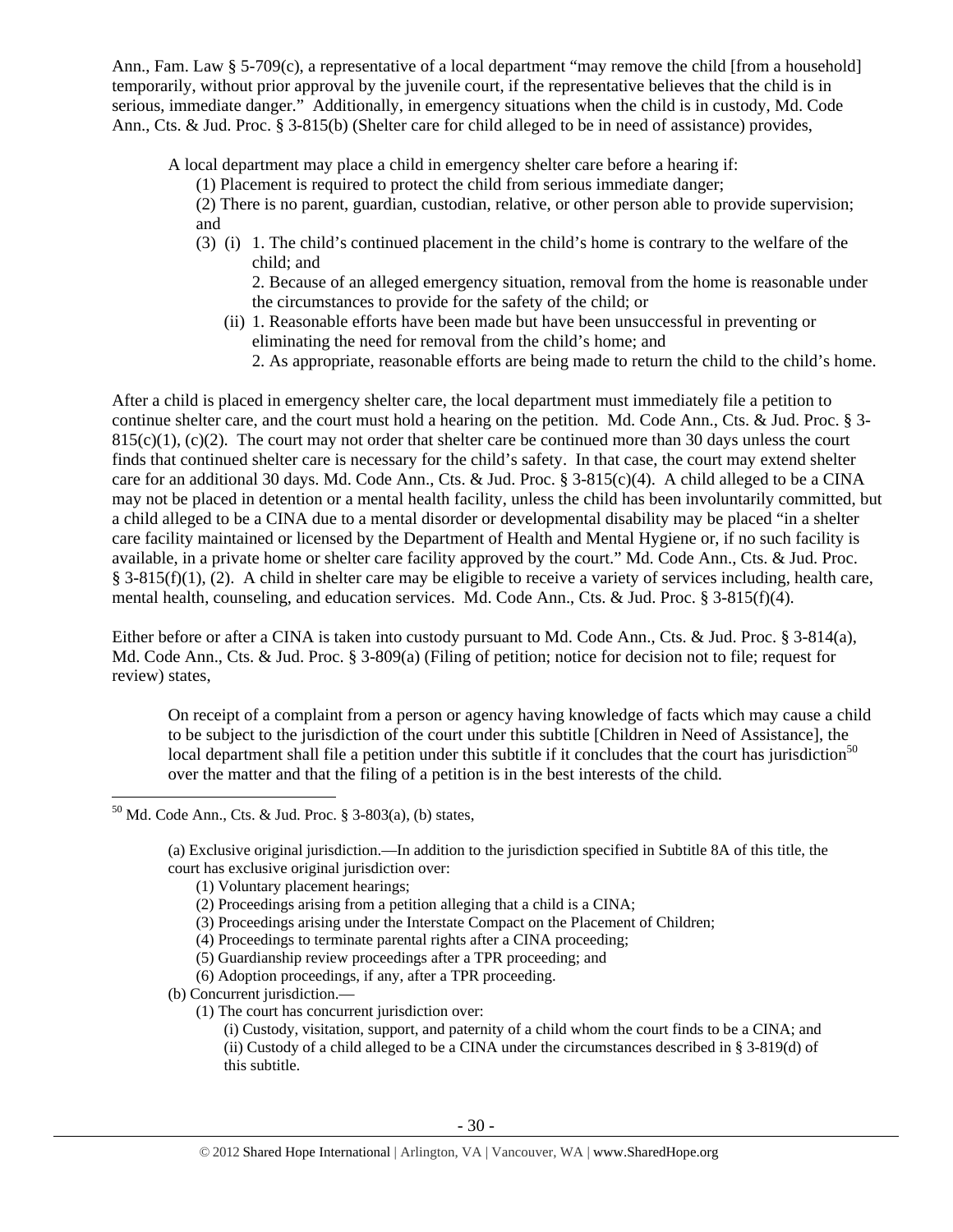Ann., Fam. Law § 5-709(c), a representative of a local department "may remove the child [from a household] temporarily, without prior approval by the juvenile court, if the representative believes that the child is in serious, immediate danger." Additionally, in emergency situations when the child is in custody, Md. Code Ann., Cts. & Jud. Proc. § 3-815(b) (Shelter care for child alleged to be in need of assistance) provides,

> A local department may place a child in emergency shelter care before a hearing if:
>
> (1) Placement is required to protect the child from serious immediate danger;
>
> (2) There is no parent, guardian, custodian, relative, or other person able to provide supervision; and
>
> (3) (i) 1. The child's continued placement in the child's home is contrary to the welfare of the child; and
>
> 2. Because of an alleged emergency situation, removal from the home is reasonable under the circumstances to provide for the safety of the child; or
>
> (ii) 1. Reasonable efforts have been made but have been unsuccessful in preventing or eliminating the need for removal from the child's home; and
>
> 2. As appropriate, reasonable efforts are being made to return the child to the child's home.

After a child is placed in emergency shelter care, the local department must immediately file a petition to continue shelter care, and the court must hold a hearing on the petition. Md. Code Ann., Cts. & Jud. Proc. § 3-815(c)(1), (c)(2). The court may not order that shelter care be continued more than 30 days unless the court finds that continued shelter care is necessary for the child's safety. In that case, the court may extend shelter care for an additional 30 days. Md. Code Ann., Cts. & Jud. Proc. § 3-815(c)(4). A child alleged to be a CINA may not be placed in detention or a mental health facility, unless the child has been involuntarily committed, but a child alleged to be a CINA due to a mental disorder or developmental disability may be placed "in a shelter care facility maintained or licensed by the Department of Health and Mental Hygiene or, if no such facility is available, in a private home or shelter care facility approved by the court." Md. Code Ann., Cts. & Jud. Proc. § 3-815(f)(1), (2). A child in shelter care may be eligible to receive a variety of services including, health care, mental health, counseling, and education services. Md. Code Ann., Cts. & Jud. Proc. § 3-815(f)(4).

Either before or after a CINA is taken into custody pursuant to Md. Code Ann., Cts. & Jud. Proc. § 3-814(a), Md. Code Ann., Cts. & Jud. Proc. § 3-809(a) (Filing of petition; notice for decision not to file; request for review) states,

> On receipt of a complaint from a person or agency having knowledge of facts which may cause a child to be subject to the jurisdiction of the court under this subtitle [Children in Need of Assistance], the local department shall file a petition under this subtitle if it concludes that the court has jurisdiction[50] over the matter and that the filing of a petition is in the best interests of the child.

---

[50] Md. Code Ann., Cts. & Jud. Proc. § 3-803(a), (b) states,

> (a) Exclusive original jurisdiction.—In addition to the jurisdiction specified in Subtitle 8A of this title, the court has exclusive original jurisdiction over:
>
> (1) Voluntary placement hearings;
>
> (2) Proceedings arising from a petition alleging that a child is a CINA;
>
> (3) Proceedings arising under the Interstate Compact on the Placement of Children;
>
> (4) Proceedings to terminate parental rights after a CINA proceeding;
>
> (5) Guardianship review proceedings after a TPR proceeding; and
>
> (6) Adoption proceedings, if any, after a TPR proceeding.
>
> (b) Concurrent jurisdiction.—
>
> (1) The court has concurrent jurisdiction over:
>
> (i) Custody, visitation, support, and paternity of a child whom the court finds to be a CINA; and
>
> (ii) Custody of a child alleged to be a CINA under the circumstances described in § 3-819(d) of this subtitle.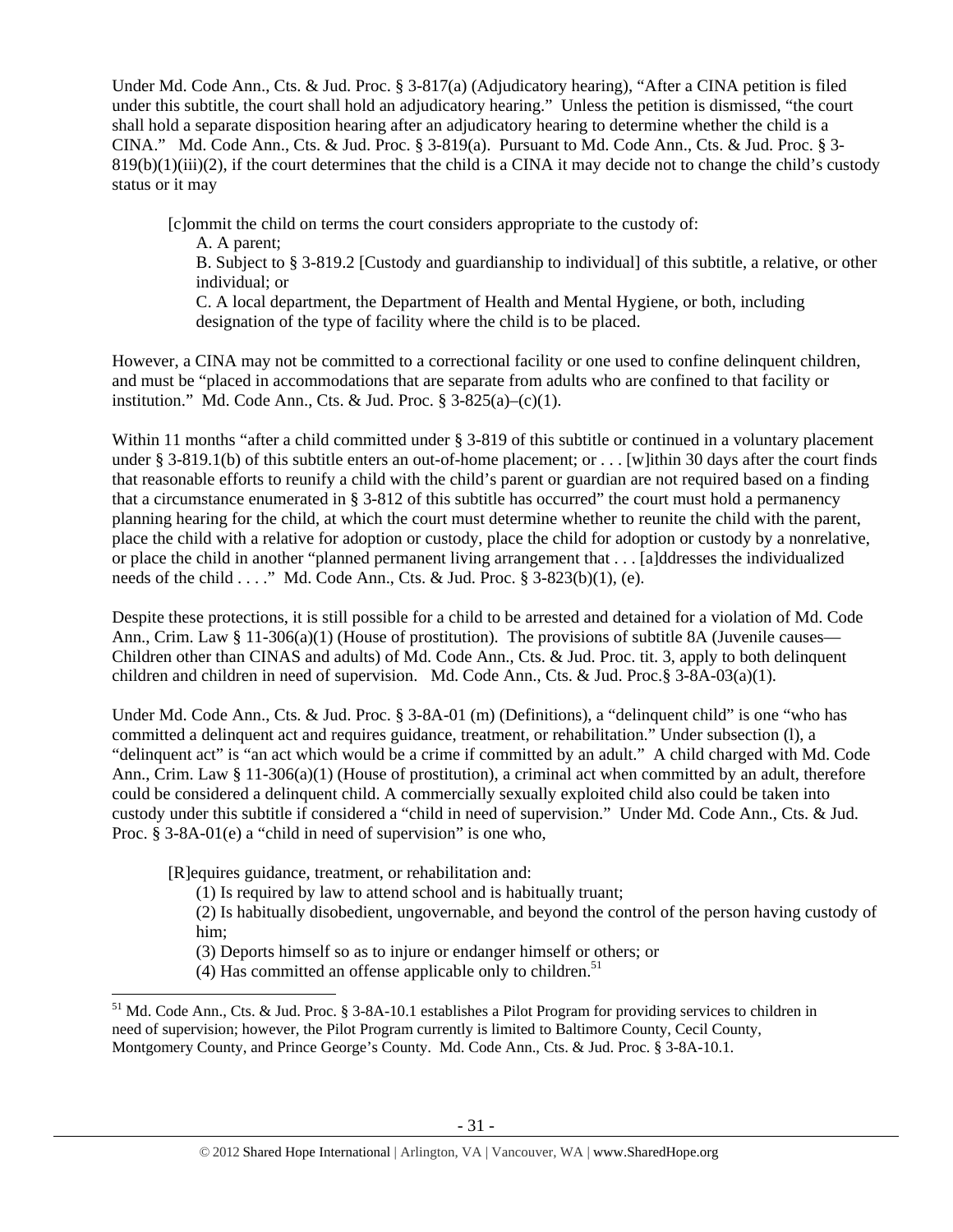Under Md. Code Ann., Cts. & Jud. Proc. § 3-817(a) (Adjudicatory hearing), "After a CINA petition is filed under this subtitle, the court shall hold an adjudicatory hearing." Unless the petition is dismissed, "the court shall hold a separate disposition hearing after an adjudicatory hearing to determine whether the child is a CINA." Md. Code Ann., Cts. & Jud. Proc. § 3-819(a). Pursuant to Md. Code Ann., Cts. & Jud. Proc. § 3-819(b)(1)(iii)(2), if the court determines that the child is a CINA it may decide not to change the child's custody status or it may

> [c]ommit the child on terms the court considers appropriate to the custody of:
> A. A parent;
> B. Subject to § 3-819.2 [Custody and guardianship to individual] of this subtitle, a relative, or other individual; or
> C. A local department, the Department of Health and Mental Hygiene, or both, including designation of the type of facility where the child is to be placed.

However, a CINA may not be committed to a correctional facility or one used to confine delinquent children, and must be "placed in accommodations that are separate from adults who are confined to that facility or institution." Md. Code Ann., Cts. & Jud. Proc. § 3-825(a)–(c)(1).

Within 11 months "after a child committed under § 3-819 of this subtitle or continued in a voluntary placement under § 3-819.1(b) of this subtitle enters an out-of-home placement; or . . . [w]ithin 30 days after the court finds that reasonable efforts to reunify a child with the child's parent or guardian are not required based on a finding that a circumstance enumerated in § 3-812 of this subtitle has occurred" the court must hold a permanency planning hearing for the child, at which the court must determine whether to reunite the child with the parent, place the child with a relative for adoption or custody, place the child for adoption or custody by a nonrelative, or place the child in another "planned permanent living arrangement that . . . [a]ddresses the individualized needs of the child . . . ." Md. Code Ann., Cts. & Jud. Proc. § 3-823(b)(1), (e).

Despite these protections, it is still possible for a child to be arrested and detained for a violation of Md. Code Ann., Crim. Law § 11-306(a)(1) (House of prostitution). The provisions of subtitle 8A (Juvenile causes—Children other than CINAS and adults) of Md. Code Ann., Cts. & Jud. Proc. tit. 3, apply to both delinquent children and children in need of supervision. Md. Code Ann., Cts. & Jud. Proc.§ 3-8A-03(a)(1).

Under Md. Code Ann., Cts. & Jud. Proc. § 3-8A-01 (m) (Definitions), a "delinquent child" is one "who has committed a delinquent act and requires guidance, treatment, or rehabilitation." Under subsection (l), a "delinquent act" is "an act which would be a crime if committed by an adult." A child charged with Md. Code Ann., Crim. Law § 11-306(a)(1) (House of prostitution), a criminal act when committed by an adult, therefore could be considered a delinquent child. A commercially sexually exploited child also could be taken into custody under this subtitle if considered a "child in need of supervision." Under Md. Code Ann., Cts. & Jud. Proc. § 3-8A-01(e) a "child in need of supervision" is one who,

> [R]equires guidance, treatment, or rehabilitation and:
> (1) Is required by law to attend school and is habitually truant;
> (2) Is habitually disobedient, ungovernable, and beyond the control of the person having custody of him;
> (3) Deports himself so as to injure or endanger himself or others; or
> (4) Has committed an offense applicable only to children.[51]

---

[51] Md. Code Ann., Cts. & Jud. Proc. § 3-8A-10.1 establishes a Pilot Program for providing services to children in need of supervision; however, the Pilot Program currently is limited to Baltimore County, Cecil County, Montgomery County, and Prince George's County. Md. Code Ann., Cts. & Jud. Proc. § 3-8A-10.1.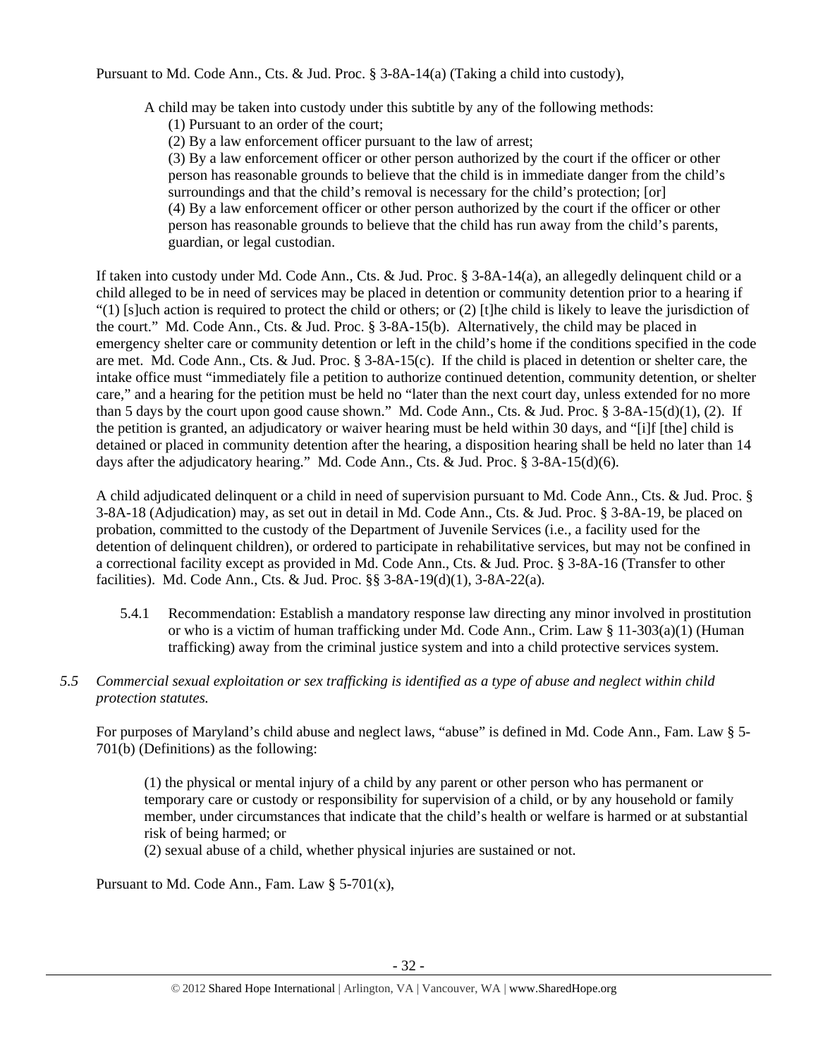Pursuant to Md. Code Ann., Cts. & Jud. Proc. § 3-8A-14(a) (Taking a child into custody),

> A child may be taken into custody under this subtitle by any of the following methods:
> (1) Pursuant to an order of the court;
> (2) By a law enforcement officer pursuant to the law of arrest;
> (3) By a law enforcement officer or other person authorized by the court if the officer or other person has reasonable grounds to believe that the child is in immediate danger from the child's surroundings and that the child's removal is necessary for the child's protection; [or]
> (4) By a law enforcement officer or other person authorized by the court if the officer or other person has reasonable grounds to believe that the child has run away from the child's parents, guardian, or legal custodian.

If taken into custody under Md. Code Ann., Cts. & Jud. Proc. § 3-8A-14(a), an allegedly delinquent child or a child alleged to be in need of services may be placed in detention or community detention prior to a hearing if "(1) [s]uch action is required to protect the child or others; or (2) [t]he child is likely to leave the jurisdiction of the court." Md. Code Ann., Cts. & Jud. Proc. § 3-8A-15(b). Alternatively, the child may be placed in emergency shelter care or community detention or left in the child's home if the conditions specified in the code are met. Md. Code Ann., Cts. & Jud. Proc. § 3-8A-15(c). If the child is placed in detention or shelter care, the intake office must "immediately file a petition to authorize continued detention, community detention, or shelter care," and a hearing for the petition must be held no "later than the next court day, unless extended for no more than 5 days by the court upon good cause shown." Md. Code Ann., Cts. & Jud. Proc. § 3-8A-15(d)(1), (2). If the petition is granted, an adjudicatory or waiver hearing must be held within 30 days, and "[i]f [the] child is detained or placed in community detention after the hearing, a disposition hearing shall be held no later than 14 days after the adjudicatory hearing." Md. Code Ann., Cts. & Jud. Proc. § 3-8A-15(d)(6).

A child adjudicated delinquent or a child in need of supervision pursuant to Md. Code Ann., Cts. & Jud. Proc. § 3-8A-18 (Adjudication) may, as set out in detail in Md. Code Ann., Cts. & Jud. Proc. § 3-8A-19, be placed on probation, committed to the custody of the Department of Juvenile Services (i.e., a facility used for the detention of delinquent children), or ordered to participate in rehabilitative services, but may not be confined in a correctional facility except as provided in Md. Code Ann., Cts. & Jud. Proc. § 3-8A-16 (Transfer to other facilities). Md. Code Ann., Cts. & Jud. Proc. §§ 3-8A-19(d)(1), 3-8A-22(a).

5.4.1 Recommendation: Establish a mandatory response law directing any minor involved in prostitution or who is a victim of human trafficking under Md. Code Ann., Crim. Law § 11-303(a)(1) (Human trafficking) away from the criminal justice system and into a child protective services system.

*5.5 Commercial sexual exploitation or sex trafficking is identified as a type of abuse and neglect within child protection statutes.*

For purposes of Maryland's child abuse and neglect laws, "abuse" is defined in Md. Code Ann., Fam. Law § 5-701(b) (Definitions) as the following:

> (1) the physical or mental injury of a child by any parent or other person who has permanent or temporary care or custody or responsibility for supervision of a child, or by any household or family member, under circumstances that indicate that the child's health or welfare is harmed or at substantial risk of being harmed; or
> (2) sexual abuse of a child, whether physical injuries are sustained or not.

Pursuant to Md. Code Ann., Fam. Law § 5-701(x),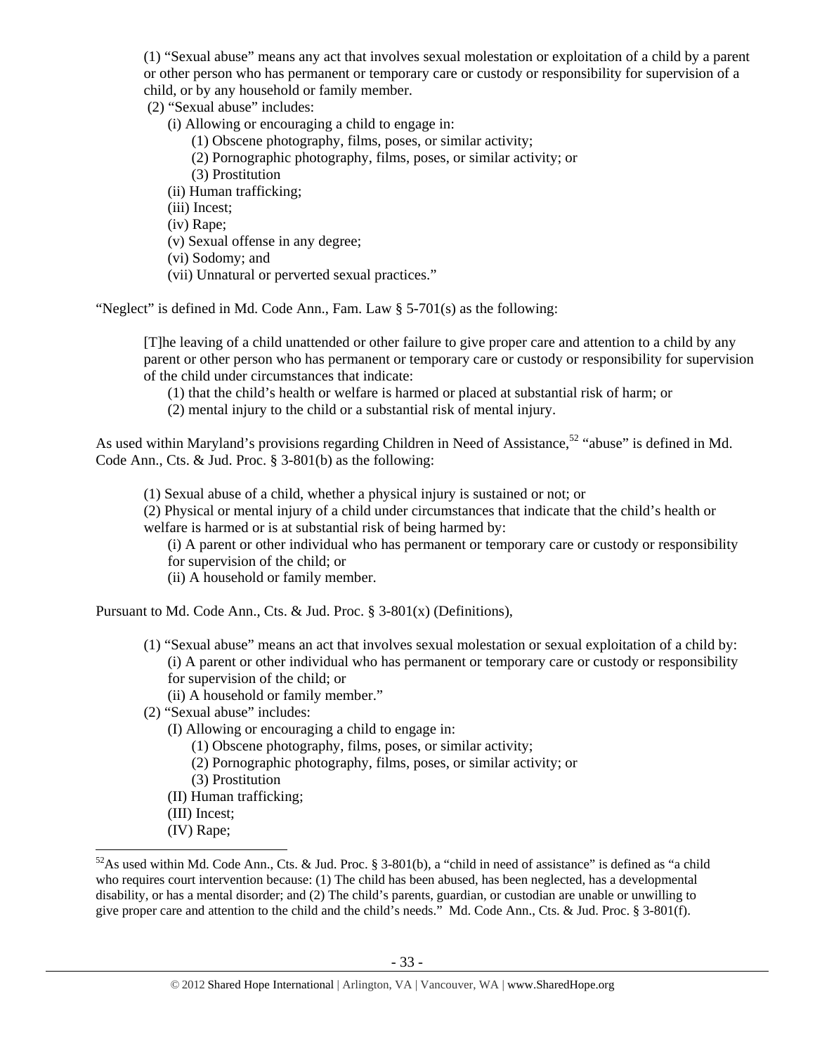(1) "Sexual abuse" means any act that involves sexual molestation or exploitation of a child by a parent or other person who has permanent or temporary care or custody or responsibility for supervision of a child, or by any household or family member.

(2) "Sexual abuse" includes:

- (i) Allowing or encouraging a child to engage in:
  - (1) Obscene photography, films, poses, or similar activity;
  - (2) Pornographic photography, films, poses, or similar activity; or
  - (3) Prostitution
- (ii) Human trafficking;
- (iii) Incest;
- (iv) Rape;
- (v) Sexual offense in any degree;
- (vi) Sodomy; and
- (vii) Unnatural or perverted sexual practices."

"Neglect" is defined in Md. Code Ann., Fam. Law § 5-701(s) as the following:

> [T]he leaving of a child unattended or other failure to give proper care and attention to a child by any parent or other person who has permanent or temporary care or custody or responsibility for supervision of the child under circumstances that indicate:
>
> (1) that the child's health or welfare is harmed or placed at substantial risk of harm; or
>
> (2) mental injury to the child or a substantial risk of mental injury.

As used within Maryland's provisions regarding Children in Need of Assistance,[52] "abuse" is defined in Md. Code Ann., Cts. & Jud. Proc. § 3-801(b) as the following:

> (1) Sexual abuse of a child, whether a physical injury is sustained or not; or
>
> (2) Physical or mental injury of a child under circumstances that indicate that the child's health or welfare is harmed or is at substantial risk of being harmed by:
>
> (i) A parent or other individual who has permanent or temporary care or custody or responsibility for supervision of the child; or
>
> (ii) A household or family member.

Pursuant to Md. Code Ann., Cts. & Jud. Proc. § 3-801(x) (Definitions),

(1) "Sexual abuse" means an act that involves sexual molestation or sexual exploitation of a child by:

- (i) A parent or other individual who has permanent or temporary care or custody or responsibility for supervision of the child; or
- (ii) A household or family member."

(2) "Sexual abuse" includes:

- (I) Allowing or encouraging a child to engage in:
  - (1) Obscene photography, films, poses, or similar activity;
  - (2) Pornographic photography, films, poses, or similar activity; or
  - (3) Prostitution
- (II) Human trafficking;
- (III) Incest;
- (IV) Rape;

---

[52] As used within Md. Code Ann., Cts. & Jud. Proc. § 3-801(b), a "child in need of assistance" is defined as "a child who requires court intervention because: (1) The child has been abused, has been neglected, has a developmental disability, or has a mental disorder; and (2) The child's parents, guardian, or custodian are unable or unwilling to give proper care and attention to the child and the child's needs." Md. Code Ann., Cts. & Jud. Proc. § 3-801(f).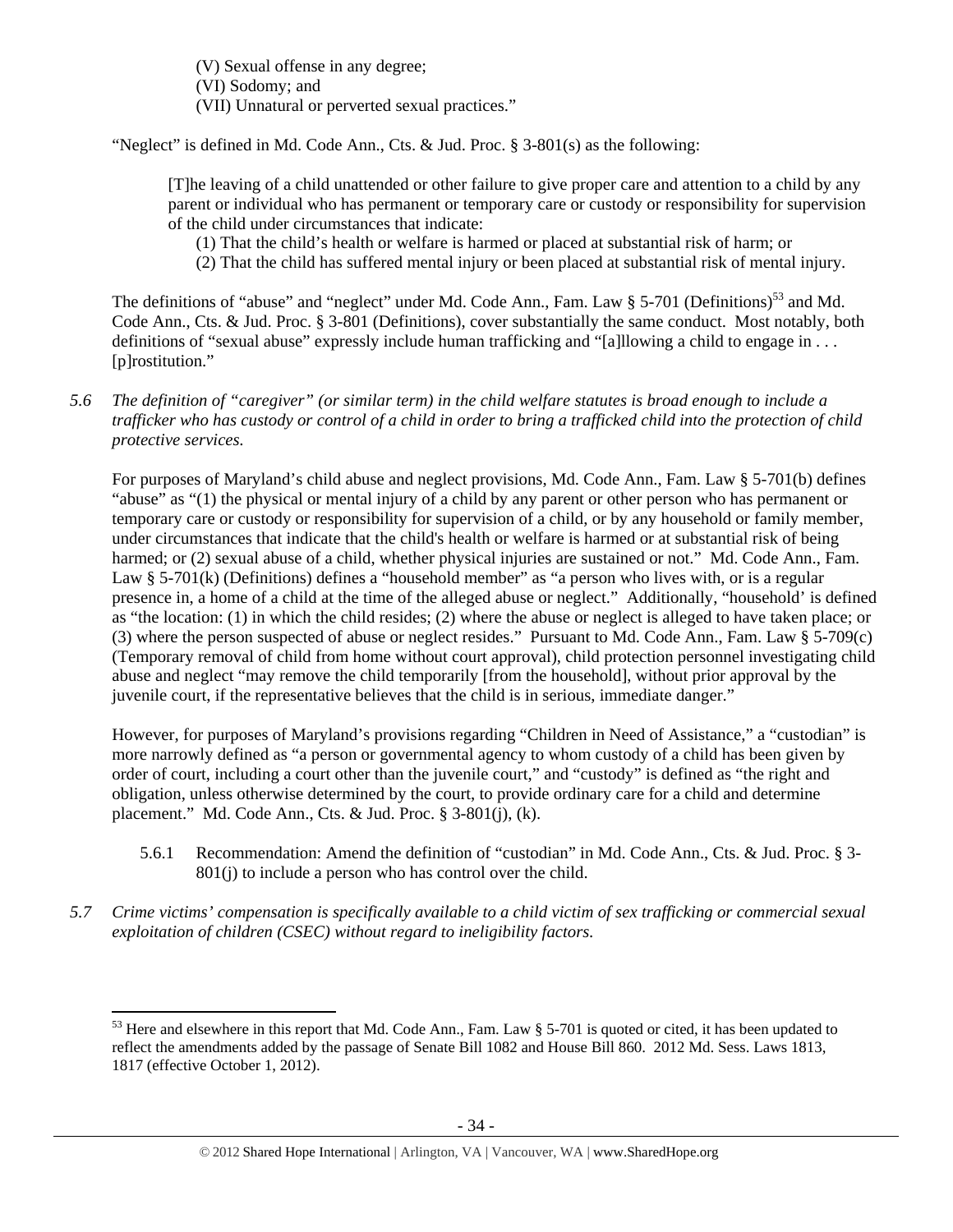(V) Sexual offense in any degree;
(VI) Sodomy; and
(VII) Unnatural or perverted sexual practices."

"Neglect" is defined in Md. Code Ann., Cts. & Jud. Proc. § 3-801(s) as the following:

> [T]he leaving of a child unattended or other failure to give proper care and attention to a child by any parent or individual who has permanent or temporary care or custody or responsibility for supervision of the child under circumstances that indicate:
>
> (1) That the child's health or welfare is harmed or placed at substantial risk of harm; or
>
> (2) That the child has suffered mental injury or been placed at substantial risk of mental injury.

The definitions of "abuse" and "neglect" under Md. Code Ann., Fam. Law § 5-701 (Definitions)[53] and Md. Code Ann., Cts. & Jud. Proc. § 3-801 (Definitions), cover substantially the same conduct. Most notably, both definitions of "sexual abuse" expressly include human trafficking and "[a]llowing a child to engage in . . . [p]rostitution."

*5.6 The definition of "caregiver" (or similar term) in the child welfare statutes is broad enough to include a trafficker who has custody or control of a child in order to bring a trafficked child into the protection of child protective services.*

For purposes of Maryland's child abuse and neglect provisions, Md. Code Ann., Fam. Law § 5-701(b) defines "abuse" as "(1) the physical or mental injury of a child by any parent or other person who has permanent or temporary care or custody or responsibility for supervision of a child, or by any household or family member, under circumstances that indicate that the child's health or welfare is harmed or at substantial risk of being harmed; or (2) sexual abuse of a child, whether physical injuries are sustained or not." Md. Code Ann., Fam. Law § 5-701(k) (Definitions) defines a "household member" as "a person who lives with, or is a regular presence in, a home of a child at the time of the alleged abuse or neglect." Additionally, "household' is defined as "the location: (1) in which the child resides; (2) where the abuse or neglect is alleged to have taken place; or (3) where the person suspected of abuse or neglect resides." Pursuant to Md. Code Ann., Fam. Law § 5-709(c) (Temporary removal of child from home without court approval), child protection personnel investigating child abuse and neglect "may remove the child temporarily [from the household], without prior approval by the juvenile court, if the representative believes that the child is in serious, immediate danger."

However, for purposes of Maryland's provisions regarding "Children in Need of Assistance," a "custodian" is more narrowly defined as "a person or governmental agency to whom custody of a child has been given by order of court, including a court other than the juvenile court," and "custody" is defined as "the right and obligation, unless otherwise determined by the court, to provide ordinary care for a child and determine placement." Md. Code Ann., Cts. & Jud. Proc. § 3-801(j), (k).

5.6.1 Recommendation: Amend the definition of "custodian" in Md. Code Ann., Cts. & Jud. Proc. § 3-801(j) to include a person who has control over the child.

*5.7 Crime victims' compensation is specifically available to a child victim of sex trafficking or commercial sexual exploitation of children (CSEC) without regard to ineligibility factors.*

---

[53] Here and elsewhere in this report that Md. Code Ann., Fam. Law § 5-701 is quoted or cited, it has been updated to reflect the amendments added by the passage of Senate Bill 1082 and House Bill 860. 2012 Md. Sess. Laws 1813, 1817 (effective October 1, 2012).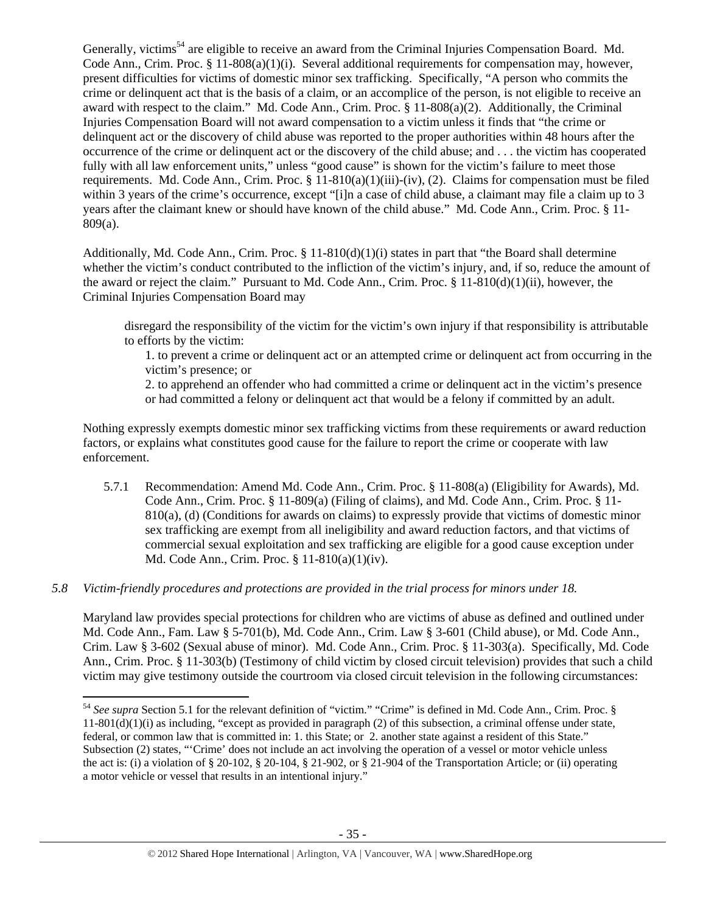Generally, victims[54] are eligible to receive an award from the Criminal Injuries Compensation Board. Md. Code Ann., Crim. Proc. § 11-808(a)(1)(i). Several additional requirements for compensation may, however, present difficulties for victims of domestic minor sex trafficking. Specifically, "A person who commits the crime or delinquent act that is the basis of a claim, or an accomplice of the person, is not eligible to receive an award with respect to the claim." Md. Code Ann., Crim. Proc. § 11-808(a)(2). Additionally, the Criminal Injuries Compensation Board will not award compensation to a victim unless it finds that "the crime or delinquent act or the discovery of child abuse was reported to the proper authorities within 48 hours after the occurrence of the crime or delinquent act or the discovery of the child abuse; and . . . the victim has cooperated fully with all law enforcement units," unless "good cause" is shown for the victim's failure to meet those requirements. Md. Code Ann., Crim. Proc. § 11-810(a)(1)(iii)-(iv), (2). Claims for compensation must be filed within 3 years of the crime's occurrence, except "[i]n a case of child abuse, a claimant may file a claim up to 3 years after the claimant knew or should have known of the child abuse." Md. Code Ann., Crim. Proc. § 11-809(a).

Additionally, Md. Code Ann., Crim. Proc. § 11-810(d)(1)(i) states in part that "the Board shall determine whether the victim's conduct contributed to the infliction of the victim's injury, and, if so, reduce the amount of the award or reject the claim." Pursuant to Md. Code Ann., Crim. Proc. § 11-810(d)(1)(ii), however, the Criminal Injuries Compensation Board may

> disregard the responsibility of the victim for the victim's own injury if that responsibility is attributable to efforts by the victim:
>
> 1. to prevent a crime or delinquent act or an attempted crime or delinquent act from occurring in the victim's presence; or
>
> 2. to apprehend an offender who had committed a crime or delinquent act in the victim's presence or had committed a felony or delinquent act that would be a felony if committed by an adult.

Nothing expressly exempts domestic minor sex trafficking victims from these requirements or award reduction factors, or explains what constitutes good cause for the failure to report the crime or cooperate with law enforcement.

5.7.1 Recommendation: Amend Md. Code Ann., Crim. Proc. § 11-808(a) (Eligibility for Awards), Md. Code Ann., Crim. Proc. § 11-809(a) (Filing of claims), and Md. Code Ann., Crim. Proc. § 11-810(a), (d) (Conditions for awards on claims) to expressly provide that victims of domestic minor sex trafficking are exempt from all ineligibility and award reduction factors, and that victims of commercial sexual exploitation and sex trafficking are eligible for a good cause exception under Md. Code Ann., Crim. Proc. § 11-810(a)(1)(iv).

## *5.8 Victim-friendly procedures and protections are provided in the trial process for minors under 18.*

Maryland law provides special protections for children who are victims of abuse as defined and outlined under Md. Code Ann., Fam. Law § 5-701(b), Md. Code Ann., Crim. Law § 3-601 (Child abuse), or Md. Code Ann., Crim. Law § 3-602 (Sexual abuse of minor). Md. Code Ann., Crim. Proc. § 11-303(a). Specifically, Md. Code Ann., Crim. Proc. § 11-303(b) (Testimony of child victim by closed circuit television) provides that such a child victim may give testimony outside the courtroom via closed circuit television in the following circumstances:

---

[54] *See supra* Section 5.1 for the relevant definition of "victim." "Crime" is defined in Md. Code Ann., Crim. Proc. § 11-801(d)(1)(i) as including, "except as provided in paragraph (2) of this subsection, a criminal offense under state, federal, or common law that is committed in: 1. this State; or 2. another state against a resident of this State." Subsection (2) states, "'Crime' does not include an act involving the operation of a vessel or motor vehicle unless the act is: (i) a violation of § 20-102, § 20-104, § 21-902, or § 21-904 of the Transportation Article; or (ii) operating a motor vehicle or vessel that results in an intentional injury."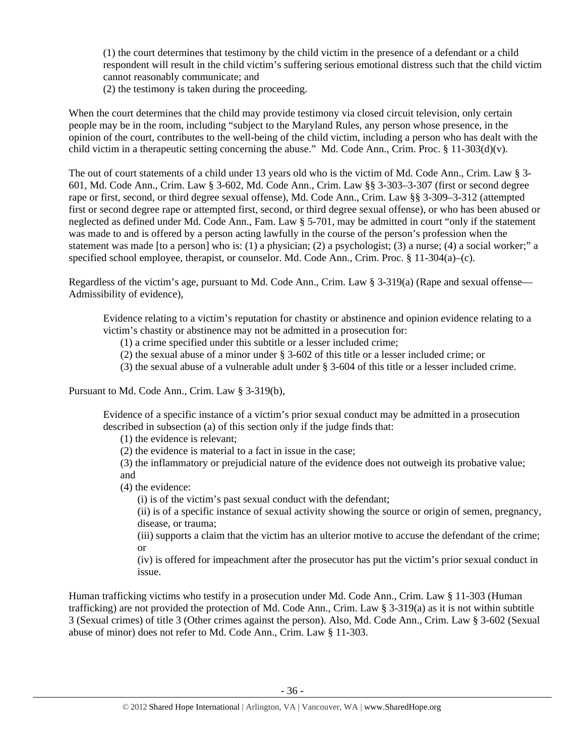(1) the court determines that testimony by the child victim in the presence of a defendant or a child respondent will result in the child victim's suffering serious emotional distress such that the child victim cannot reasonably communicate; and
(2) the testimony is taken during the proceeding.

When the court determines that the child may provide testimony via closed circuit television, only certain people may be in the room, including "subject to the Maryland Rules, any person whose presence, in the opinion of the court, contributes to the well-being of the child victim, including a person who has dealt with the child victim in a therapeutic setting concerning the abuse." Md. Code Ann., Crim. Proc. § 11-303(d)(v).

The out of court statements of a child under 13 years old who is the victim of Md. Code Ann., Crim. Law § 3-601, Md. Code Ann., Crim. Law § 3-602, Md. Code Ann., Crim. Law §§ 3-303–3-307 (first or second degree rape or first, second, or third degree sexual offense), Md. Code Ann., Crim. Law §§ 3-309–3-312 (attempted first or second degree rape or attempted first, second, or third degree sexual offense), or who has been abused or neglected as defined under Md. Code Ann., Fam. Law § 5-701, may be admitted in court "only if the statement was made to and is offered by a person acting lawfully in the course of the person's profession when the statement was made [to a person] who is: (1) a physician; (2) a psychologist; (3) a nurse; (4) a social worker;" a specified school employee, therapist, or counselor. Md. Code Ann., Crim. Proc. § 11-304(a)–(c).

Regardless of the victim's age, pursuant to Md. Code Ann., Crim. Law § 3-319(a) (Rape and sexual offense—Admissibility of evidence),

> Evidence relating to a victim's reputation for chastity or abstinence and opinion evidence relating to a victim's chastity or abstinence may not be admitted in a prosecution for:
> (1) a crime specified under this subtitle or a lesser included crime;
> (2) the sexual abuse of a minor under § 3-602 of this title or a lesser included crime; or
> (3) the sexual abuse of a vulnerable adult under § 3-604 of this title or a lesser included crime.

Pursuant to Md. Code Ann., Crim. Law § 3-319(b),

> Evidence of a specific instance of a victim's prior sexual conduct may be admitted in a prosecution described in subsection (a) of this section only if the judge finds that:
> (1) the evidence is relevant;
> (2) the evidence is material to a fact in issue in the case;
> (3) the inflammatory or prejudicial nature of the evidence does not outweigh its probative value; and
> (4) the evidence:
> (i) is of the victim's past sexual conduct with the defendant;
> (ii) is of a specific instance of sexual activity showing the source or origin of semen, pregnancy, disease, or trauma;
> (iii) supports a claim that the victim has an ulterior motive to accuse the defendant of the crime; or
> (iv) is offered for impeachment after the prosecutor has put the victim's prior sexual conduct in issue.

Human trafficking victims who testify in a prosecution under Md. Code Ann., Crim. Law § 11-303 (Human trafficking) are not provided the protection of Md. Code Ann., Crim. Law § 3-319(a) as it is not within subtitle 3 (Sexual crimes) of title 3 (Other crimes against the person). Also, Md. Code Ann., Crim. Law § 3-602 (Sexual abuse of minor) does not refer to Md. Code Ann., Crim. Law § 11-303.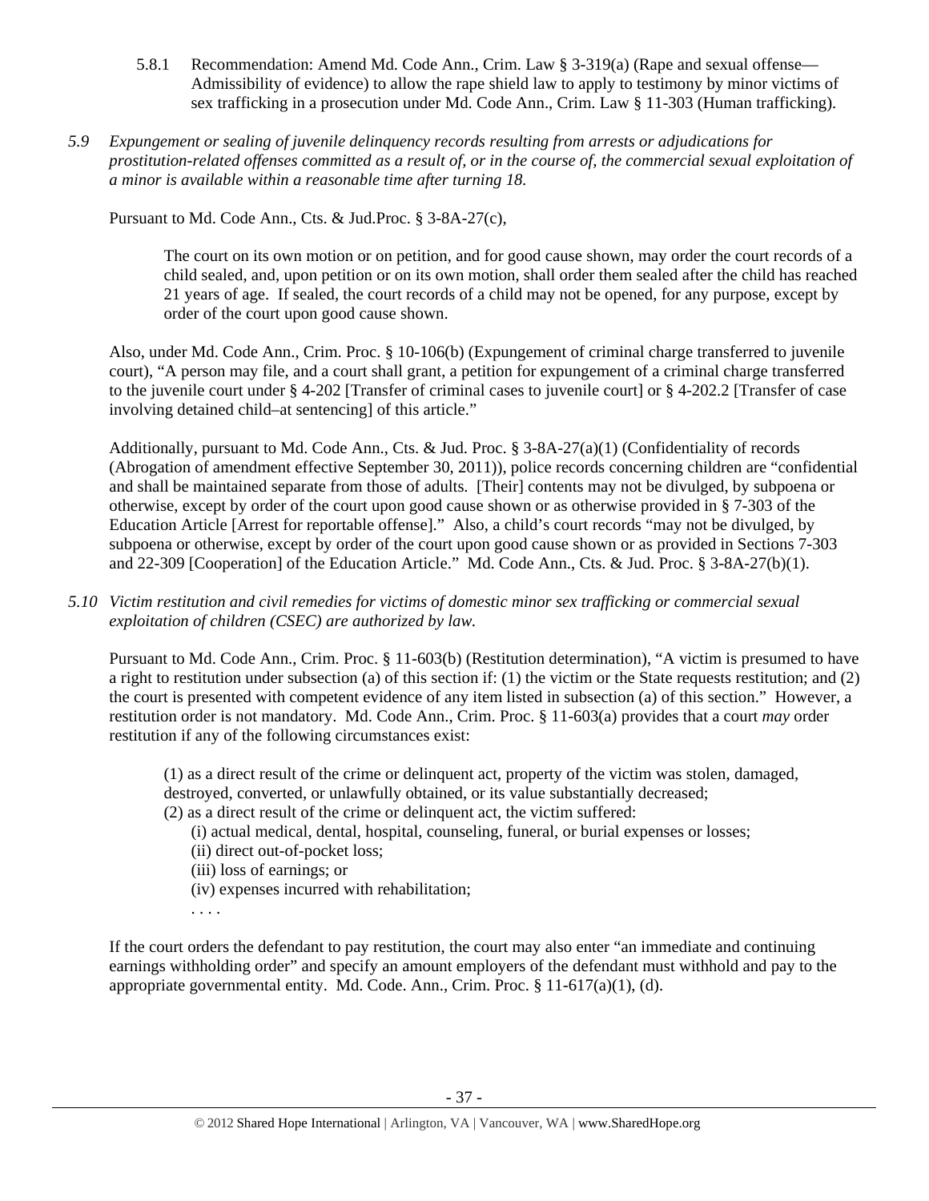5.8.1 Recommendation: Amend Md. Code Ann., Crim. Law § 3-319(a) (Rape and sexual offense—Admissibility of evidence) to allow the rape shield law to apply to testimony by minor victims of sex trafficking in a prosecution under Md. Code Ann., Crim. Law § 11-303 (Human trafficking).

*5.9 Expungement or sealing of juvenile delinquency records resulting from arrests or adjudications for prostitution-related offenses committed as a result of, or in the course of, the commercial sexual exploitation of a minor is available within a reasonable time after turning 18.*

Pursuant to Md. Code Ann., Cts. & Jud.Proc. § 3-8A-27(c),

> The court on its own motion or on petition, and for good cause shown, may order the court records of a child sealed, and, upon petition or on its own motion, shall order them sealed after the child has reached 21 years of age. If sealed, the court records of a child may not be opened, for any purpose, except by order of the court upon good cause shown.

Also, under Md. Code Ann., Crim. Proc. § 10-106(b) (Expungement of criminal charge transferred to juvenile court), "A person may file, and a court shall grant, a petition for expungement of a criminal charge transferred to the juvenile court under § 4-202 [Transfer of criminal cases to juvenile court] or § 4-202.2 [Transfer of case involving detained child–at sentencing] of this article."

Additionally, pursuant to Md. Code Ann., Cts. & Jud. Proc. § 3-8A-27(a)(1) (Confidentiality of records (Abrogation of amendment effective September 30, 2011)), police records concerning children are "confidential and shall be maintained separate from those of adults. [Their] contents may not be divulged, by subpoena or otherwise, except by order of the court upon good cause shown or as otherwise provided in § 7-303 of the Education Article [Arrest for reportable offense]." Also, a child's court records "may not be divulged, by subpoena or otherwise, except by order of the court upon good cause shown or as provided in Sections 7-303 and 22-309 [Cooperation] of the Education Article." Md. Code Ann., Cts. & Jud. Proc. § 3-8A-27(b)(1).

*5.10 Victim restitution and civil remedies for victims of domestic minor sex trafficking or commercial sexual exploitation of children (CSEC) are authorized by law.*

Pursuant to Md. Code Ann., Crim. Proc. § 11-603(b) (Restitution determination), "A victim is presumed to have a right to restitution under subsection (a) of this section if: (1) the victim or the State requests restitution; and (2) the court is presented with competent evidence of any item listed in subsection (a) of this section." However, a restitution order is not mandatory. Md. Code Ann., Crim. Proc. § 11-603(a) provides that a court *may* order restitution if any of the following circumstances exist:

> (1) as a direct result of the crime or delinquent act, property of the victim was stolen, damaged, destroyed, converted, or unlawfully obtained, or its value substantially decreased;
> (2) as a direct result of the crime or delinquent act, the victim suffered:
> (i) actual medical, dental, hospital, counseling, funeral, or burial expenses or losses;
> (ii) direct out-of-pocket loss;
> (iii) loss of earnings; or
> (iv) expenses incurred with rehabilitation;
> . . . .

If the court orders the defendant to pay restitution, the court may also enter "an immediate and continuing earnings withholding order" and specify an amount employers of the defendant must withhold and pay to the appropriate governmental entity. Md. Code. Ann., Crim. Proc. § 11-617(a)(1), (d).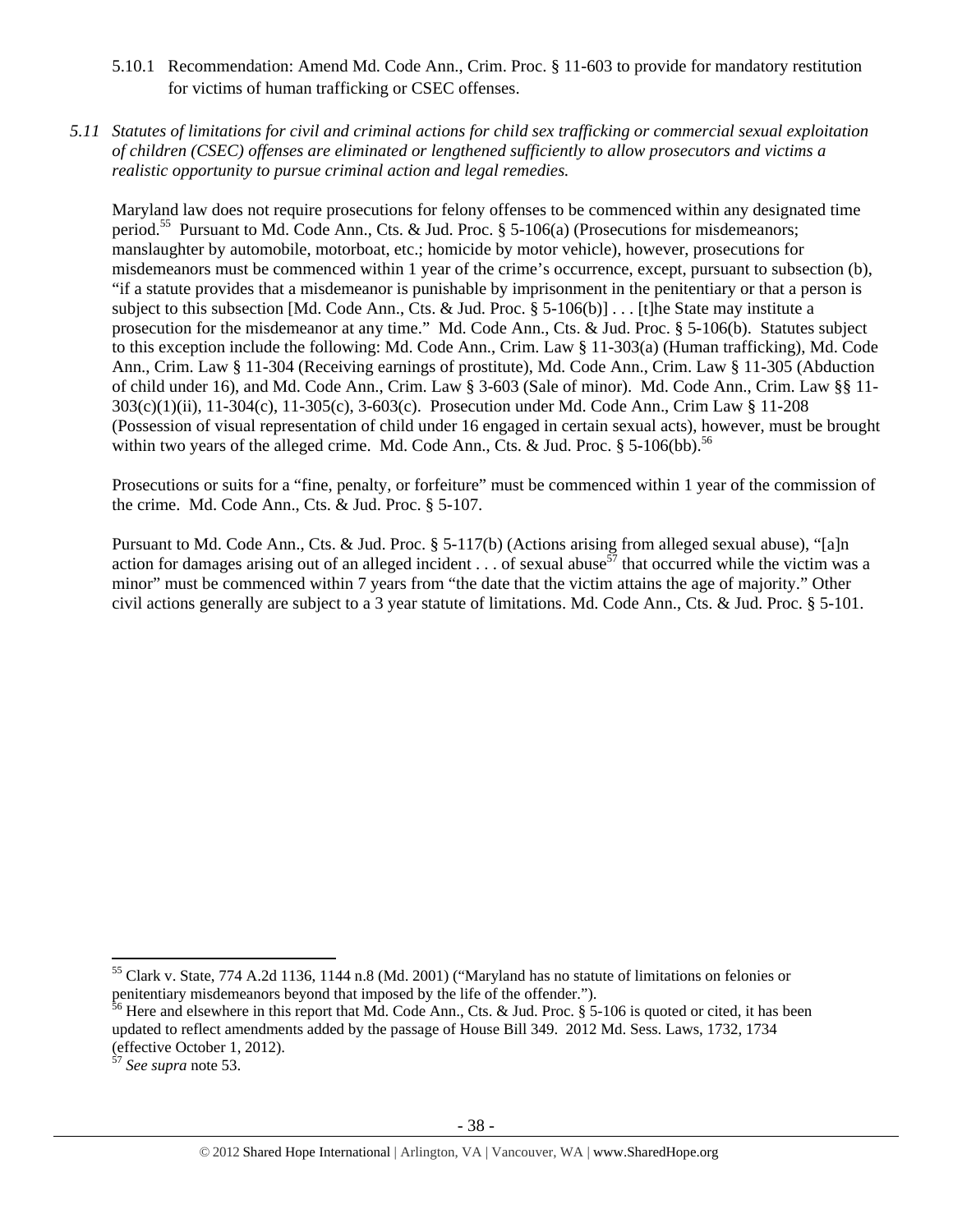5.10.1 Recommendation: Amend Md. Code Ann., Crim. Proc. § 11-603 to provide for mandatory restitution for victims of human trafficking or CSEC offenses.

*5.11 Statutes of limitations for civil and criminal actions for child sex trafficking or commercial sexual exploitation of children (CSEC) offenses are eliminated or lengthened sufficiently to allow prosecutors and victims a realistic opportunity to pursue criminal action and legal remedies.*

Maryland law does not require prosecutions for felony offenses to be commenced within any designated time period.[55] Pursuant to Md. Code Ann., Cts. & Jud. Proc. § 5-106(a) (Prosecutions for misdemeanors; manslaughter by automobile, motorboat, etc.; homicide by motor vehicle), however, prosecutions for misdemeanors must be commenced within 1 year of the crime's occurrence, except, pursuant to subsection (b), "if a statute provides that a misdemeanor is punishable by imprisonment in the penitentiary or that a person is subject to this subsection [Md. Code Ann., Cts. & Jud. Proc. § 5-106(b)] . . . [t]he State may institute a prosecution for the misdemeanor at any time." Md. Code Ann., Cts. & Jud. Proc. § 5-106(b). Statutes subject to this exception include the following: Md. Code Ann., Crim. Law § 11-303(a) (Human trafficking), Md. Code Ann., Crim. Law § 11-304 (Receiving earnings of prostitute), Md. Code Ann., Crim. Law § 11-305 (Abduction of child under 16), and Md. Code Ann., Crim. Law § 3-603 (Sale of minor). Md. Code Ann., Crim. Law §§ 11-303(c)(1)(ii), 11-304(c), 11-305(c), 3-603(c). Prosecution under Md. Code Ann., Crim Law § 11-208 (Possession of visual representation of child under 16 engaged in certain sexual acts), however, must be brought within two years of the alleged crime. Md. Code Ann., Cts. & Jud. Proc. § 5-106(bb).[56]

Prosecutions or suits for a "fine, penalty, or forfeiture" must be commenced within 1 year of the commission of the crime. Md. Code Ann., Cts. & Jud. Proc. § 5-107.

Pursuant to Md. Code Ann., Cts. & Jud. Proc. § 5-117(b) (Actions arising from alleged sexual abuse), "[a]n action for damages arising out of an alleged incident . . . of sexual abuse[57] that occurred while the victim was a minor" must be commenced within 7 years from "the date that the victim attains the age of majority." Other civil actions generally are subject to a 3 year statute of limitations. Md. Code Ann., Cts. & Jud. Proc. § 5-101.

---

[55] Clark v. State, 774 A.2d 1136, 1144 n.8 (Md. 2001) ("Maryland has no statute of limitations on felonies or penitentiary misdemeanors beyond that imposed by the life of the offender.").

[56] Here and elsewhere in this report that Md. Code Ann., Cts. & Jud. Proc. § 5-106 is quoted or cited, it has been updated to reflect amendments added by the passage of House Bill 349. 2012 Md. Sess. Laws, 1732, 1734 (effective October 1, 2012).

[57] *See supra* note 53.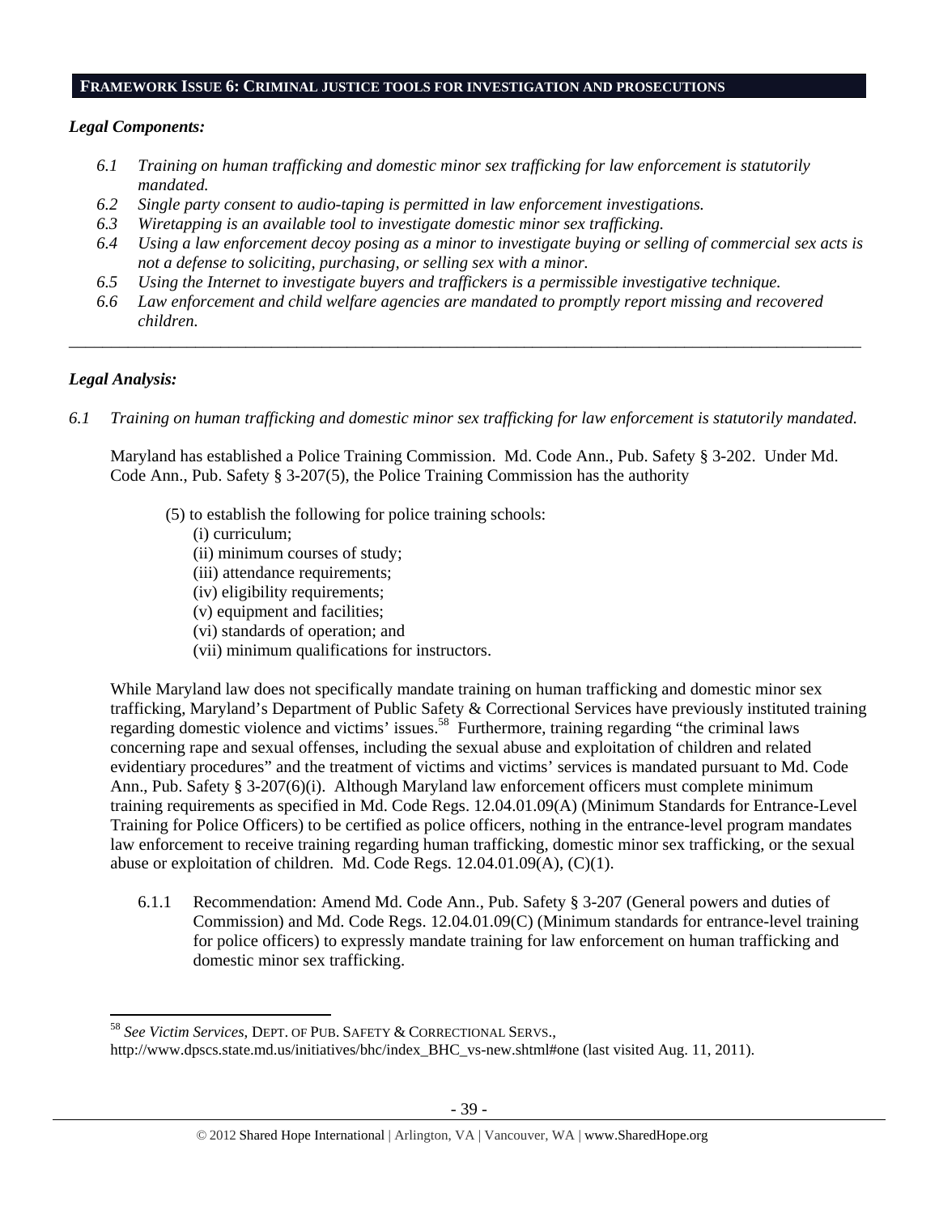## FRAMEWORK ISSUE 6: CRIMINAL JUSTICE TOOLS FOR INVESTIGATION AND PROSECUTIONS

***Legal Components:***

*6.1 Training on human trafficking and domestic minor sex trafficking for law enforcement is statutorily mandated.*

*6.2 Single party consent to audio-taping is permitted in law enforcement investigations.*

*6.3 Wiretapping is an available tool to investigate domestic minor sex trafficking.*

*6.4 Using a law enforcement decoy posing as a minor to investigate buying or selling of commercial sex acts is not a defense to soliciting, purchasing, or selling sex with a minor.*

*6.5 Using the Internet to investigate buyers and traffickers is a permissible investigative technique.*

*6.6 Law enforcement and child welfare agencies are mandated to promptly report missing and recovered children.*

---

***Legal Analysis:***

*6.1 Training on human trafficking and domestic minor sex trafficking for law enforcement is statutorily mandated.*

Maryland has established a Police Training Commission. Md. Code Ann., Pub. Safety § 3-202. Under Md. Code Ann., Pub. Safety § 3-207(5), the Police Training Commission has the authority

> (5) to establish the following for police training schools:
> (i) curriculum;
> (ii) minimum courses of study;
> (iii) attendance requirements;
> (iv) eligibility requirements;
> (v) equipment and facilities;
> (vi) standards of operation; and
> (vii) minimum qualifications for instructors.

While Maryland law does not specifically mandate training on human trafficking and domestic minor sex trafficking, Maryland's Department of Public Safety & Correctional Services have previously instituted training regarding domestic violence and victims' issues.[58] Furthermore, training regarding "the criminal laws concerning rape and sexual offenses, including the sexual abuse and exploitation of children and related evidentiary procedures" and the treatment of victims and victims' services is mandated pursuant to Md. Code Ann., Pub. Safety § 3-207(6)(i). Although Maryland law enforcement officers must complete minimum training requirements as specified in Md. Code Regs. 12.04.01.09(A) (Minimum Standards for Entrance-Level Training for Police Officers) to be certified as police officers, nothing in the entrance-level program mandates law enforcement to receive training regarding human trafficking, domestic minor sex trafficking, or the sexual abuse or exploitation of children. Md. Code Regs. 12.04.01.09(A), (C)(1).

6.1.1 Recommendation: Amend Md. Code Ann., Pub. Safety § 3-207 (General powers and duties of Commission) and Md. Code Regs. 12.04.01.09(C) (Minimum standards for entrance-level training for police officers) to expressly mandate training for law enforcement on human trafficking and domestic minor sex trafficking.

---

[58] *See Victim Services*, DEPT. OF PUB. SAFETY & CORRECTIONAL SERVS., http://www.dpscs.state.md.us/initiatives/bhc/index_BHC_vs-new.shtml#one (last visited Aug. 11, 2011).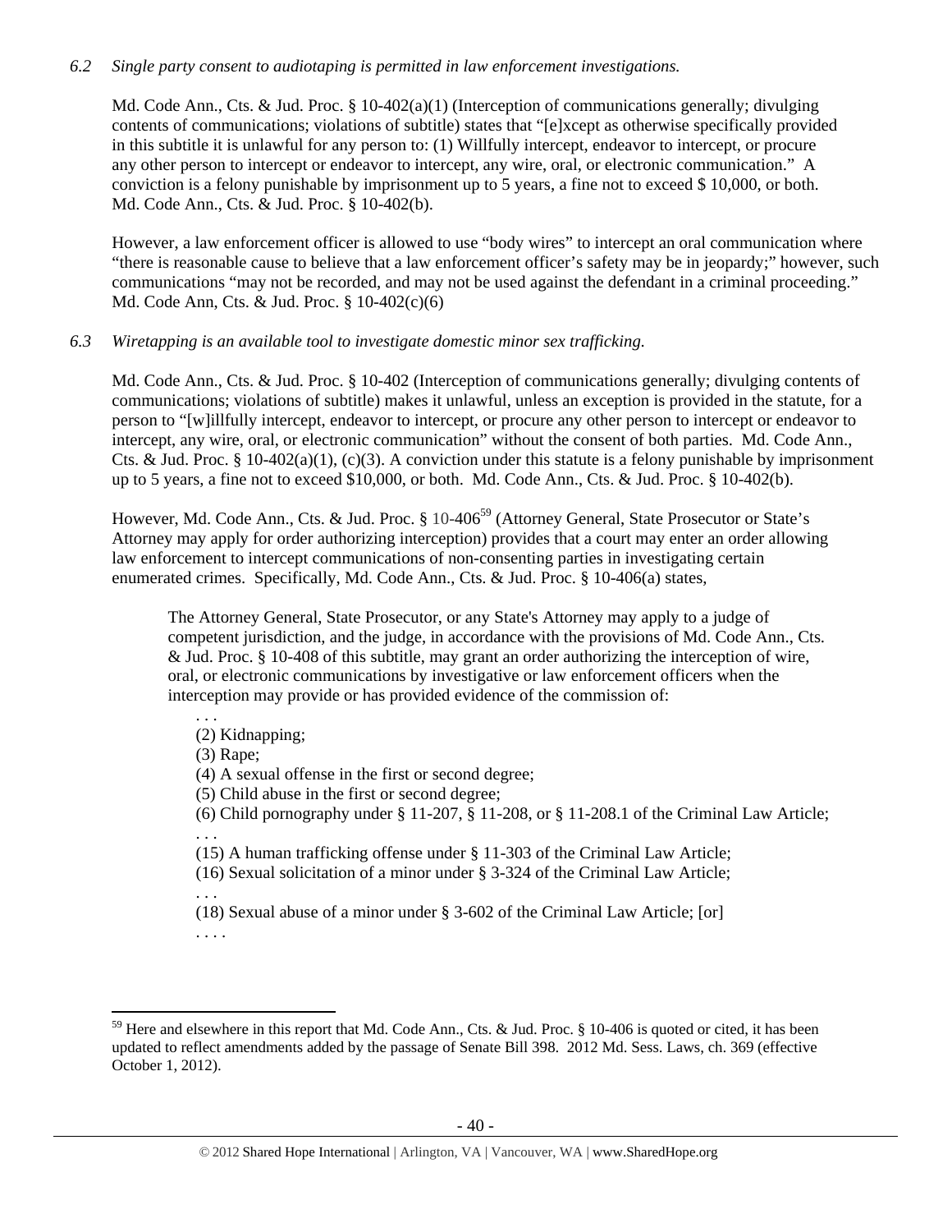*6.2 Single party consent to audiotaping is permitted in law enforcement investigations.*

Md. Code Ann., Cts. & Jud. Proc. § 10-402(a)(1) (Interception of communications generally; divulging contents of communications; violations of subtitle) states that "[e]xcept as otherwise specifically provided in this subtitle it is unlawful for any person to: (1) Willfully intercept, endeavor to intercept, or procure any other person to intercept or endeavor to intercept, any wire, oral, or electronic communication." A conviction is a felony punishable by imprisonment up to 5 years, a fine not to exceed $ 10,000, or both. Md. Code Ann., Cts. & Jud. Proc. § 10-402(b).

However, a law enforcement officer is allowed to use "body wires" to intercept an oral communication where "there is reasonable cause to believe that a law enforcement officer's safety may be in jeopardy;" however, such communications "may not be recorded, and may not be used against the defendant in a criminal proceeding." Md. Code Ann, Cts. & Jud. Proc. § 10-402(c)(6)

*6.3 Wiretapping is an available tool to investigate domestic minor sex trafficking.*

Md. Code Ann., Cts. & Jud. Proc. § 10-402 (Interception of communications generally; divulging contents of communications; violations of subtitle) makes it unlawful, unless an exception is provided in the statute, for a person to "[w]illfully intercept, endeavor to intercept, or procure any other person to intercept or endeavor to intercept, any wire, oral, or electronic communication" without the consent of both parties. Md. Code Ann., Cts. & Jud. Proc. § 10-402(a)(1), (c)(3). A conviction under this statute is a felony punishable by imprisonment up to 5 years, a fine not to exceed $10,000, or both. Md. Code Ann., Cts. & Jud. Proc. § 10-402(b).

However, Md. Code Ann., Cts. & Jud. Proc. § 10-406[59] (Attorney General, State Prosecutor or State's Attorney may apply for order authorizing interception) provides that a court may enter an order allowing law enforcement to intercept communications of non-consenting parties in investigating certain enumerated crimes. Specifically, Md. Code Ann., Cts. & Jud. Proc. § 10-406(a) states,

> The Attorney General, State Prosecutor, or any State's Attorney may apply to a judge of competent jurisdiction, and the judge, in accordance with the provisions of Md. Code Ann., Cts. & Jud. Proc. § 10-408 of this subtitle, may grant an order authorizing the interception of wire, oral, or electronic communications by investigative or law enforcement officers when the interception may provide or has provided evidence of the commission of:
>
> . . .
> (2) Kidnapping;
> (3) Rape;
> (4) A sexual offense in the first or second degree;
> (5) Child abuse in the first or second degree;
> (6) Child pornography under § 11-207, § 11-208, or § 11-208.1 of the Criminal Law Article;
> . . .
> (15) A human trafficking offense under § 11-303 of the Criminal Law Article;
> (16) Sexual solicitation of a minor under § 3-324 of the Criminal Law Article;
> . . .
> (18) Sexual abuse of a minor under § 3-602 of the Criminal Law Article; [or]
> . . . .

[59] Here and elsewhere in this report that Md. Code Ann., Cts. & Jud. Proc. § 10-406 is quoted or cited, it has been updated to reflect amendments added by the passage of Senate Bill 398. 2012 Md. Sess. Laws, ch. 369 (effective October 1, 2012).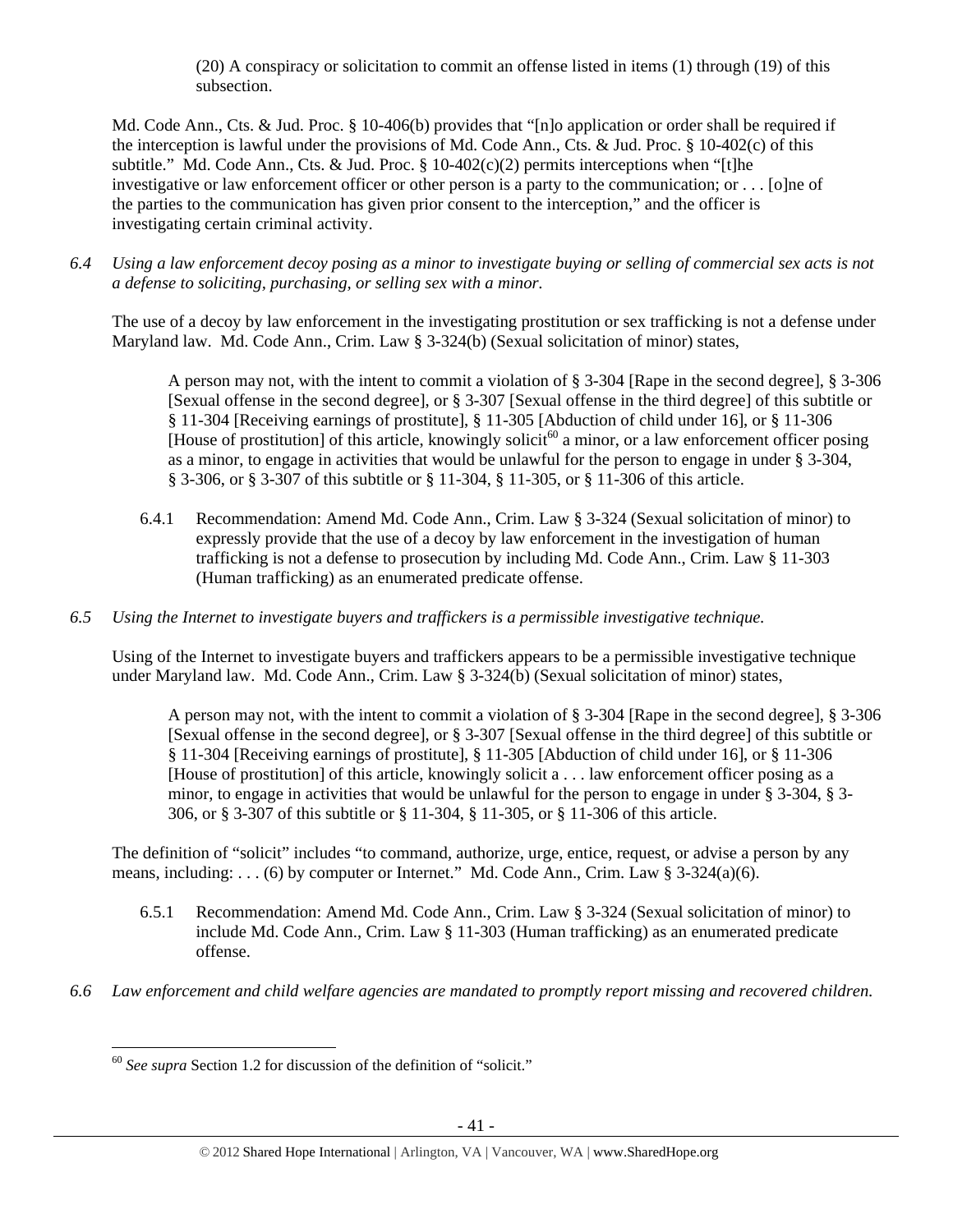(20) A conspiracy or solicitation to commit an offense listed in items (1) through (19) of this subsection.

Md. Code Ann., Cts. & Jud. Proc. § 10-406(b) provides that "[n]o application or order shall be required if the interception is lawful under the provisions of Md. Code Ann., Cts. & Jud. Proc. § 10-402(c) of this subtitle." Md. Code Ann., Cts. & Jud. Proc. § 10-402(c)(2) permits interceptions when "[t]he investigative or law enforcement officer or other person is a party to the communication; or . . . [o]ne of the parties to the communication has given prior consent to the interception," and the officer is investigating certain criminal activity.

*6.4 Using a law enforcement decoy posing as a minor to investigate buying or selling of commercial sex acts is not a defense to soliciting, purchasing, or selling sex with a minor.*

The use of a decoy by law enforcement in the investigating prostitution or sex trafficking is not a defense under Maryland law. Md. Code Ann., Crim. Law § 3-324(b) (Sexual solicitation of minor) states,

> A person may not, with the intent to commit a violation of § 3-304 [Rape in the second degree], § 3-306 [Sexual offense in the second degree], or § 3-307 [Sexual offense in the third degree] of this subtitle or § 11-304 [Receiving earnings of prostitute], § 11-305 [Abduction of child under 16], or § 11-306 [House of prostitution] of this article, knowingly solicit[60] a minor, or a law enforcement officer posing as a minor, to engage in activities that would be unlawful for the person to engage in under § 3-304, § 3-306, or § 3-307 of this subtitle or § 11-304, § 11-305, or § 11-306 of this article.

6.4.1 Recommendation: Amend Md. Code Ann., Crim. Law § 3-324 (Sexual solicitation of minor) to expressly provide that the use of a decoy by law enforcement in the investigation of human trafficking is not a defense to prosecution by including Md. Code Ann., Crim. Law § 11-303 (Human trafficking) as an enumerated predicate offense.

*6.5 Using the Internet to investigate buyers and traffickers is a permissible investigative technique.*

Using of the Internet to investigate buyers and traffickers appears to be a permissible investigative technique under Maryland law. Md. Code Ann., Crim. Law § 3-324(b) (Sexual solicitation of minor) states,

> A person may not, with the intent to commit a violation of § 3-304 [Rape in the second degree], § 3-306 [Sexual offense in the second degree], or § 3-307 [Sexual offense in the third degree] of this subtitle or § 11-304 [Receiving earnings of prostitute], § 11-305 [Abduction of child under 16], or § 11-306 [House of prostitution] of this article, knowingly solicit a . . . law enforcement officer posing as a minor, to engage in activities that would be unlawful for the person to engage in under § 3-304, § 3-306, or § 3-307 of this subtitle or § 11-304, § 11-305, or § 11-306 of this article.

The definition of "solicit" includes "to command, authorize, urge, entice, request, or advise a person by any means, including: . . . (6) by computer or Internet." Md. Code Ann., Crim. Law § 3-324(a)(6).

6.5.1 Recommendation: Amend Md. Code Ann., Crim. Law § 3-324 (Sexual solicitation of minor) to include Md. Code Ann., Crim. Law § 11-303 (Human trafficking) as an enumerated predicate offense.

*6.6 Law enforcement and child welfare agencies are mandated to promptly report missing and recovered children.*

---

[60] *See supra* Section 1.2 for discussion of the definition of "solicit."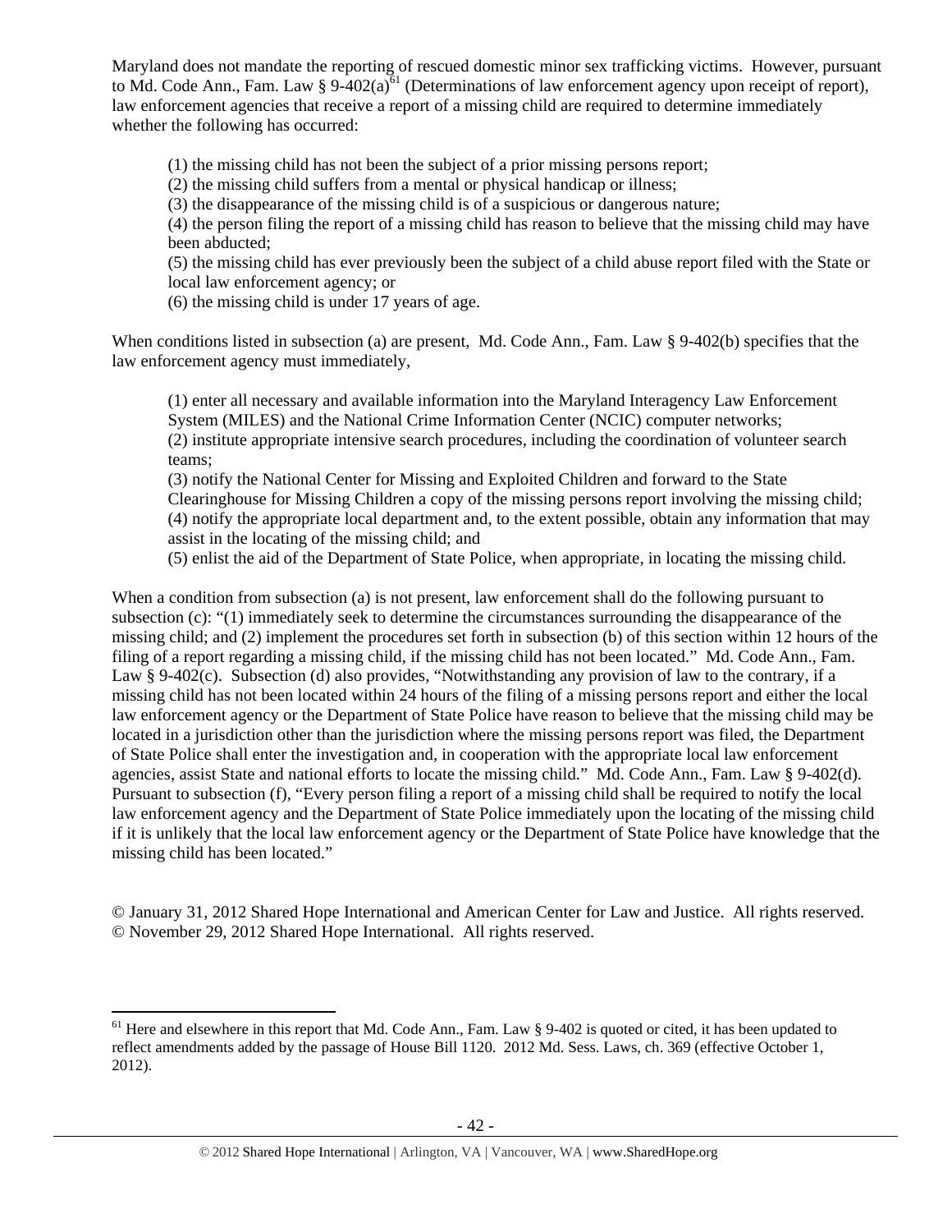Maryland does not mandate the reporting of rescued domestic minor sex trafficking victims. However, pursuant to Md. Code Ann., Fam. Law § 9-402(a)[61] (Determinations of law enforcement agency upon receipt of report), law enforcement agencies that receive a report of a missing child are required to determine immediately whether the following has occurred:

> (1) the missing child has not been the subject of a prior missing persons report;
> (2) the missing child suffers from a mental or physical handicap or illness;
> (3) the disappearance of the missing child is of a suspicious or dangerous nature;
> (4) the person filing the report of a missing child has reason to believe that the missing child may have been abducted;
> (5) the missing child has ever previously been the subject of a child abuse report filed with the State or local law enforcement agency; or
> (6) the missing child is under 17 years of age.

When conditions listed in subsection (a) are present, Md. Code Ann., Fam. Law § 9-402(b) specifies that the law enforcement agency must immediately,

> (1) enter all necessary and available information into the Maryland Interagency Law Enforcement System (MILES) and the National Crime Information Center (NCIC) computer networks;
> (2) institute appropriate intensive search procedures, including the coordination of volunteer search teams;
> (3) notify the National Center for Missing and Exploited Children and forward to the State Clearinghouse for Missing Children a copy of the missing persons report involving the missing child;
> (4) notify the appropriate local department and, to the extent possible, obtain any information that may assist in the locating of the missing child; and
> (5) enlist the aid of the Department of State Police, when appropriate, in locating the missing child.

When a condition from subsection (a) is not present, law enforcement shall do the following pursuant to subsection (c): "(1) immediately seek to determine the circumstances surrounding the disappearance of the missing child; and (2) implement the procedures set forth in subsection (b) of this section within 12 hours of the filing of a report regarding a missing child, if the missing child has not been located." Md. Code Ann., Fam. Law § 9-402(c). Subsection (d) also provides, "Notwithstanding any provision of law to the contrary, if a missing child has not been located within 24 hours of the filing of a missing persons report and either the local law enforcement agency or the Department of State Police have reason to believe that the missing child may be located in a jurisdiction other than the jurisdiction where the missing persons report was filed, the Department of State Police shall enter the investigation and, in cooperation with the appropriate local law enforcement agencies, assist State and national efforts to locate the missing child." Md. Code Ann., Fam. Law § 9-402(d). Pursuant to subsection (f), "Every person filing a report of a missing child shall be required to notify the local law enforcement agency and the Department of State Police immediately upon the locating of the missing child if it is unlikely that the local law enforcement agency or the Department of State Police have knowledge that the missing child has been located."

© January 31, 2012 Shared Hope International and American Center for Law and Justice. All rights reserved.
© November 29, 2012 Shared Hope International. All rights reserved.

[61] Here and elsewhere in this report that Md. Code Ann., Fam. Law § 9-402 is quoted or cited, it has been updated to reflect amendments added by the passage of House Bill 1120. 2012 Md. Sess. Laws, ch. 369 (effective October 1, 2012).